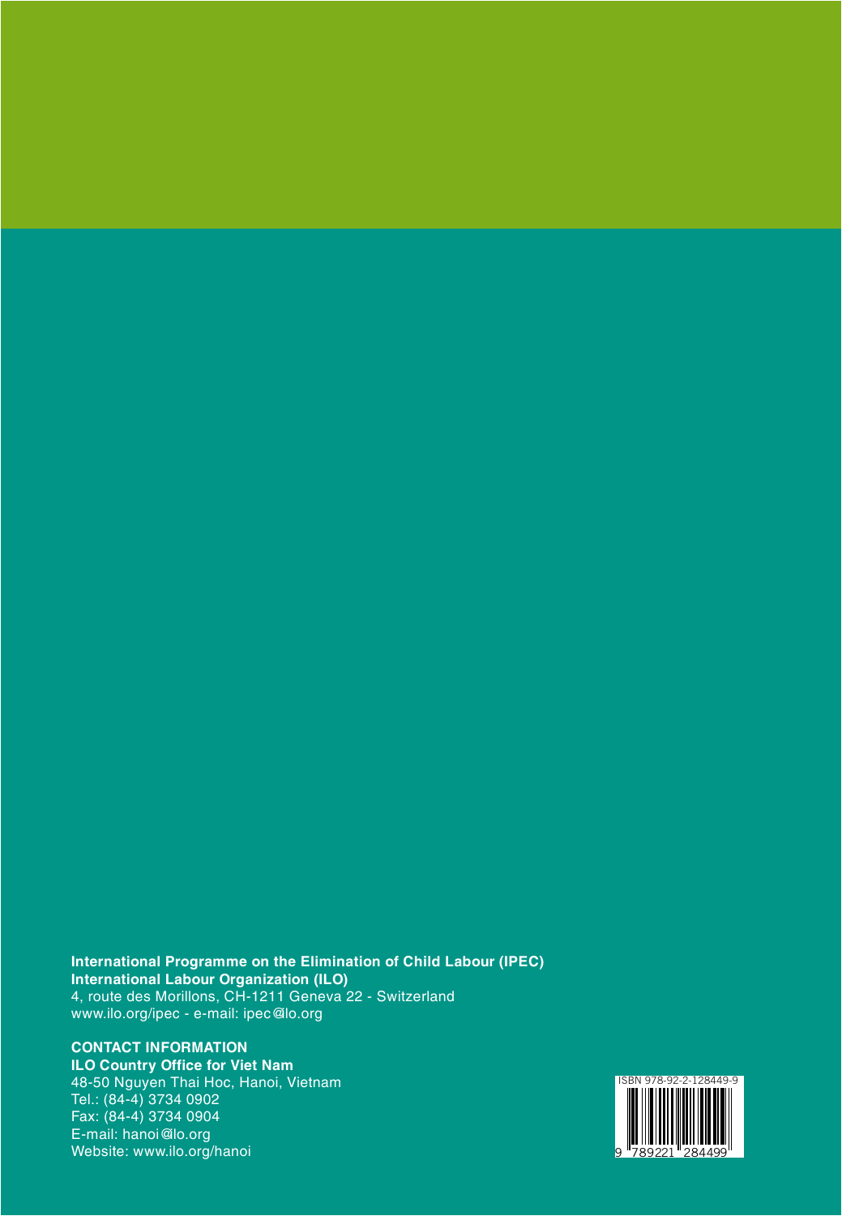**International Programme on the Elimination of Child Labour (IPEC)**
**International Labour Organization (ILO)**
4, route des Morillons, CH-1211 Geneva 22 - Switzerland
www.ilo.org/ipec - e-mail: ipec@lo.org

**CONTACT INFORMATION**
**ILO Country Office for Viet Nam**
48-50 Nguyen Thai Hoc, Hanoi, Vietnam
Tel.: (84-4) 3734 0902
Fax: (84-4) 3734 0904
E-mail: hanoi@lo.org
Website: www.ilo.org/hanoi

ISBN 978-92-2-128449-9

9 789221 284499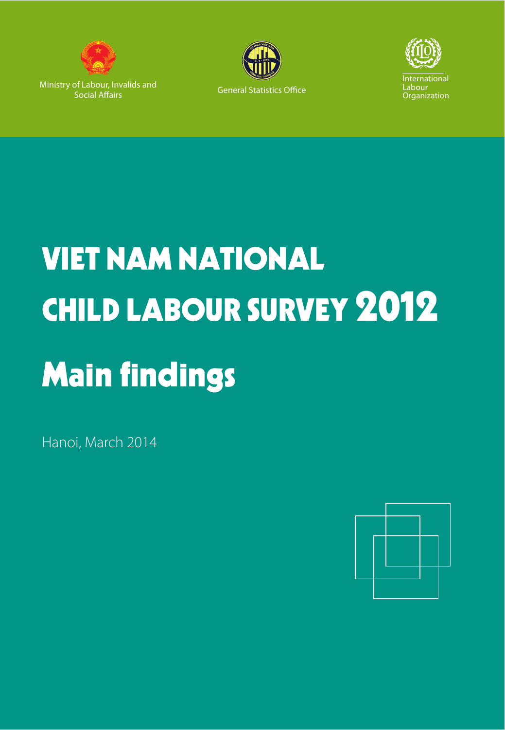Ministry of Labour, Invalids and Social Affairs

General Statistics Office

International Labour Organization

# VIET NAM NATIONAL CHILD LABOUR SURVEY 2012

# Main findings

Hanoi, March 2014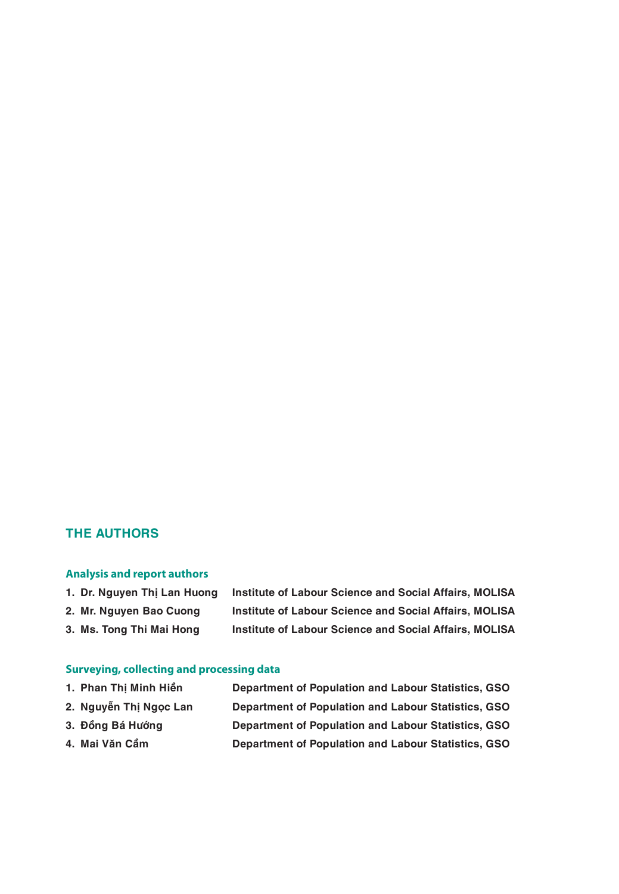## THE AUTHORS

### Analysis and report authors

1. **Dr. Nguyen Thị Lan Huong** — **Institute of Labour Science and Social Affairs, MOLISA**
2. **Mr. Nguyen Bao Cuong** — **Institute of Labour Science and Social Affairs, MOLISA**
3. **Ms. Tong Thi Mai Hong** — **Institute of Labour Science and Social Affairs, MOLISA**

### Surveying, collecting and processing data

1. **Phan Thị Minh Hiền** — **Department of Population and Labour Statistics, GSO**
2. **Nguyễn Thị Ngọc Lan** — **Department of Population and Labour Statistics, GSO**
3. **Đồng Bá Hướng** — **Department of Population and Labour Statistics, GSO**
4. **Mai Văn Cầm** — **Department of Population and Labour Statistics, GSO**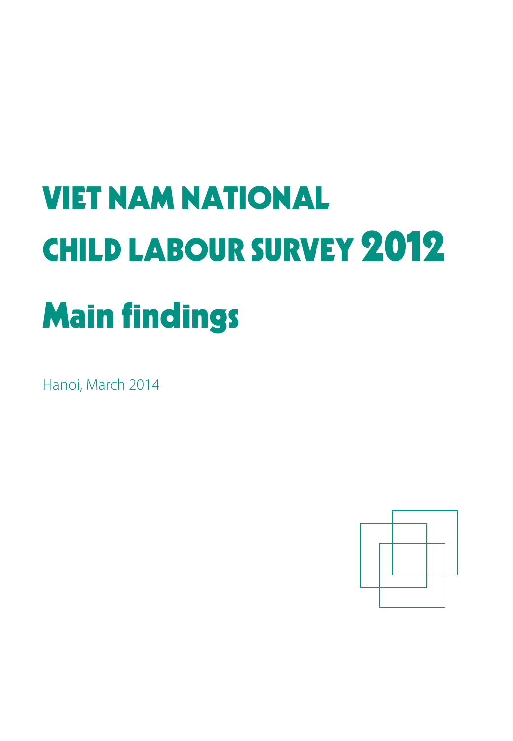# VIET NAM NATIONAL CHILD LABOUR SURVEY 2012

# Main findings

Hanoi, March 2014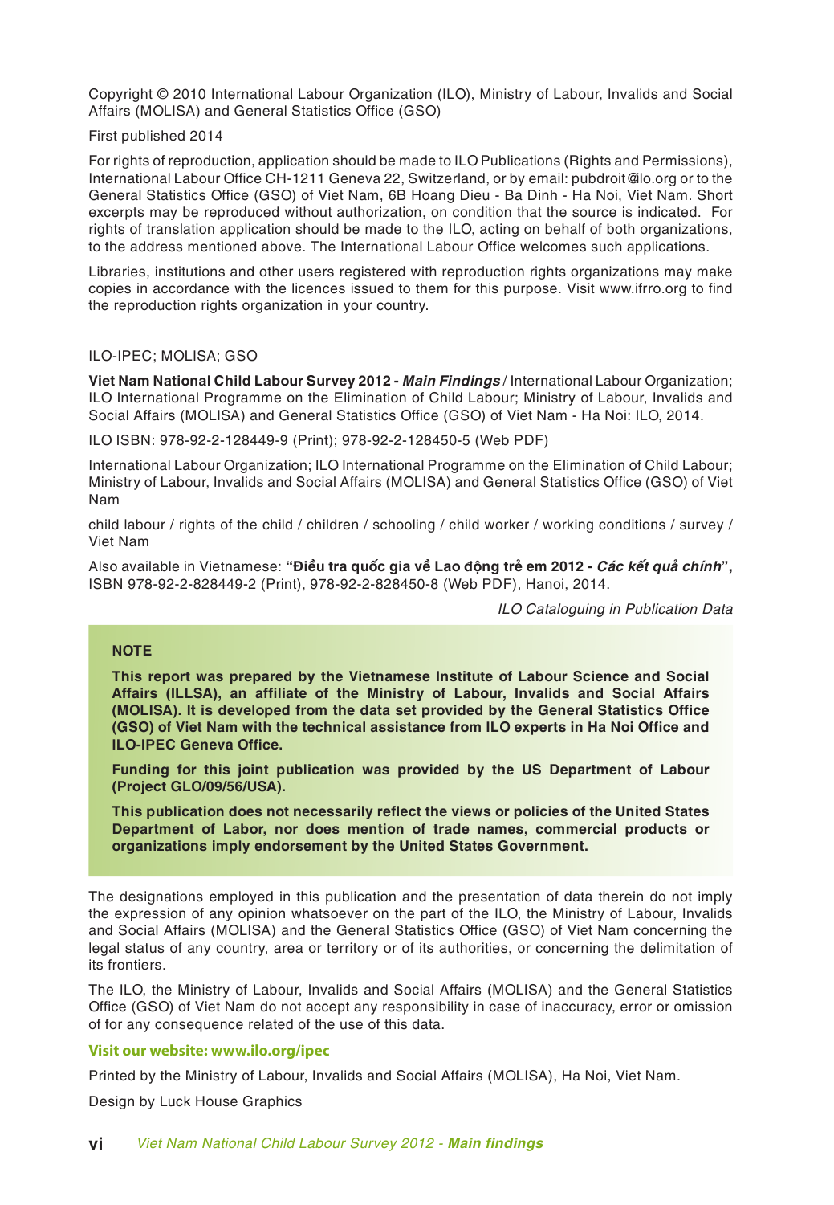Copyright © 2010 International Labour Organization (ILO), Ministry of Labour, Invalids and Social Affairs (MOLISA) and General Statistics Office (GSO)

First published 2014

For rights of reproduction, application should be made to ILO Publications (Rights and Permissions), International Labour Office CH-1211 Geneva 22, Switzerland, or by email: pubdroit@ilo.org or to the General Statistics Office (GSO) of Viet Nam, 6B Hoang Dieu - Ba Dinh - Ha Noi, Viet Nam. Short excerpts may be reproduced without authorization, on condition that the source is indicated. For rights of translation application should be made to the ILO, acting on behalf of both organizations, to the address mentioned above. The International Labour Office welcomes such applications.

Libraries, institutions and other users registered with reproduction rights organizations may make copies in accordance with the licences issued to them for this purpose. Visit www.ifrro.org to find the reproduction rights organization in your country.

ILO-IPEC; MOLISA; GSO

**Viet Nam National Child Labour Survey 2012 - *Main Findings*** / International Labour Organization; ILO International Programme on the Elimination of Child Labour; Ministry of Labour, Invalids and Social Affairs (MOLISA) and General Statistics Office (GSO) of Viet Nam - Ha Noi: ILO, 2014.

ILO ISBN: 978-92-2-128449-9 (Print); 978-92-2-128450-5 (Web PDF)

International Labour Organization; ILO International Programme on the Elimination of Child Labour; Ministry of Labour, Invalids and Social Affairs (MOLISA) and General Statistics Office (GSO) of Viet Nam

child labour / rights of the child / children / schooling / child worker / working conditions / survey / Viet Nam

Also available in Vietnamese: **"Điều tra quốc gia về Lao động trẻ em 2012 - *Các kết quả chính*",** ISBN 978-92-2-828449-2 (Print), 978-92-2-828450-8 (Web PDF), Hanoi, 2014.

*ILO Cataloguing in Publication Data*

**NOTE**

**This report was prepared by the Vietnamese Institute of Labour Science and Social Affairs (ILLSA), an affiliate of the Ministry of Labour, Invalids and Social Affairs (MOLISA). It is developed from the data set provided by the General Statistics Office (GSO) of Viet Nam with the technical assistance from ILO experts in Ha Noi Office and ILO-IPEC Geneva Office.**

**Funding for this joint publication was provided by the US Department of Labour (Project GLO/09/56/USA).**

**This publication does not necessarily reflect the views or policies of the United States Department of Labor, nor does mention of trade names, commercial products or organizations imply endorsement by the United States Government.**

The designations employed in this publication and the presentation of data therein do not imply the expression of any opinion whatsoever on the part of the ILO, the Ministry of Labour, Invalids and Social Affairs (MOLISA) and the General Statistics Office (GSO) of Viet Nam concerning the legal status of any country, area or territory or of its authorities, or concerning the delimitation of its frontiers.

The ILO, the Ministry of Labour, Invalids and Social Affairs (MOLISA) and the General Statistics Office (GSO) of Viet Nam do not accept any responsibility in case of inaccuracy, error or omission of for any consequence related of the use of this data.

**Visit our website: www.ilo.org/ipec**

Printed by the Ministry of Labour, Invalids and Social Affairs (MOLISA), Ha Noi, Viet Nam.

Design by Luck House Graphics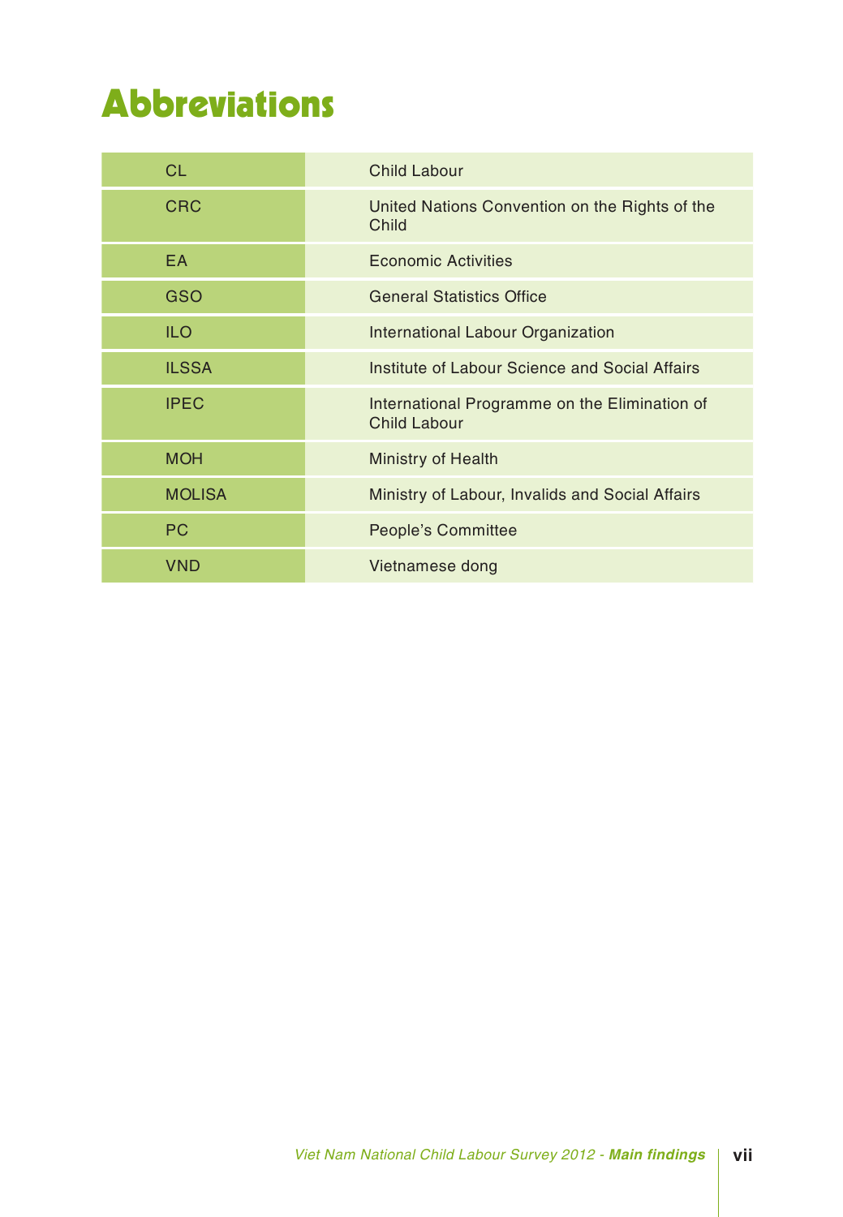# Abbreviations

| | |
|---|---|
| CL | Child Labour |
| CRC | United Nations Convention on the Rights of the Child |
| EA | Economic Activities |
| GSO | General Statistics Office |
| ILO | International Labour Organization |
| ILSSA | Institute of Labour Science and Social Affairs |
| IPEC | International Programme on the Elimination of Child Labour |
| MOH | Ministry of Health |
| MOLISA | Ministry of Labour, Invalids and Social Affairs |
| PC | People's Committee |
| VND | Vietnamese dong |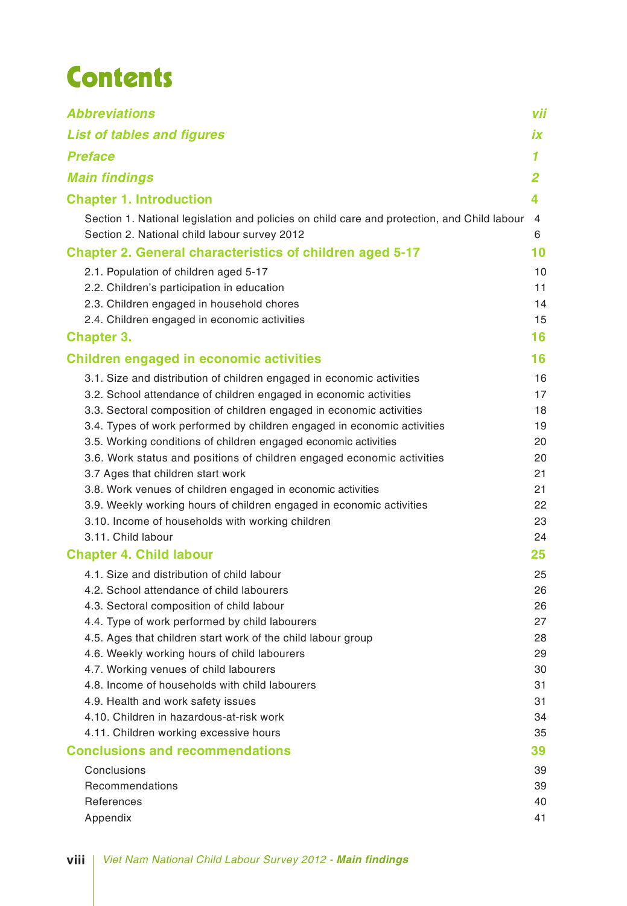# Contents

| | |
|---|---|
| ***Abbreviations*** | ***vii*** |
| ***List of tables and figures*** | ***ix*** |
| ***Preface*** | ***1*** |
| ***Main findings*** | ***2*** |
| **Chapter 1. Introduction** | **4** |
| Section 1. National legislation and policies on child care and protection, and Child labour | 4 |
| Section 2. National child labour survey 2012 | 6 |
| **Chapter 2. General characteristics of children aged 5-17** | **10** |
| 2.1. Population of children aged 5-17 | 10 |
| 2.2. Children's participation in education | 11 |
| 2.3. Children engaged in household chores | 14 |
| 2.4. Children engaged in economic activities | 15 |
| **Chapter 3.** | **16** |
| **Children engaged in economic activities** | **16** |
| 3.1. Size and distribution of children engaged in economic activities | 16 |
| 3.2. School attendance of children engaged in economic activities | 17 |
| 3.3. Sectoral composition of children engaged in economic activities | 18 |
| 3.4. Types of work performed by children engaged in economic activities | 19 |
| 3.5. Working conditions of children engaged economic activities | 20 |
| 3.6. Work status and positions of children engaged economic activities | 20 |
| 3.7 Ages that children start work | 21 |
| 3.8. Work venues of children engaged in economic activities | 21 |
| 3.9. Weekly working hours of children engaged in economic activities | 22 |
| 3.10. Income of households with working children | 23 |
| 3.11. Child labour | 24 |
| **Chapter 4. Child labour** | **25** |
| 4.1. Size and distribution of child labour | 25 |
| 4.2. School attendance of child labourers | 26 |
| 4.3. Sectoral composition of child labour | 26 |
| 4.4. Type of work performed by child labourers | 27 |
| 4.5. Ages that children start work of the child labour group | 28 |
| 4.6. Weekly working hours of child labourers | 29 |
| 4.7. Working venues of child labourers | 30 |
| 4.8. Income of households with child labourers | 31 |
| 4.9. Health and work safety issues | 31 |
| 4.10. Children in hazardous-at-risk work | 34 |
| 4.11. Children working excessive hours | 35 |
| **Conclusions and recommendations** | **39** |
| Conclusions | 39 |
| Recommendations | 39 |
| References | 40 |
| Appendix | 41 |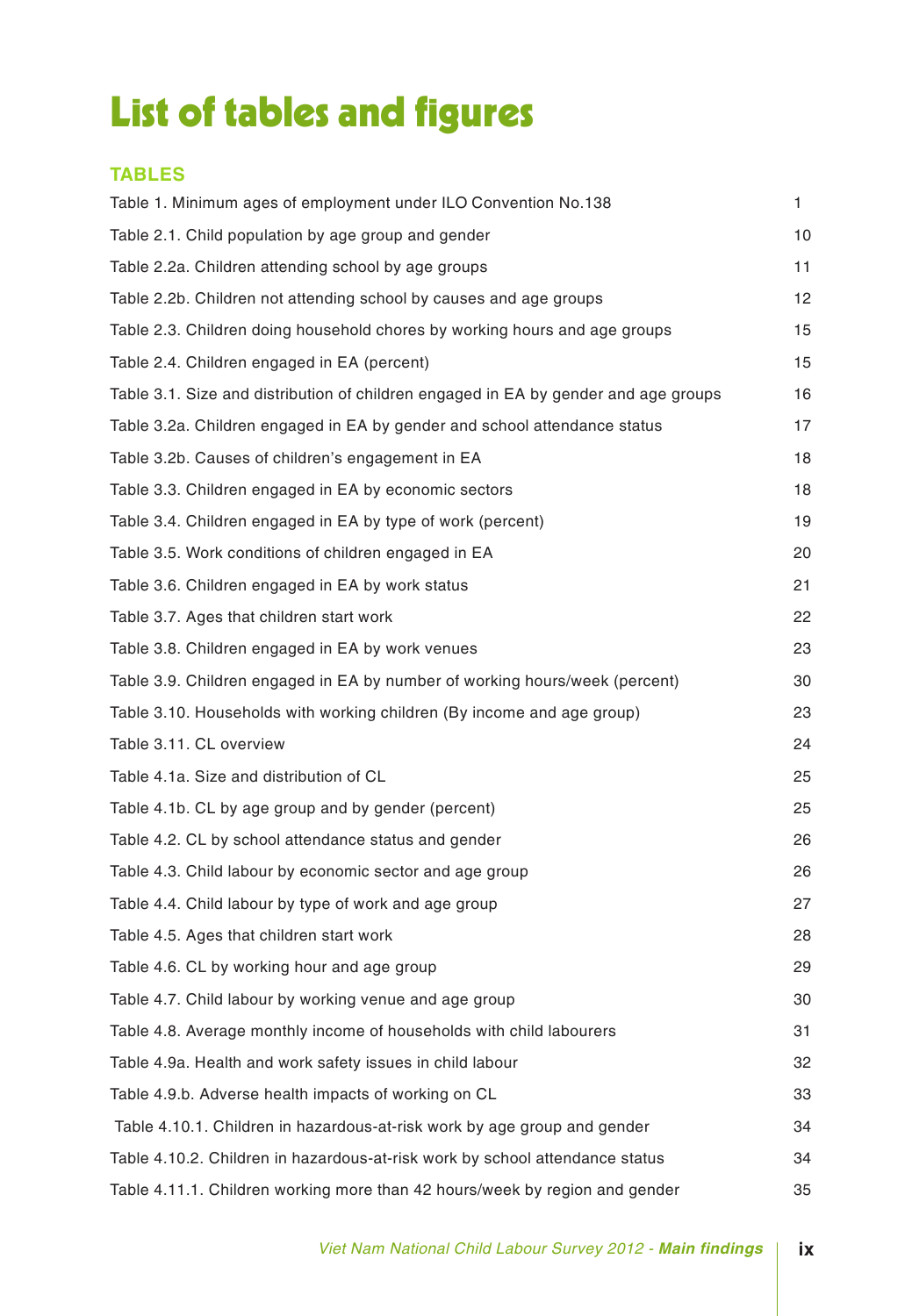# List of tables and figures

## TABLES

| | |
|---|---|
| Table 1. Minimum ages of employment under ILO Convention No.138 | 1 |
| Table 2.1. Child population by age group and gender | 10 |
| Table 2.2a. Children attending school by age groups | 11 |
| Table 2.2b. Children not attending school by causes and age groups | 12 |
| Table 2.3. Children doing household chores by working hours and age groups | 15 |
| Table 2.4. Children engaged in EA (percent) | 15 |
| Table 3.1. Size and distribution of children engaged in EA by gender and age groups | 16 |
| Table 3.2a. Children engaged in EA by gender and school attendance status | 17 |
| Table 3.2b. Causes of children's engagement in EA | 18 |
| Table 3.3. Children engaged in EA by economic sectors | 18 |
| Table 3.4. Children engaged in EA by type of work (percent) | 19 |
| Table 3.5. Work conditions of children engaged in EA | 20 |
| Table 3.6. Children engaged in EA by work status | 21 |
| Table 3.7. Ages that children start work | 22 |
| Table 3.8. Children engaged in EA by work venues | 23 |
| Table 3.9. Children engaged in EA by number of working hours/week (percent) | 30 |
| Table 3.10. Households with working children (By income and age group) | 23 |
| Table 3.11. CL overview | 24 |
| Table 4.1a. Size and distribution of CL | 25 |
| Table 4.1b. CL by age group and by gender (percent) | 25 |
| Table 4.2. CL by school attendance status and gender | 26 |
| Table 4.3. Child labour by economic sector and age group | 26 |
| Table 4.4. Child labour by type of work and age group | 27 |
| Table 4.5. Ages that children start work | 28 |
| Table 4.6. CL by working hour and age group | 29 |
| Table 4.7. Child labour by working venue and age group | 30 |
| Table 4.8. Average monthly income of households with child labourers | 31 |
| Table 4.9a. Health and work safety issues in child labour | 32 |
| Table 4.9.b. Adverse health impacts of working on CL | 33 |
| Table 4.10.1. Children in hazardous-at-risk work by age group and gender | 34 |
| Table 4.10.2. Children in hazardous-at-risk work by school attendance status | 34 |
| Table 4.11.1. Children working more than 42 hours/week by region and gender | 35 |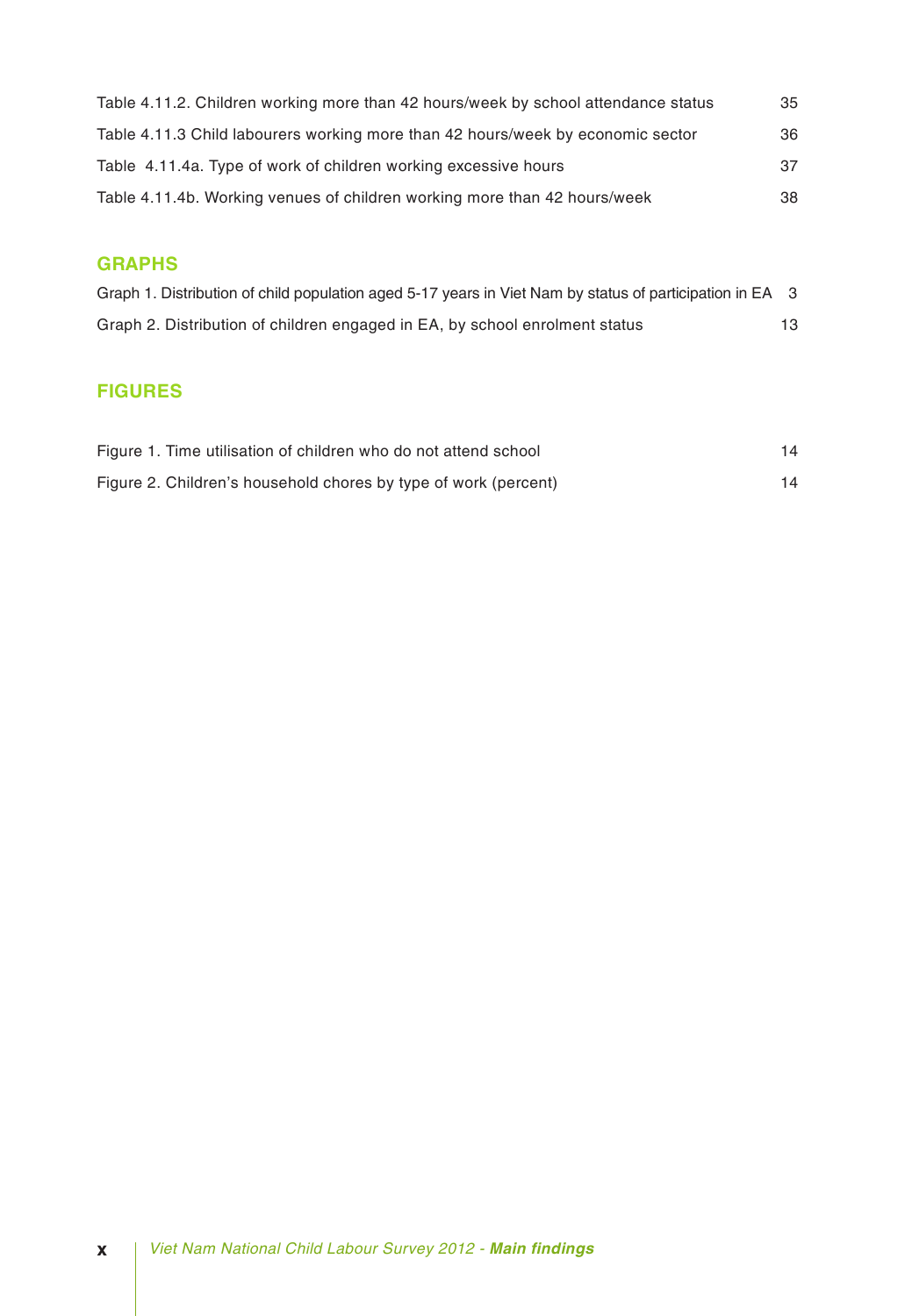Table 4.11.2. Children working more than 42 hours/week by school attendance status 35

Table 4.11.3 Child labourers working more than 42 hours/week by economic sector 36

Table 4.11.4a. Type of work of children working excessive hours 37

Table 4.11.4b. Working venues of children working more than 42 hours/week 38

## GRAPHS

Graph 1. Distribution of child population aged 5-17 years in Viet Nam by status of participation in EA 3

Graph 2. Distribution of children engaged in EA, by school enrolment status 13

## FIGURES

Figure 1. Time utilisation of children who do not attend school 14

Figure 2. Children's household chores by type of work (percent) 14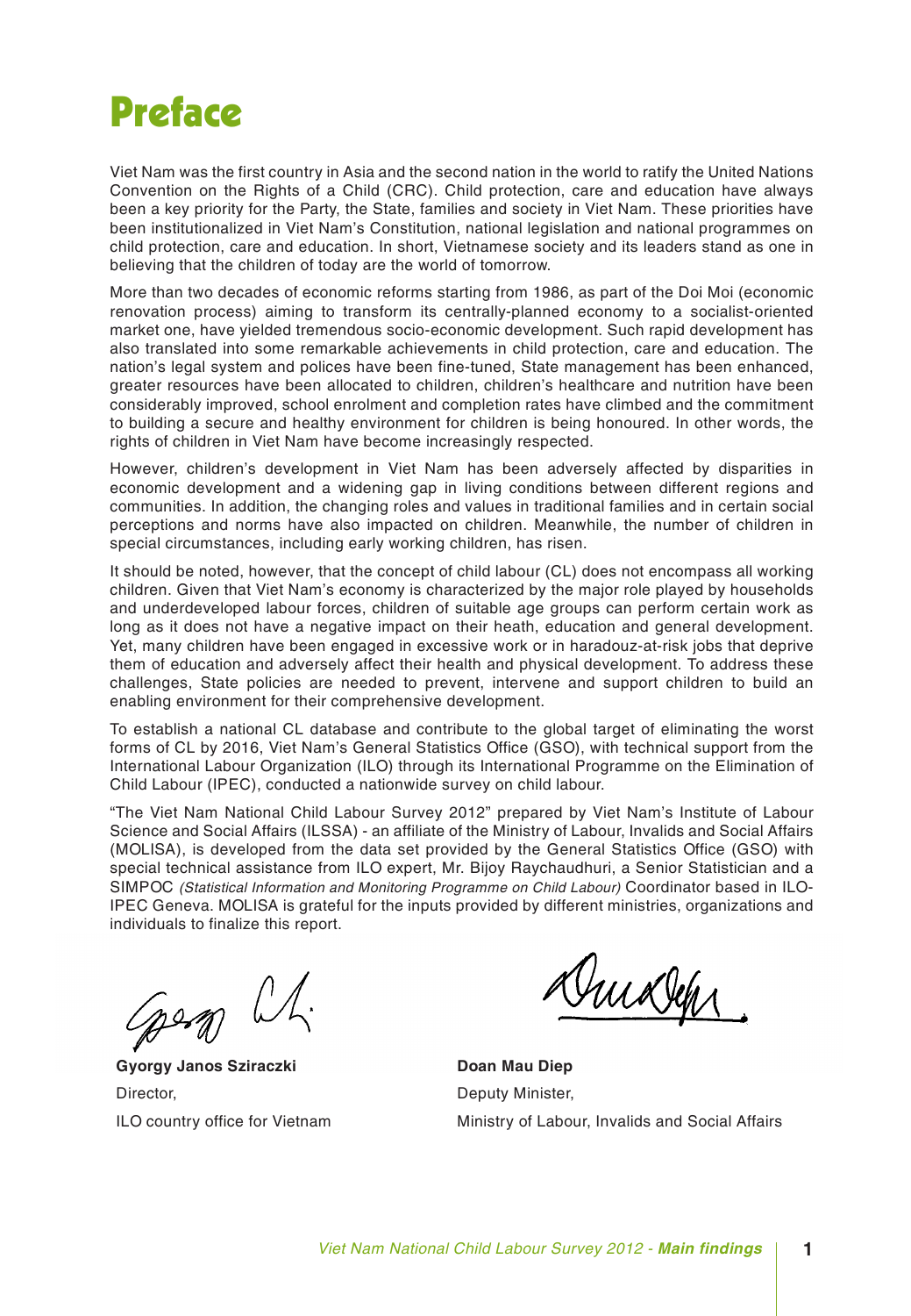# Preface

Viet Nam was the first country in Asia and the second nation in the world to ratify the United Nations Convention on the Rights of a Child (CRC). Child protection, care and education have always been a key priority for the Party, the State, families and society in Viet Nam. These priorities have been institutionalized in Viet Nam's Constitution, national legislation and national programmes on child protection, care and education. In short, Vietnamese society and its leaders stand as one in believing that the children of today are the world of tomorrow.

More than two decades of economic reforms starting from 1986, as part of the Doi Moi (economic renovation process) aiming to transform its centrally-planned economy to a socialist-oriented market one, have yielded tremendous socio-economic development. Such rapid development has also translated into some remarkable achievements in child protection, care and education. The nation's legal system and polices have been fine-tuned, State management has been enhanced, greater resources have been allocated to children, children's healthcare and nutrition have been considerably improved, school enrolment and completion rates have climbed and the commitment to building a secure and healthy environment for children is being honoured. In other words, the rights of children in Viet Nam have become increasingly respected.

However, children's development in Viet Nam has been adversely affected by disparities in economic development and a widening gap in living conditions between different regions and communities. In addition, the changing roles and values in traditional families and in certain social perceptions and norms have also impacted on children. Meanwhile, the number of children in special circumstances, including early working children, has risen.

It should be noted, however, that the concept of child labour (CL) does not encompass all working children. Given that Viet Nam's economy is characterized by the major role played by households and underdeveloped labour forces, children of suitable age groups can perform certain work as long as it does not have a negative impact on their heath, education and general development. Yet, many children have been engaged in excessive work or in haradouz-at-risk jobs that deprive them of education and adversely affect their health and physical development. To address these challenges, State policies are needed to prevent, intervene and support children to build an enabling environment for their comprehensive development.

To establish a national CL database and contribute to the global target of eliminating the worst forms of CL by 2016, Viet Nam's General Statistics Office (GSO), with technical support from the International Labour Organization (ILO) through its International Programme on the Elimination of Child Labour (IPEC), conducted a nationwide survey on child labour.

"The Viet Nam National Child Labour Survey 2012" prepared by Viet Nam's Institute of Labour Science and Social Affairs (ILSSA) - an affiliate of the Ministry of Labour, Invalids and Social Affairs (MOLISA), is developed from the data set provided by the General Statistics Office (GSO) with special technical assistance from ILO expert, Mr. Bijoy Raychaudhuri, a Senior Statistician and a SIMPOC *(Statistical Information and Monitoring Programme on Child Labour)* Coordinator based in ILO-IPEC Geneva. MOLISA is grateful for the inputs provided by different ministries, organizations and individuals to finalize this report.

**Gyorgy Janos Sziraczki**
Director,
ILO country office for Vietnam

**Doan Mau Diep**
Deputy Minister,
Ministry of Labour, Invalids and Social Affairs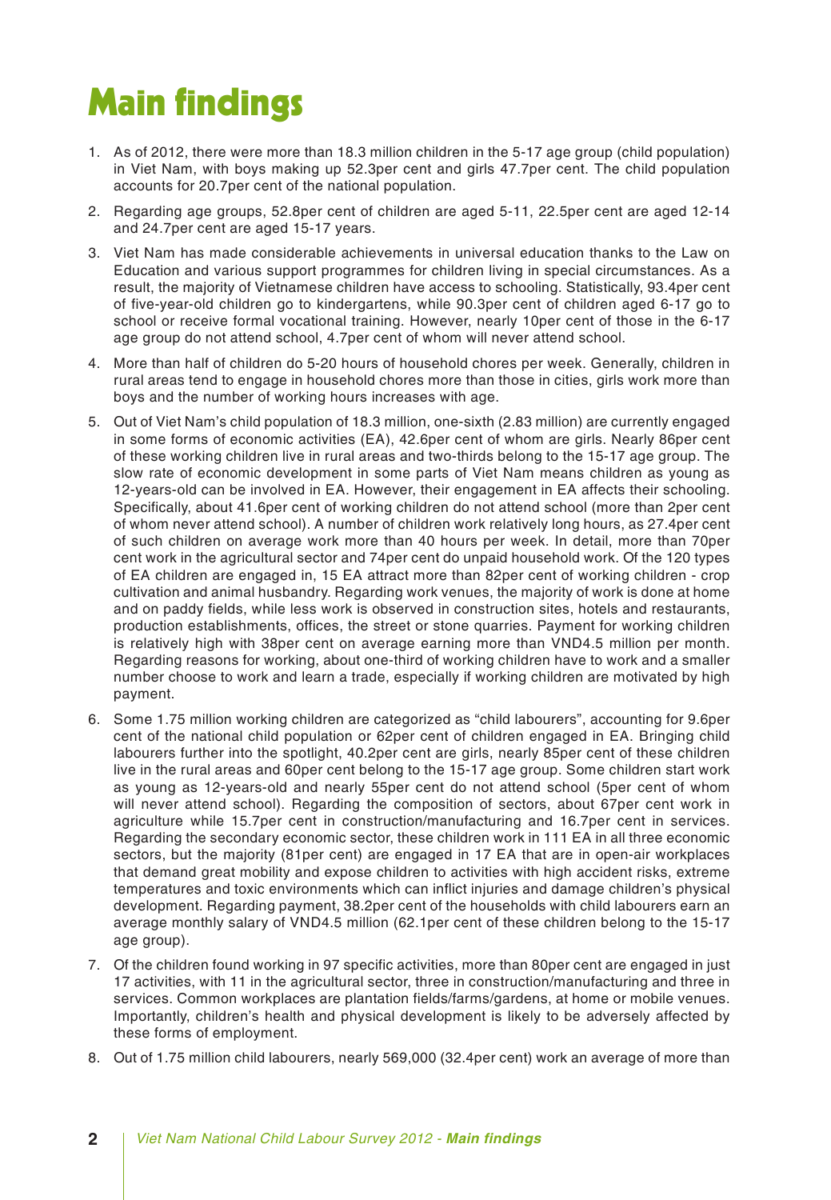# Main findings

1. As of 2012, there were more than 18.3 million children in the 5-17 age group (child population) in Viet Nam, with boys making up 52.3per cent and girls 47.7per cent. The child population accounts for 20.7per cent of the national population.
2. Regarding age groups, 52.8per cent of children are aged 5-11, 22.5per cent are aged 12-14 and 24.7per cent are aged 15-17 years.
3. Viet Nam has made considerable achievements in universal education thanks to the Law on Education and various support programmes for children living in special circumstances. As a result, the majority of Vietnamese children have access to schooling. Statistically, 93.4per cent of five-year-old children go to kindergartens, while 90.3per cent of children aged 6-17 go to school or receive formal vocational training. However, nearly 10per cent of those in the 6-17 age group do not attend school, 4.7per cent of whom will never attend school.
4. More than half of children do 5-20 hours of household chores per week. Generally, children in rural areas tend to engage in household chores more than those in cities, girls work more than boys and the number of working hours increases with age.
5. Out of Viet Nam's child population of 18.3 million, one-sixth (2.83 million) are currently engaged in some forms of economic activities (EA), 42.6per cent of whom are girls. Nearly 86per cent of these working children live in rural areas and two-thirds belong to the 15-17 age group. The slow rate of economic development in some parts of Viet Nam means children as young as 12-years-old can be involved in EA. However, their engagement in EA affects their schooling. Specifically, about 41.6per cent of working children do not attend school (more than 2per cent of whom never attend school). A number of children work relatively long hours, as 27.4per cent of such children on average work more than 40 hours per week. In detail, more than 70per cent work in the agricultural sector and 74per cent do unpaid household work. Of the 120 types of EA children are engaged in, 15 EA attract more than 82per cent of working children - crop cultivation and animal husbandry. Regarding work venues, the majority of work is done at home and on paddy fields, while less work is observed in construction sites, hotels and restaurants, production establishments, offices, the street or stone quarries. Payment for working children is relatively high with 38per cent on average earning more than VND4.5 million per month. Regarding reasons for working, about one-third of working children have to work and a smaller number choose to work and learn a trade, especially if working children are motivated by high payment.
6. Some 1.75 million working children are categorized as "child labourers", accounting for 9.6per cent of the national child population or 62per cent of children engaged in EA. Bringing child labourers further into the spotlight, 40.2per cent are girls, nearly 85per cent of these children live in the rural areas and 60per cent belong to the 15-17 age group. Some children start work as young as 12-years-old and nearly 55per cent do not attend school (5per cent of whom will never attend school). Regarding the composition of sectors, about 67per cent work in agriculture while 15.7per cent in construction/manufacturing and 16.7per cent in services. Regarding the secondary economic sector, these children work in 111 EA in all three economic sectors, but the majority (81per cent) are engaged in 17 EA that are in open-air workplaces that demand great mobility and expose children to activities with high accident risks, extreme temperatures and toxic environments which can inflict injuries and damage children's physical development. Regarding payment, 38.2per cent of the households with child labourers earn an average monthly salary of VND4.5 million (62.1per cent of these children belong to the 15-17 age group).
7. Of the children found working in 97 specific activities, more than 80per cent are engaged in just 17 activities, with 11 in the agricultural sector, three in construction/manufacturing and three in services. Common workplaces are plantation fields/farms/gardens, at home or mobile venues. Importantly, children's health and physical development is likely to be adversely affected by these forms of employment.
8. Out of 1.75 million child labourers, nearly 569,000 (32.4per cent) work an average of more than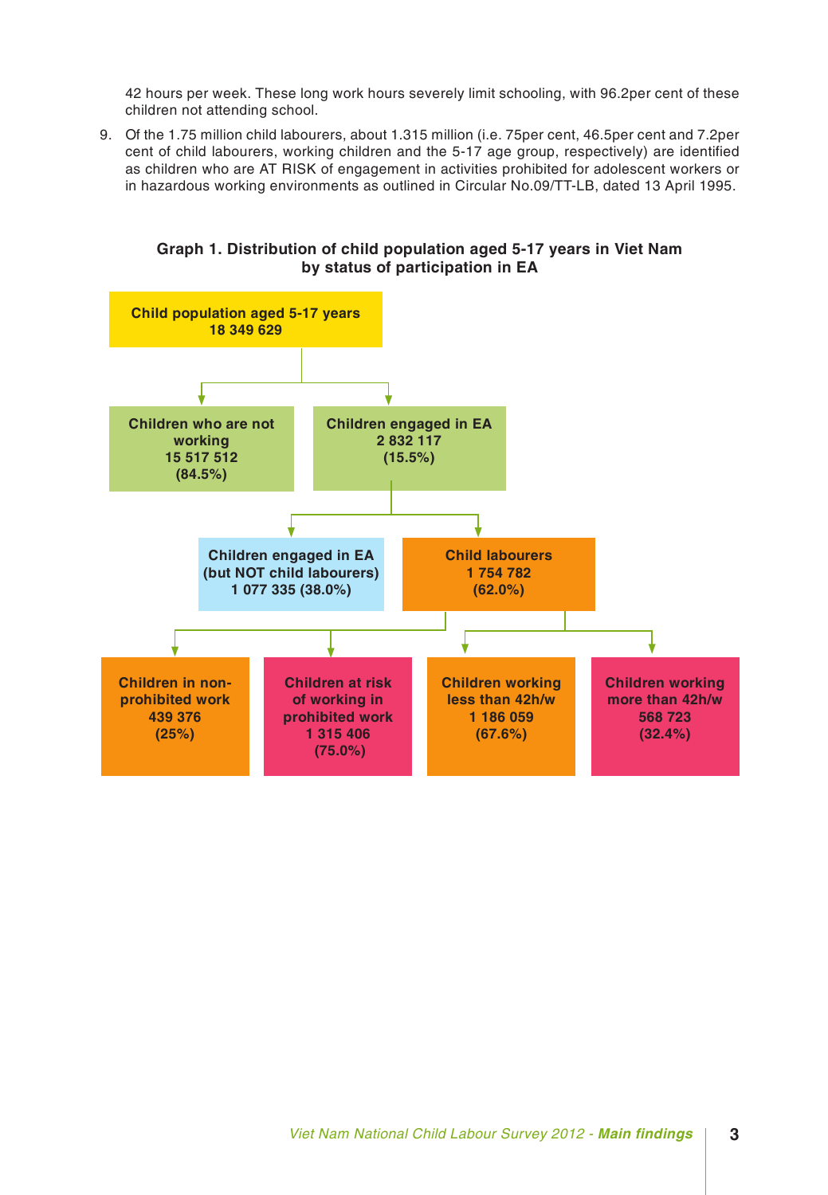42 hours per week. These long work hours severely limit schooling, with 96.2per cent of these children not attending school.

9. Of the 1.75 million child labourers, about 1.315 million (i.e. 75per cent, 46.5per cent and 7.2per cent of child labourers, working children and the 5-17 age group, respectively) are identified as children who are AT RISK of engagement in activities prohibited for adolescent workers or in hazardous working environments as outlined in Circular No.09/TT-LB, dated 13 April 1995.

**Graph 1. Distribution of child population aged 5-17 years in Viet Nam by status of participation in EA**

- **Child population aged 5-17 years** 18 349 629
  - **Children who are not working** 15 517 512 (84.5%)
  - **Children engaged in EA** 2 832 117 (15.5%)
    - **Children engaged in EA (but NOT child labourers)** 1 077 335 (38.0%)
    - **Child labourers** 1 754 782 (62.0%)
      - **Children in non-prohibited work** 439 376 (25%)
      - **Children at risk of working in prohibited work** 1 315 406 (75.0%)
      - **Children working less than 42h/w** 1 186 059 (67.6%)
      - **Children working more than 42h/w** 568 723 (32.4%)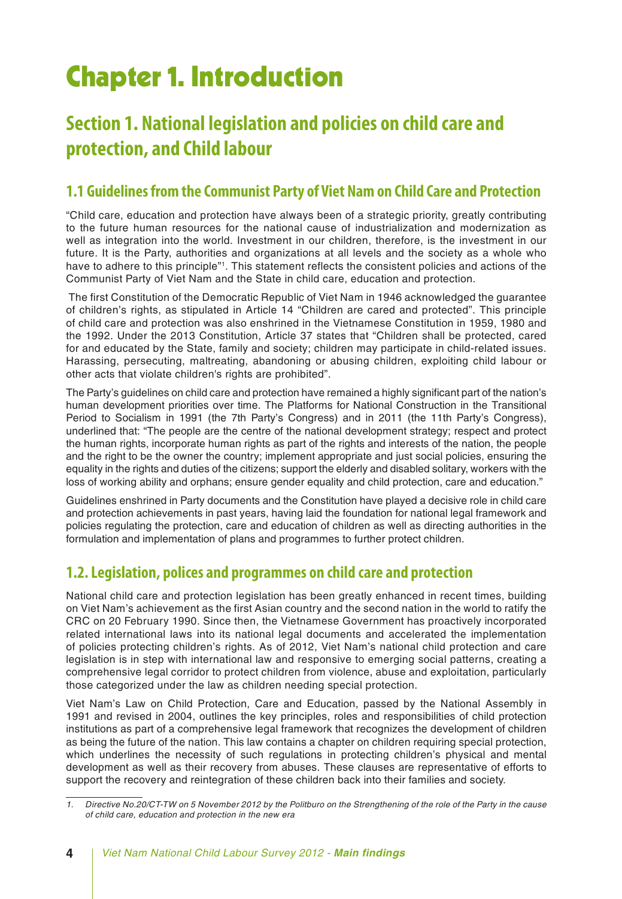# Chapter 1. Introduction

## Section 1. National legislation and policies on child care and protection, and Child labour

### 1.1 Guidelines from the Communist Party of Viet Nam on Child Care and Protection

"Child care, education and protection have always been of a strategic priority, greatly contributing to the future human resources for the national cause of industrialization and modernization as well as integration into the world. Investment in our children, therefore, is the investment in our future. It is the Party, authorities and organizations at all levels and the society as a whole who have to adhere to this principle"[1]. This statement reflects the consistent policies and actions of the Communist Party of Viet Nam and the State in child care, education and protection.

The first Constitution of the Democratic Republic of Viet Nam in 1946 acknowledged the guarantee of children's rights, as stipulated in Article 14 "Children are cared and protected". This principle of child care and protection was also enshrined in the Vietnamese Constitution in 1959, 1980 and the 1992. Under the 2013 Constitution, Article 37 states that "Children shall be protected, cared for and educated by the State, family and society; children may participate in child-related issues. Harassing, persecuting, maltreating, abandoning or abusing children, exploiting child labour or other acts that violate children's rights are prohibited".

The Party's guidelines on child care and protection have remained a highly significant part of the nation's human development priorities over time. The Platforms for National Construction in the Transitional Period to Socialism in 1991 (the 7th Party's Congress) and in 2011 (the 11th Party's Congress), underlined that: "The people are the centre of the national development strategy; respect and protect the human rights, incorporate human rights as part of the rights and interests of the nation, the people and the right to be the owner the country; implement appropriate and just social policies, ensuring the equality in the rights and duties of the citizens; support the elderly and disabled solitary, workers with the loss of working ability and orphans; ensure gender equality and child protection, care and education."

Guidelines enshrined in Party documents and the Constitution have played a decisive role in child care and protection achievements in past years, having laid the foundation for national legal framework and policies regulating the protection, care and education of children as well as directing authorities in the formulation and implementation of plans and programmes to further protect children.

### 1.2. Legislation, polices and programmes on child care and protection

National child care and protection legislation has been greatly enhanced in recent times, building on Viet Nam's achievement as the first Asian country and the second nation in the world to ratify the CRC on 20 February 1990. Since then, the Vietnamese Government has proactively incorporated related international laws into its national legal documents and accelerated the implementation of policies protecting children's rights. As of 2012, Viet Nam's national child protection and care legislation is in step with international law and responsive to emerging social patterns, creating a comprehensive legal corridor to protect children from violence, abuse and exploitation, particularly those categorized under the law as children needing special protection.

Viet Nam's Law on Child Protection, Care and Education, passed by the National Assembly in 1991 and revised in 2004, outlines the key principles, roles and responsibilities of child protection institutions as part of a comprehensive legal framework that recognizes the development of children as being the future of the nation. This law contains a chapter on children requiring special protection, which underlines the necessity of such regulations in protecting children's physical and mental development as well as their recovery from abuses. These clauses are representative of efforts to support the recovery and reintegration of these children back into their families and society.

---

1. *Directive No.20/CT-TW on 5 November 2012 by the Politburo on the Strengthening of the role of the Party in the cause of child care, education and protection in the new era*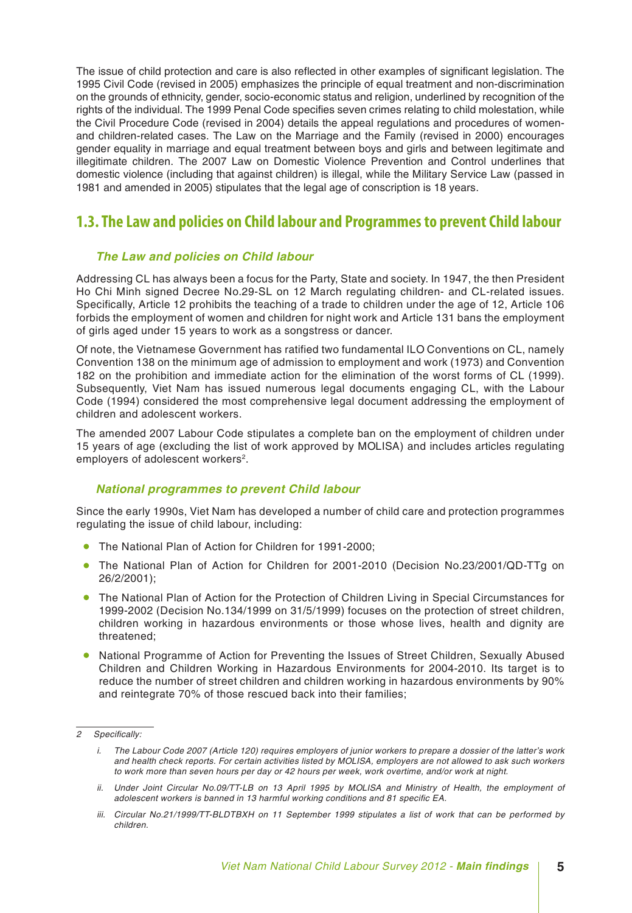The issue of child protection and care is also reflected in other examples of significant legislation. The 1995 Civil Code (revised in 2005) emphasizes the principle of equal treatment and non-discrimination on the grounds of ethnicity, gender, socio-economic status and religion, underlined by recognition of the rights of the individual. The 1999 Penal Code specifies seven crimes relating to child molestation, while the Civil Procedure Code (revised in 2004) details the appeal regulations and procedures of women- and children-related cases. The Law on the Marriage and the Family (revised in 2000) encourages gender equality in marriage and equal treatment between boys and girls and between legitimate and illegitimate children. The 2007 Law on Domestic Violence Prevention and Control underlines that domestic violence (including that against children) is illegal, while the Military Service Law (passed in 1981 and amended in 2005) stipulates that the legal age of conscription is 18 years.

## 1.3. The Law and policies on Child labour and Programmes to prevent Child labour

### *The Law and policies on Child labour*

Addressing CL has always been a focus for the Party, State and society. In 1947, the then President Ho Chi Minh signed Decree No.29-SL on 12 March regulating children- and CL-related issues. Specifically, Article 12 prohibits the teaching of a trade to children under the age of 12, Article 106 forbids the employment of women and children for night work and Article 131 bans the employment of girls aged under 15 years to work as a songstress or dancer.

Of note, the Vietnamese Government has ratified two fundamental ILO Conventions on CL, namely Convention 138 on the minimum age of admission to employment and work (1973) and Convention 182 on the prohibition and immediate action for the elimination of the worst forms of CL (1999). Subsequently, Viet Nam has issued numerous legal documents engaging CL, with the Labour Code (1994) considered the most comprehensive legal document addressing the employment of children and adolescent workers.

The amended 2007 Labour Code stipulates a complete ban on the employment of children under 15 years of age (excluding the list of work approved by MOLISA) and includes articles regulating employers of adolescent workers[2].

### *National programmes to prevent Child labour*

Since the early 1990s, Viet Nam has developed a number of child care and protection programmes regulating the issue of child labour, including:

- The National Plan of Action for Children for 1991-2000;
- The National Plan of Action for Children for 2001-2010 (Decision No.23/2001/QD-TTg on 26/2/2001);
- The National Plan of Action for the Protection of Children Living in Special Circumstances for 1999-2002 (Decision No.134/1999 on 31/5/1999) focuses on the protection of street children, children working in hazardous environments or those whose lives, health and dignity are threatened;
- National Programme of Action for Preventing the Issues of Street Children, Sexually Abused Children and Children Working in Hazardous Environments for 2004-2010. Its target is to reduce the number of street children and children working in hazardous environments by 90% and reintegrate 70% of those rescued back into their families;

---

2 *Specifically:*

*i. The Labour Code 2007 (Article 120) requires employers of junior workers to prepare a dossier of the latter's work and health check reports. For certain activities listed by MOLISA, employers are not allowed to ask such workers to work more than seven hours per day or 42 hours per week, work overtime, and/or work at night.*

*ii. Under Joint Circular No.09/TT-LB on 13 April 1995 by MOLISA and Ministry of Health, the employment of adolescent workers is banned in 13 harmful working conditions and 81 specific EA.*

*iii. Circular No.21/1999/TT-BLDTBXH on 11 September 1999 stipulates a list of work that can be performed by children.*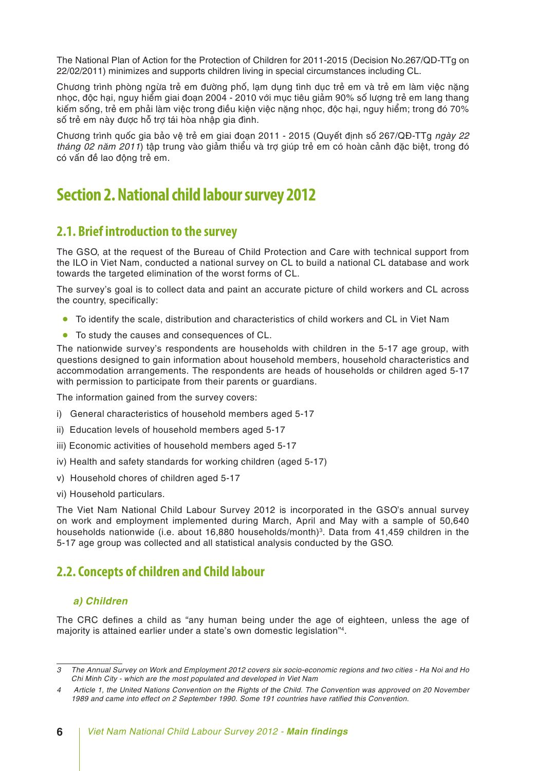The National Plan of Action for the Protection of Children for 2011-2015 (Decision No.267/QD-TTg on 22/02/2011) minimizes and supports children living in special circumstances including CL.

Chương trình phòng ngừa trẻ em đường phố, lạm dụng tình dục trẻ em và trẻ em làm việc nặng nhọc, độc hại, nguy hiểm giai đoạn 2004 - 2010 với mục tiêu giảm 90% số lượng trẻ em lang thang kiếm sống, trẻ em phải làm việc trong điều kiện việc nặng nhọc, độc hại, nguy hiểm; trong đó 70% số trẻ em này được hỗ trợ tái hòa nhập gia đình.

Chương trình quốc gia bảo vệ trẻ em giai đoạn 2011 - 2015 (Quyết định số 267/QĐ-TTg *ngày 22 tháng 02 năm 2011*) tập trung vào giảm thiểu và trợ giúp trẻ em có hoàn cảnh đặc biệt, trong đó có vấn đề lao động trẻ em.

# Section 2. National child labour survey 2012

## 2.1. Brief introduction to the survey

The GSO, at the request of the Bureau of Child Protection and Care with technical support from the ILO in Viet Nam, conducted a national survey on CL to build a national CL database and work towards the targeted elimination of the worst forms of CL.

The survey's goal is to collect data and paint an accurate picture of child workers and CL across the country, specifically:

- To identify the scale, distribution and characteristics of child workers and CL in Viet Nam
- To study the causes and consequences of CL.

The nationwide survey's respondents are households with children in the 5-17 age group, with questions designed to gain information about household members, household characteristics and accommodation arrangements. The respondents are heads of households or children aged 5-17 with permission to participate from their parents or guardians.

The information gained from the survey covers:

i) General characteristics of household members aged 5-17

ii) Education levels of household members aged 5-17

iii) Economic activities of household members aged 5-17

iv) Health and safety standards for working children (aged 5-17)

v) Household chores of children aged 5-17

vi) Household particulars.

The Viet Nam National Child Labour Survey 2012 is incorporated in the GSO's annual survey on work and employment implemented during March, April and May with a sample of 50,640 households nationwide (i.e. about 16,880 households/month)[3]. Data from 41,459 children in the 5-17 age group was collected and all statistical analysis conducted by the GSO.

## 2.2. Concepts of children and Child labour

### *a) Children*

The CRC defines a child as "any human being under the age of eighteen, unless the age of majority is attained earlier under a state's own domestic legislation"[4].

---

*3 The Annual Survey on Work and Employment 2012 covers six socio-economic regions and two cities - Ha Noi and Ho Chi Minh City - which are the most populated and developed in Viet Nam*

*4 Article 1, the United Nations Convention on the Rights of the Child. The Convention was approved on 20 November 1989 and came into effect on 2 September 1990. Some 191 countries have ratified this Convention.*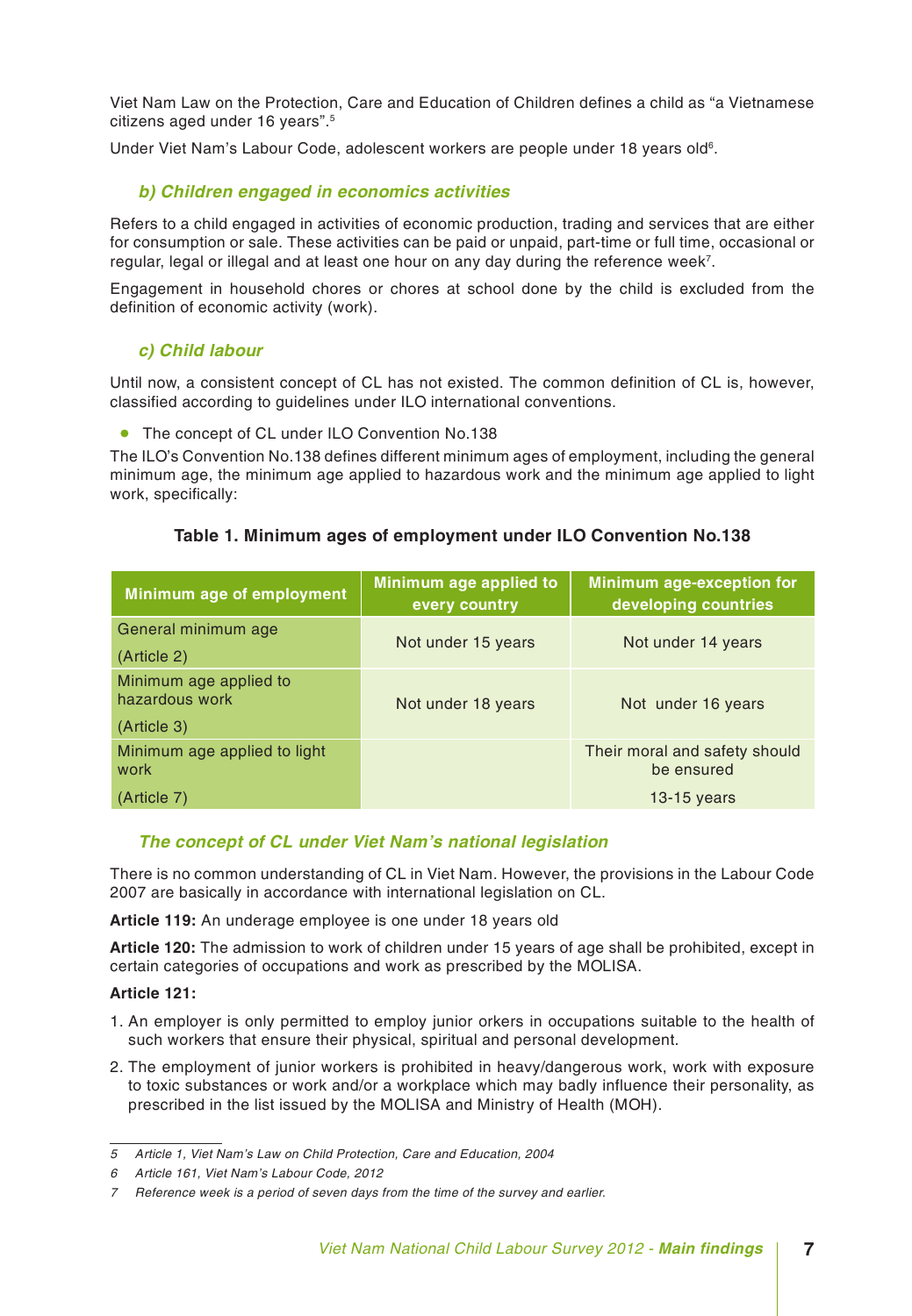Viet Nam Law on the Protection, Care and Education of Children defines a child as “a Vietnamese citizens aged under 16 years”.[5]

Under Viet Nam’s Labour Code, adolescent workers are people under 18 years old[6].

### b) Children engaged in economics activities

Refers to a child engaged in activities of economic production, trading and services that are either for consumption or sale. These activities can be paid or unpaid, part-time or full time, occasional or regular, legal or illegal and at least one hour on any day during the reference week[7].

Engagement in household chores or chores at school done by the child is excluded from the definition of economic activity (work).

### c) Child labour

Until now, a consistent concept of CL has not existed. The common definition of CL is, however, classified according to guidelines under ILO international conventions.

- The concept of CL under ILO Convention No.138

The ILO’s Convention No.138 defines different minimum ages of employment, including the general minimum age, the minimum age applied to hazardous work and the minimum age applied to light work, specifically:

**Table 1. Minimum ages of employment under ILO Convention No.138**

| Minimum age of employment | Minimum age applied to every country | Minimum age-exception for developing countries |
|---|---|---|
| General minimum age (Article 2) | Not under 15 years | Not under 14 years |
| Minimum age applied to hazardous work (Article 3) | Not under 18 years | Not under 16 years |
| Minimum age applied to light work (Article 7) | | Their moral and safety should be ensured 13-15 years |

### The concept of CL under Viet Nam’s national legislation

There is no common understanding of CL in Viet Nam. However, the provisions in the Labour Code 2007 are basically in accordance with international legislation on CL.

**Article 119:** An underage employee is one under 18 years old

**Article 120:** The admission to work of children under 15 years of age shall be prohibited, except in certain categories of occupations and work as prescribed by the MOLISA.

**Article 121:**

1. An employer is only permitted to employ junior orkers in occupations suitable to the health of such workers that ensure their physical, spiritual and personal development.
2. The employment of junior workers is prohibited in heavy/dangerous work, work with exposure to toxic substances or work and/or a workplace which may badly influence their personality, as prescribed in the list issued by the MOLISA and Ministry of Health (MOH).

---

5 Article 1, Viet Nam’s Law on Child Protection, Care and Education, 2004

6 Article 161, Viet Nam’s Labour Code, 2012

7 Reference week is a period of seven days from the time of the survey and earlier.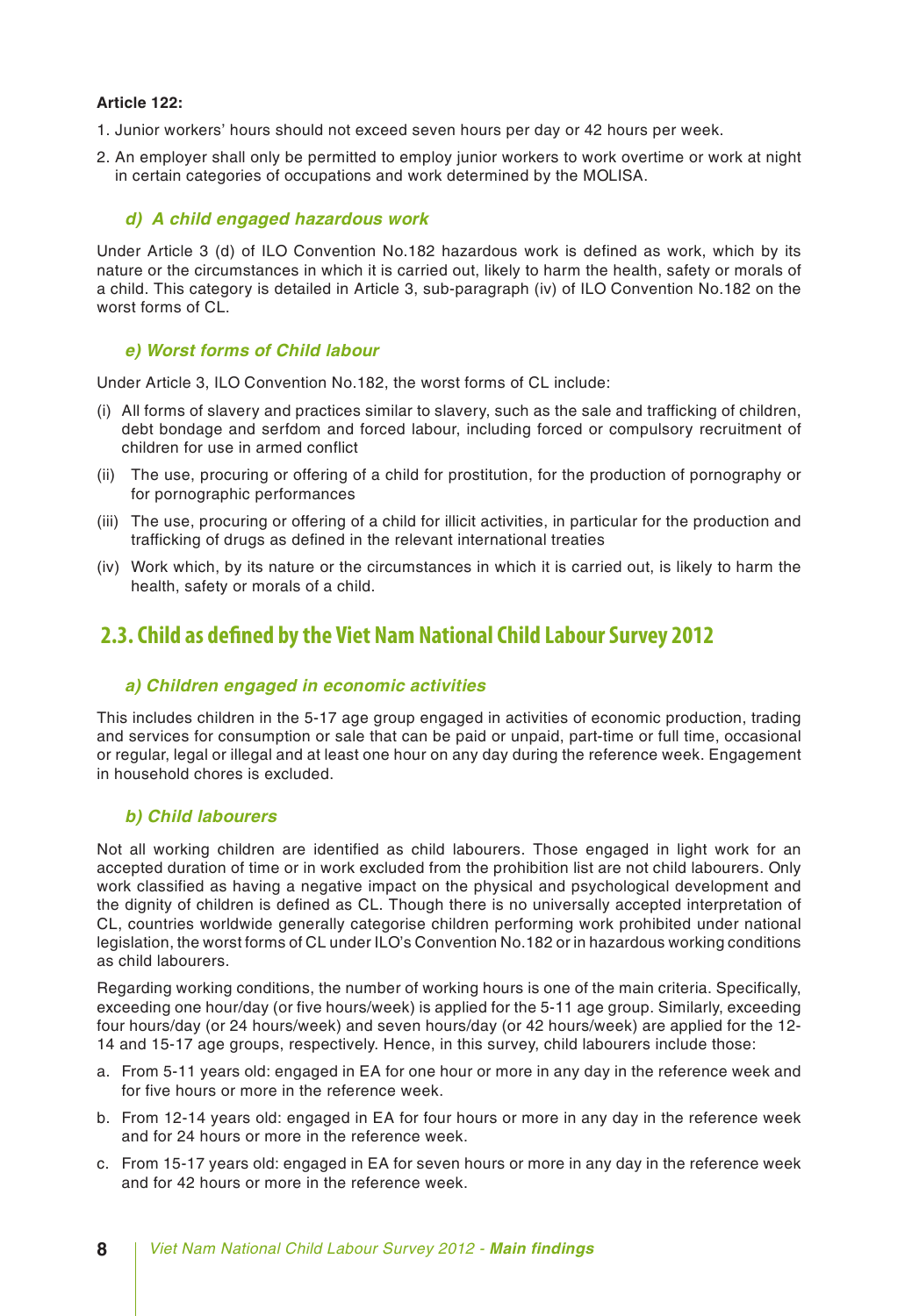**Article 122:**

1. Junior workers' hours should not exceed seven hours per day or 42 hours per week.
2. An employer shall only be permitted to employ junior workers to work overtime or work at night in certain categories of occupations and work determined by the MOLISA.

### *d) A child engaged hazardous work*

Under Article 3 (d) of ILO Convention No.182 hazardous work is defined as work, which by its nature or the circumstances in which it is carried out, likely to harm the health, safety or morals of a child. This category is detailed in Article 3, sub-paragraph (iv) of ILO Convention No.182 on the worst forms of CL.

### *e) Worst forms of Child labour*

Under Article 3, ILO Convention No.182, the worst forms of CL include:

(i) All forms of slavery and practices similar to slavery, such as the sale and trafficking of children, debt bondage and serfdom and forced labour, including forced or compulsory recruitment of children for use in armed conflict

(ii) The use, procuring or offering of a child for prostitution, for the production of pornography or for pornographic performances

(iii) The use, procuring or offering of a child for illicit activities, in particular for the production and trafficking of drugs as defined in the relevant international treaties

(iv) Work which, by its nature or the circumstances in which it is carried out, is likely to harm the health, safety or morals of a child.

## 2.3. Child as defined by the Viet Nam National Child Labour Survey 2012

### *a) Children engaged in economic activities*

This includes children in the 5-17 age group engaged in activities of economic production, trading and services for consumption or sale that can be paid or unpaid, part-time or full time, occasional or regular, legal or illegal and at least one hour on any day during the reference week. Engagement in household chores is excluded.

### *b) Child labourers*

Not all working children are identified as child labourers. Those engaged in light work for an accepted duration of time or in work excluded from the prohibition list are not child labourers. Only work classified as having a negative impact on the physical and psychological development and the dignity of children is defined as CL. Though there is no universally accepted interpretation of CL, countries worldwide generally categorise children performing work prohibited under national legislation, the worst forms of CL under ILO's Convention No.182 or in hazardous working conditions as child labourers.

Regarding working conditions, the number of working hours is one of the main criteria. Specifically, exceeding one hour/day (or five hours/week) is applied for the 5-11 age group. Similarly, exceeding four hours/day (or 24 hours/week) and seven hours/day (or 42 hours/week) are applied for the 12-14 and 15-17 age groups, respectively. Hence, in this survey, child labourers include those:

a. From 5-11 years old: engaged in EA for one hour or more in any day in the reference week and for five hours or more in the reference week.
b. From 12-14 years old: engaged in EA for four hours or more in any day in the reference week and for 24 hours or more in the reference week.
c. From 15-17 years old: engaged in EA for seven hours or more in any day in the reference week and for 42 hours or more in the reference week.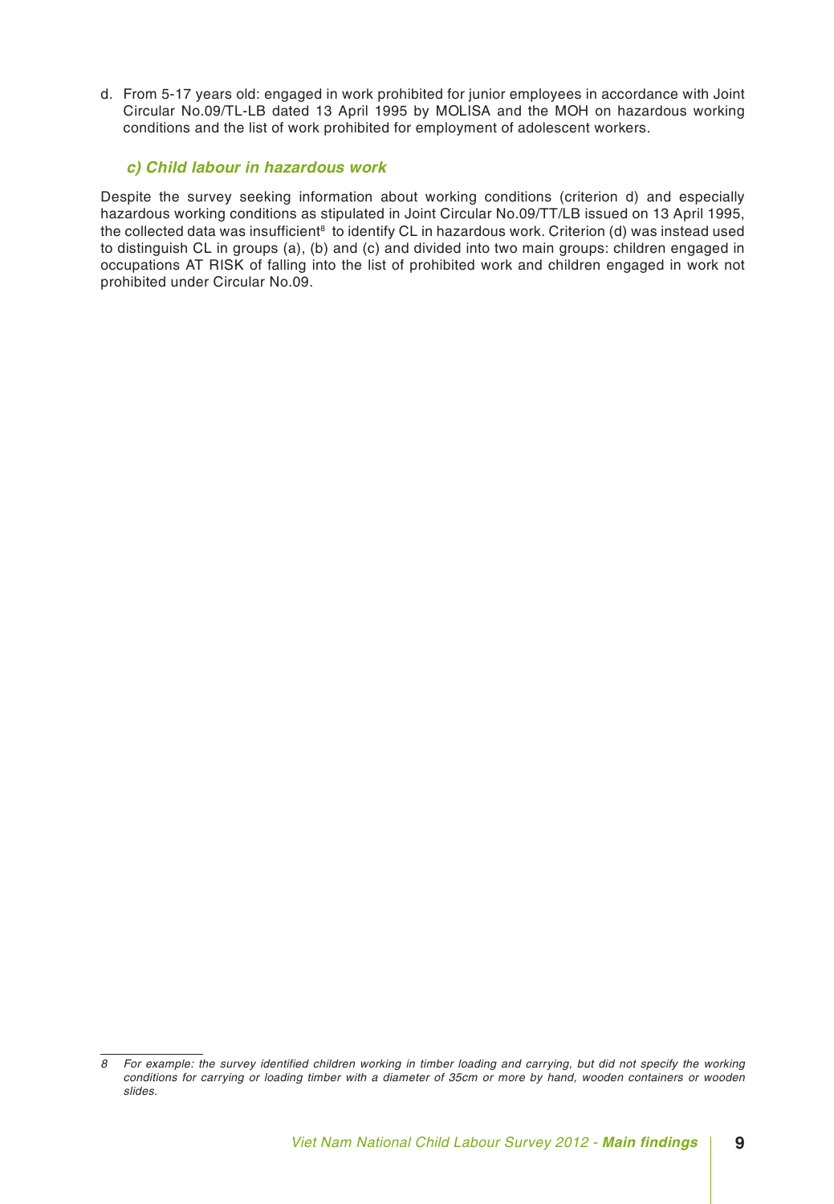d. From 5-17 years old: engaged in work prohibited for junior employees in accordance with Joint Circular No.09/TL-LB dated 13 April 1995 by MOLISA and the MOH on hazardous working conditions and the list of work prohibited for employment of adolescent workers.

### *c) Child labour in hazardous work*

Despite the survey seeking information about working conditions (criterion d) and especially hazardous working conditions as stipulated in Joint Circular No.09/TT/LB issued on 13 April 1995, the collected data was insufficient[8] to identify CL in hazardous work. Criterion (d) was instead used to distinguish CL in groups (a), (b) and (c) and divided into two main groups: children engaged in occupations AT RISK of falling into the list of prohibited work and children engaged in work not prohibited under Circular No.09.

---

*8 For example: the survey identified children working in timber loading and carrying, but did not specify the working conditions for carrying or loading timber with a diameter of 35cm or more by hand, wooden containers or wooden slides.*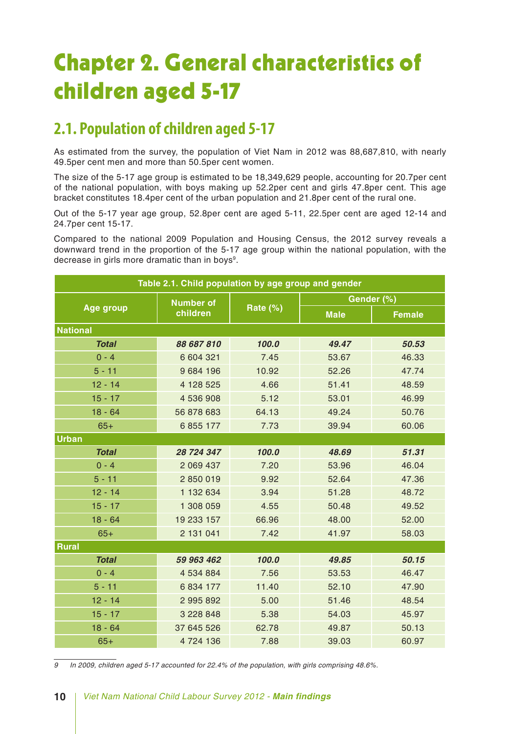# Chapter 2. General characteristics of children aged 5-17

## 2.1. Population of children aged 5-17

As estimated from the survey, the population of Viet Nam in 2012 was 88,687,810, with nearly 49.5per cent men and more than 50.5per cent women.

The size of the 5-17 age group is estimated to be 18,349,629 people, accounting for 20.7per cent of the national population, with boys making up 52.2per cent and girls 47.8per cent. This age bracket constitutes 18.4per cent of the urban population and 21.8per cent of the rural one.

Out of the 5-17 year age group, 52.8per cent are aged 5-11, 22.5per cent are aged 12-14 and 24.7per cent 15-17.

Compared to the national 2009 Population and Housing Census, the 2012 survey reveals a downward trend in the proportion of the 5-17 age group within the national population, with the decrease in girls more dramatic than in boys[9].

**Table 2.1. Child population by age group and gender**

| Age group | Number of children | Rate (%) | Gender (%) | |
|---|---|---|---|---|
| | | | Male | Female |
| **National** | | | | |
| ***Total*** | ***88 687 810*** | ***100.0*** | ***49.47*** | ***50.53*** |
| 0 - 4 | 6 604 321 | 7.45 | 53.67 | 46.33 |
| 5 - 11 | 9 684 196 | 10.92 | 52.26 | 47.74 |
| 12 - 14 | 4 128 525 | 4.66 | 51.41 | 48.59 |
| 15 - 17 | 4 536 908 | 5.12 | 53.01 | 46.99 |
| 18 - 64 | 56 878 683 | 64.13 | 49.24 | 50.76 |
| 65+ | 6 855 177 | 7.73 | 39.94 | 60.06 |
| **Urban** | | | | |
| ***Total*** | ***28 724 347*** | ***100.0*** | ***48.69*** | ***51.31*** |
| 0 - 4 | 2 069 437 | 7.20 | 53.96 | 46.04 |
| 5 - 11 | 2 850 019 | 9.92 | 52.64 | 47.36 |
| 12 - 14 | 1 132 634 | 3.94 | 51.28 | 48.72 |
| 15 - 17 | 1 308 059 | 4.55 | 50.48 | 49.52 |
| 18 - 64 | 19 233 157 | 66.96 | 48.00 | 52.00 |
| 65+ | 2 131 041 | 7.42 | 41.97 | 58.03 |
| **Rural** | | | | |
| ***Total*** | ***59 963 462*** | ***100.0*** | ***49.85*** | ***50.15*** |
| 0 - 4 | 4 534 884 | 7.56 | 53.53 | 46.47 |
| 5 - 11 | 6 834 177 | 11.40 | 52.10 | 47.90 |
| 12 - 14 | 2 995 892 | 5.00 | 51.46 | 48.54 |
| 15 - 17 | 3 228 848 | 5.38 | 54.03 | 45.97 |
| 18 - 64 | 37 645 526 | 62.78 | 49.87 | 50.13 |
| 65+ | 4 724 136 | 7.88 | 39.03 | 60.97 |

*9 In 2009, children aged 5-17 accounted for 22.4% of the population, with girls comprising 48.6%.*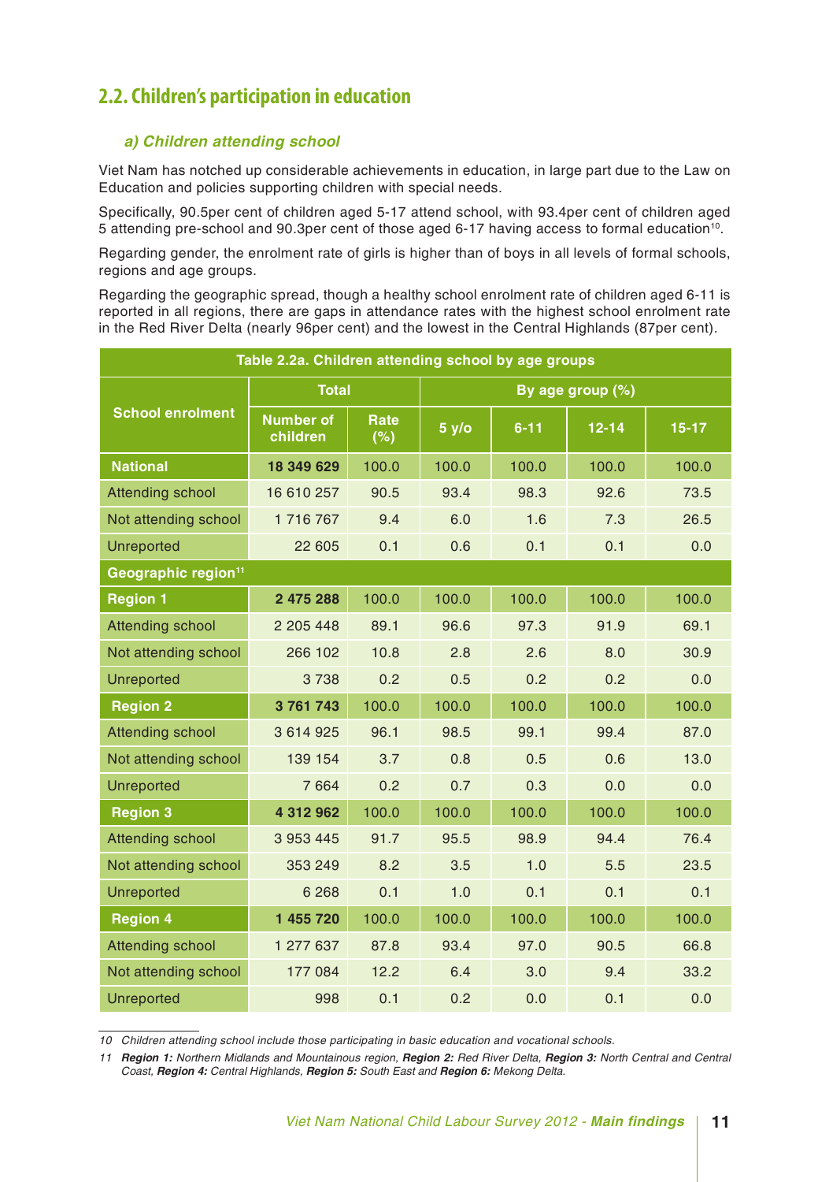## 2.2. Children's participation in education

### *a) Children attending school*

Viet Nam has notched up considerable achievements in education, in large part due to the Law on Education and policies supporting children with special needs.

Specifically, 90.5per cent of children aged 5-17 attend school, with 93.4per cent of children aged 5 attending pre-school and 90.3per cent of those aged 6-17 having access to formal education[10].

Regarding gender, the enrolment rate of girls is higher than of boys in all levels of formal schools, regions and age groups.

Regarding the geographic spread, though a healthy school enrolment rate of children aged 6-11 is reported in all regions, there are gaps in attendance rates with the highest school enrolment rate in the Red River Delta (nearly 96per cent) and the lowest in the Central Highlands (87per cent).

**Table 2.2a. Children attending school by age groups**

| School enrolment | Total | | By age group (%) | | | |
|---|---|---|---|---|---|---|
| | Number of children | Rate (%) | 5 y/o | 6-11 | 12-14 | 15-17 |
| **National** | **18 349 629** | 100.0 | 100.0 | 100.0 | 100.0 | 100.0 |
| Attending school | 16 610 257 | 90.5 | 93.4 | 98.3 | 92.6 | 73.5 |
| Not attending school | 1 716 767 | 9.4 | 6.0 | 1.6 | 7.3 | 26.5 |
| Unreported | 22 605 | 0.1 | 0.6 | 0.1 | 0.1 | 0.0 |
| **Geographic region[11]** | | | | | | |
| **Region 1** | **2 475 288** | 100.0 | 100.0 | 100.0 | 100.0 | 100.0 |
| Attending school | 2 205 448 | 89.1 | 96.6 | 97.3 | 91.9 | 69.1 |
| Not attending school | 266 102 | 10.8 | 2.8 | 2.6 | 8.0 | 30.9 |
| Unreported | 3 738 | 0.2 | 0.5 | 0.2 | 0.2 | 0.0 |
| **Region 2** | **3 761 743** | 100.0 | 100.0 | 100.0 | 100.0 | 100.0 |
| Attending school | 3 614 925 | 96.1 | 98.5 | 99.1 | 99.4 | 87.0 |
| Not attending school | 139 154 | 3.7 | 0.8 | 0.5 | 0.6 | 13.0 |
| Unreported | 7 664 | 0.2 | 0.7 | 0.3 | 0.0 | 0.0 |
| **Region 3** | **4 312 962** | 100.0 | 100.0 | 100.0 | 100.0 | 100.0 |
| Attending school | 3 953 445 | 91.7 | 95.5 | 98.9 | 94.4 | 76.4 |
| Not attending school | 353 249 | 8.2 | 3.5 | 1.0 | 5.5 | 23.5 |
| Unreported | 6 268 | 0.1 | 1.0 | 0.1 | 0.1 | 0.1 |
| **Region 4** | **1 455 720** | 100.0 | 100.0 | 100.0 | 100.0 | 100.0 |
| Attending school | 1 277 637 | 87.8 | 93.4 | 97.0 | 90.5 | 66.8 |
| Not attending school | 177 084 | 12.2 | 6.4 | 3.0 | 9.4 | 33.2 |
| Unreported | 998 | 0.1 | 0.2 | 0.0 | 0.1 | 0.0 |

10 *Children attending school include those participating in basic education and vocational schools.*

11 ***Region 1:** Northern Midlands and Mountainous region, **Region 2:** Red River Delta, **Region 3:** North Central and Central Coast, **Region 4:** Central Highlands, **Region 5:** South East and **Region 6:** Mekong Delta.*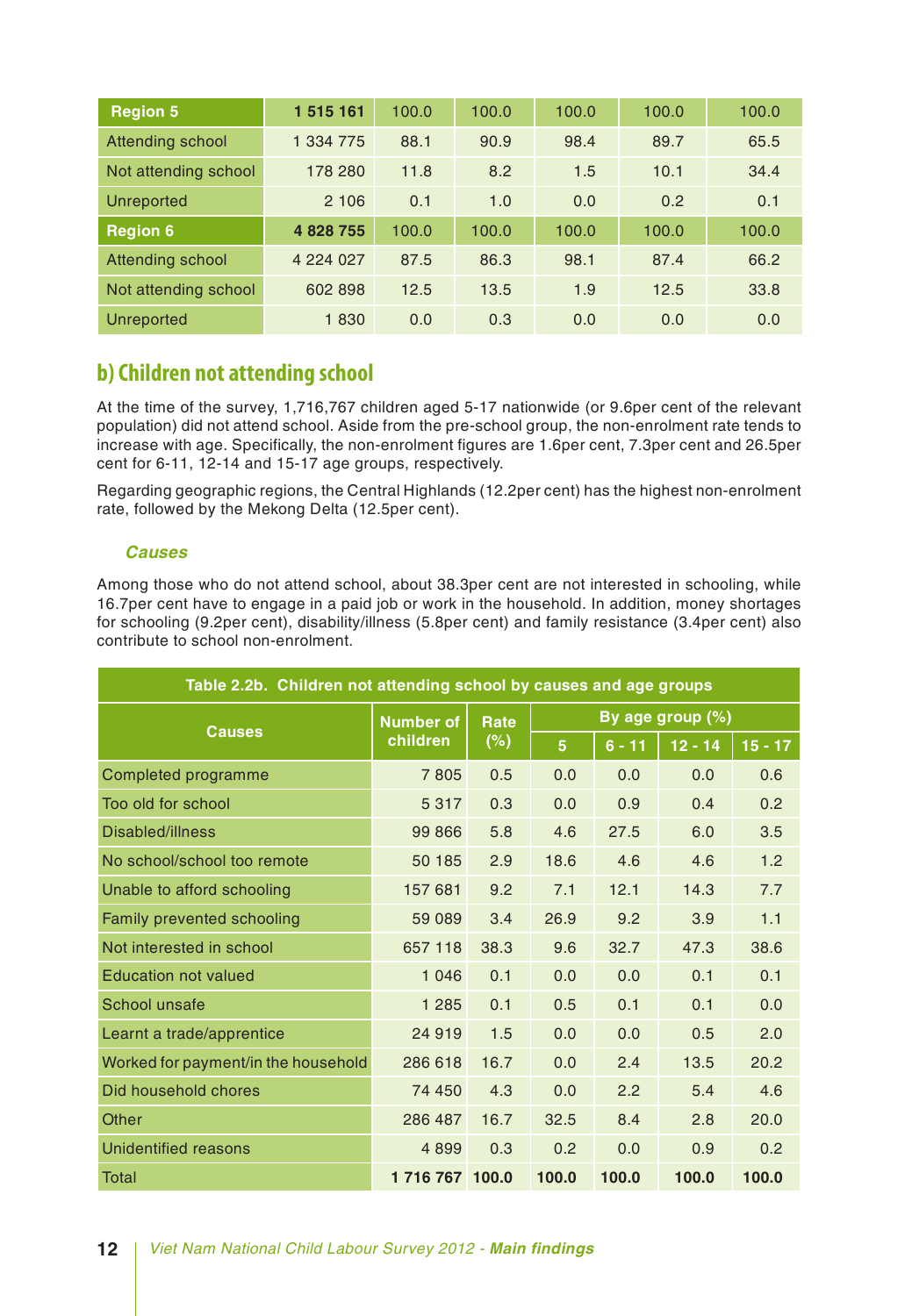| Region 5 | 1 515 161 | 100.0 | 100.0 | 100.0 | 100.0 | 100.0 |
|---|---|---|---|---|---|---|
| Attending school | 1 334 775 | 88.1 | 90.9 | 98.4 | 89.7 | 65.5 |
| Not attending school | 178 280 | 11.8 | 8.2 | 1.5 | 10.1 | 34.4 |
| Unreported | 2 106 | 0.1 | 1.0 | 0.0 | 0.2 | 0.1 |
| **Region 6** | **4 828 755** | 100.0 | 100.0 | 100.0 | 100.0 | 100.0 |
| Attending school | 4 224 027 | 87.5 | 86.3 | 98.1 | 87.4 | 66.2 |
| Not attending school | 602 898 | 12.5 | 13.5 | 1.9 | 12.5 | 33.8 |
| Unreported | 1 830 | 0.0 | 0.3 | 0.0 | 0.0 | 0.0 |

## b) Children not attending school

At the time of the survey, 1,716,767 children aged 5-17 nationwide (or 9.6per cent of the relevant population) did not attend school. Aside from the pre-school group, the non-enrolment rate tends to increase with age. Specifically, the non-enrolment figures are 1.6per cent, 7.3per cent and 26.5per cent for 6-11, 12-14 and 15-17 age groups, respectively.

Regarding geographic regions, the Central Highlands (12.2per cent) has the highest non-enrolment rate, followed by the Mekong Delta (12.5per cent).

### *Causes*

Among those who do not attend school, about 38.3per cent are not interested in schooling, while 16.7per cent have to engage in a paid job or work in the household. In addition, money shortages for schooling (9.2per cent), disability/illness (5.8per cent) and family resistance (3.4per cent) also contribute to school non-enrolment.

**Table 2.2b. Children not attending school by causes and age groups**

| Causes | Number of children | Rate (%) | By age group (%) | | | |
|---|---|---|---|---|---|---|
| | | | 5 | 6 - 11 | 12 - 14 | 15 - 17 |
| Completed programme | 7 805 | 0.5 | 0.0 | 0.0 | 0.0 | 0.6 |
| Too old for school | 5 317 | 0.3 | 0.0 | 0.9 | 0.4 | 0.2 |
| Disabled/illness | 99 866 | 5.8 | 4.6 | 27.5 | 6.0 | 3.5 |
| No school/school too remote | 50 185 | 2.9 | 18.6 | 4.6 | 4.6 | 1.2 |
| Unable to afford schooling | 157 681 | 9.2 | 7.1 | 12.1 | 14.3 | 7.7 |
| Family prevented schooling | 59 089 | 3.4 | 26.9 | 9.2 | 3.9 | 1.1 |
| Not interested in school | 657 118 | 38.3 | 9.6 | 32.7 | 47.3 | 38.6 |
| Education not valued | 1 046 | 0.1 | 0.0 | 0.0 | 0.1 | 0.1 |
| School unsafe | 1 285 | 0.1 | 0.5 | 0.1 | 0.1 | 0.0 |
| Learnt a trade/apprentice | 24 919 | 1.5 | 0.0 | 0.0 | 0.5 | 2.0 |
| Worked for payment/in the household | 286 618 | 16.7 | 0.0 | 2.4 | 13.5 | 20.2 |
| Did household chores | 74 450 | 4.3 | 0.0 | 2.2 | 5.4 | 4.6 |
| Other | 286 487 | 16.7 | 32.5 | 8.4 | 2.8 | 20.0 |
| Unidentified reasons | 4 899 | 0.3 | 0.2 | 0.0 | 0.9 | 0.2 |
| Total | **1 716 767** | **100.0** | **100.0** | **100.0** | **100.0** | **100.0** |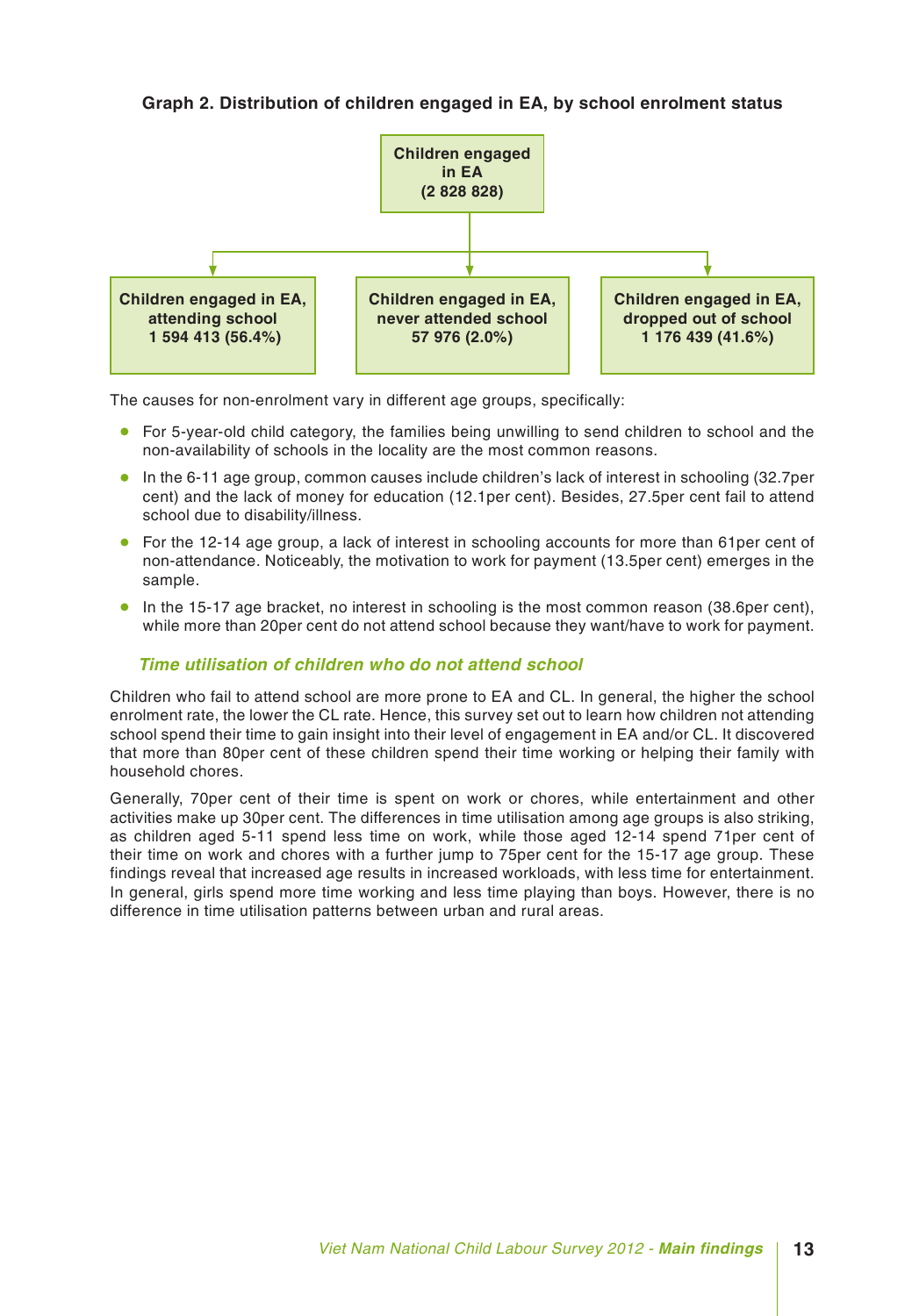**Graph 2. Distribution of children engaged in EA, by school enrolment status**

**Children engaged in EA (2 828 828)**

- **Children engaged in EA, attending school 1 594 413 (56.4%)**
- **Children engaged in EA, never attended school 57 976 (2.0%)**
- **Children engaged in EA, dropped out of school 1 176 439 (41.6%)**

The causes for non-enrolment vary in different age groups, specifically:

- For 5-year-old child category, the families being unwilling to send children to school and the non-availability of schools in the locality are the most common reasons.
- In the 6-11 age group, common causes include children's lack of interest in schooling (32.7per cent) and the lack of money for education (12.1per cent). Besides, 27.5per cent fail to attend school due to disability/illness.
- For the 12-14 age group, a lack of interest in schooling accounts for more than 61per cent of non-attendance. Noticeably, the motivation to work for payment (13.5per cent) emerges in the sample.
- In the 15-17 age bracket, no interest in schooling is the most common reason (38.6per cent), while more than 20per cent do not attend school because they want/have to work for payment.

### *Time utilisation of children who do not attend school*

Children who fail to attend school are more prone to EA and CL. In general, the higher the school enrolment rate, the lower the CL rate. Hence, this survey set out to learn how children not attending school spend their time to gain insight into their level of engagement in EA and/or CL. It discovered that more than 80per cent of these children spend their time working or helping their family with household chores.

Generally, 70per cent of their time is spent on work or chores, while entertainment and other activities make up 30per cent. The differences in time utilisation among age groups is also striking, as children aged 5-11 spend less time on work, while those aged 12-14 spend 71per cent of their time on work and chores with a further jump to 75per cent for the 15-17 age group. These findings reveal that increased age results in increased workloads, with less time for entertainment. In general, girls spend more time working and less time playing than boys. However, there is no difference in time utilisation patterns between urban and rural areas.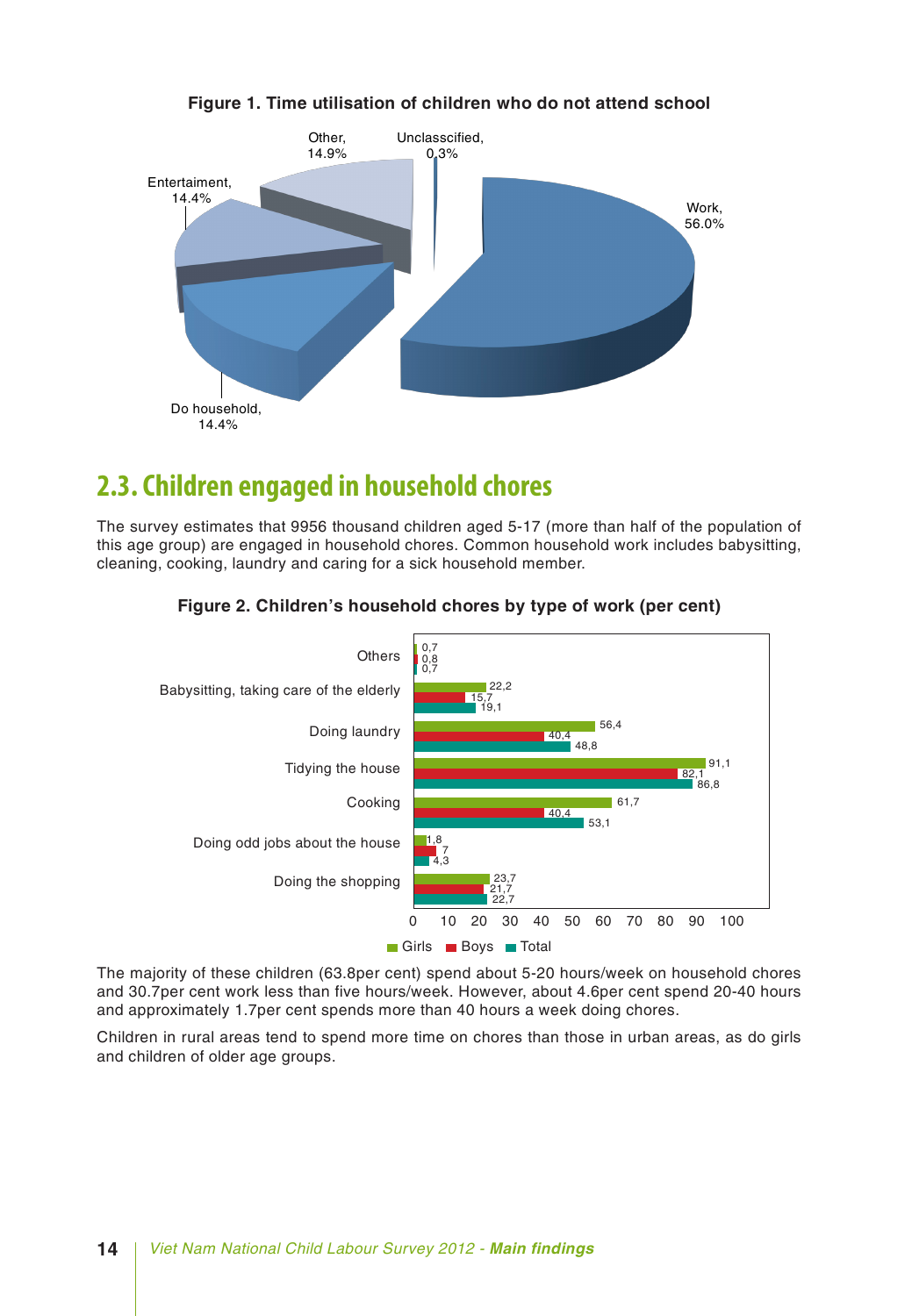**Figure 1. Time utilisation of children who do not attend school**

| Category | Per cent |
|---|---|
| Work | 56.0% |
| Do household | 14.4% |
| Entertaiment | 14.4% |
| Other | 14.9% |
| Unclasscified | 0.3% |

## 2.3. Children engaged in household chores

The survey estimates that 9956 thousand children aged 5-17 (more than half of the population of this age group) are engaged in household chores. Common household work includes babysitting, cleaning, cooking, laundry and caring for a sick household member.

**Figure 2. Children's household chores by type of work (per cent)**

| Type of work | Girls | Boys | Total |
|---|---|---|---|
| Others | 0,7 | 0,8 | 0,7 |
| Babysitting, taking care of the elderly | 22,2 | 15,7 | 19,1 |
| Doing laundry | 56,4 | 40,4 | 48,8 |
| Tidying the house | 91,1 | 82,1 | 86,8 |
| Cooking | 61,7 | 40,4 | 53,1 |
| Doing odd jobs about the house | 1,8 | 7 | 4,3 |
| Doing the shopping | 23,7 | 21,7 | 22,7 |

The majority of these children (63.8per cent) spend about 5-20 hours/week on household chores and 30.7per cent work less than five hours/week. However, about 4.6per cent spend 20-40 hours and approximately 1.7per cent spends more than 40 hours a week doing chores.

Children in rural areas tend to spend more time on chores than those in urban areas, as do girls and children of older age groups.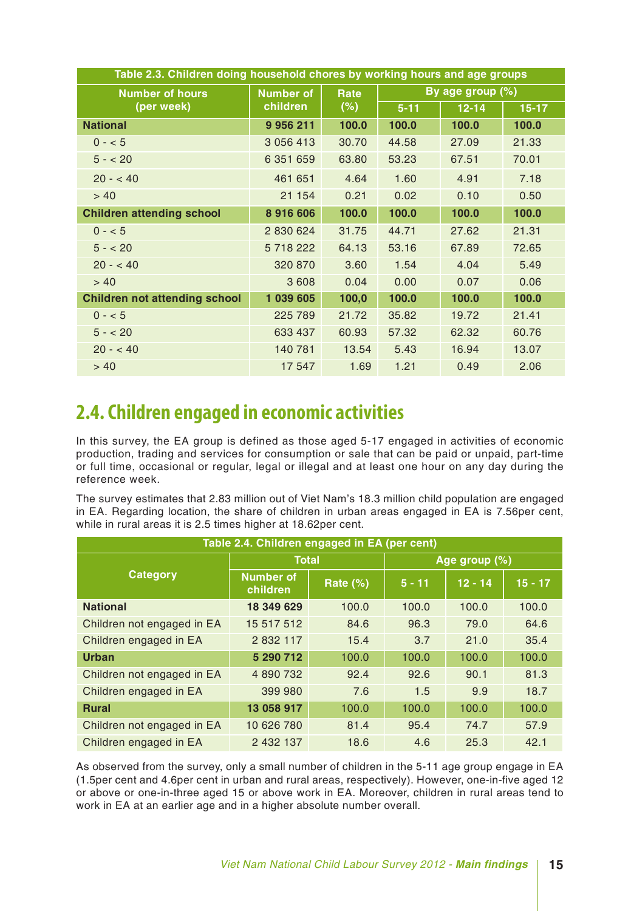Table 2.3. Children doing household chores by working hours and age groups

| Number of hours (per week) | Number of children | Rate (%) | By age group (%) | | |
|---|---|---|---|---|---|
| | | | 5-11 | 12-14 | 15-17 |
| **National** | **9 956 211** | **100.0** | **100.0** | **100.0** | **100.0** |
| 0 - < 5 | 3 056 413 | 30.70 | 44.58 | 27.09 | 21.33 |
| 5 - < 20 | 6 351 659 | 63.80 | 53.23 | 67.51 | 70.01 |
| 20 - < 40 | 461 651 | 4.64 | 1.60 | 4.91 | 7.18 |
| > 40 | 21 154 | 0.21 | 0.02 | 0.10 | 0.50 |
| **Children attending school** | **8 916 606** | **100.0** | **100.0** | **100.0** | **100.0** |
| 0 - < 5 | 2 830 624 | 31.75 | 44.71 | 27.62 | 21.31 |
| 5 - < 20 | 5 718 222 | 64.13 | 53.16 | 67.89 | 72.65 |
| 20 - < 40 | 320 870 | 3.60 | 1.54 | 4.04 | 5.49 |
| > 40 | 3 608 | 0.04 | 0.00 | 0.07 | 0.06 |
| **Children not attending school** | **1 039 605** | **100,0** | **100.0** | **100.0** | **100.0** |
| 0 - < 5 | 225 789 | 21.72 | 35.82 | 19.72 | 21.41 |
| 5 - < 20 | 633 437 | 60.93 | 57.32 | 62.32 | 60.76 |
| 20 - < 40 | 140 781 | 13.54 | 5.43 | 16.94 | 13.07 |
| > 40 | 17 547 | 1.69 | 1.21 | 0.49 | 2.06 |

## 2.4. Children engaged in economic activities

In this survey, the EA group is defined as those aged 5-17 engaged in activities of economic production, trading and services for consumption or sale that can be paid or unpaid, part-time or full time, occasional or regular, legal or illegal and at least one hour on any day during the reference week.

The survey estimates that 2.83 million out of Viet Nam's 18.3 million child population are engaged in EA. Regarding location, the share of children in urban areas engaged in EA is 7.56per cent, while in rural areas it is 2.5 times higher at 18.62per cent.

Table 2.4. Children engaged in EA (per cent)

| Category | Total | | Age group (%) | | |
|---|---|---|---|---|---|
| | Number of children | Rate (%) | 5 - 11 | 12 - 14 | 15 - 17 |
| **National** | **18 349 629** | 100.0 | 100.0 | 100.0 | 100.0 |
| Children not engaged in EA | 15 517 512 | 84.6 | 96.3 | 79.0 | 64.6 |
| Children engaged in EA | 2 832 117 | 15.4 | 3.7 | 21.0 | 35.4 |
| **Urban** | **5 290 712** | 100.0 | 100.0 | 100.0 | 100.0 |
| Children not engaged in EA | 4 890 732 | 92.4 | 92.6 | 90.1 | 81.3 |
| Children engaged in EA | 399 980 | 7.6 | 1.5 | 9.9 | 18.7 |
| **Rural** | **13 058 917** | 100.0 | 100.0 | 100.0 | 100.0 |
| Children not engaged in EA | 10 626 780 | 81.4 | 95.4 | 74.7 | 57.9 |
| Children engaged in EA | 2 432 137 | 18.6 | 4.6 | 25.3 | 42.1 |

As observed from the survey, only a small number of children in the 5-11 age group engage in EA (1.5per cent and 4.6per cent in urban and rural areas, respectively). However, one-in-five aged 12 or above or one-in-three aged 15 or above work in EA. Moreover, children in rural areas tend to work in EA at an earlier age and in a higher absolute number overall.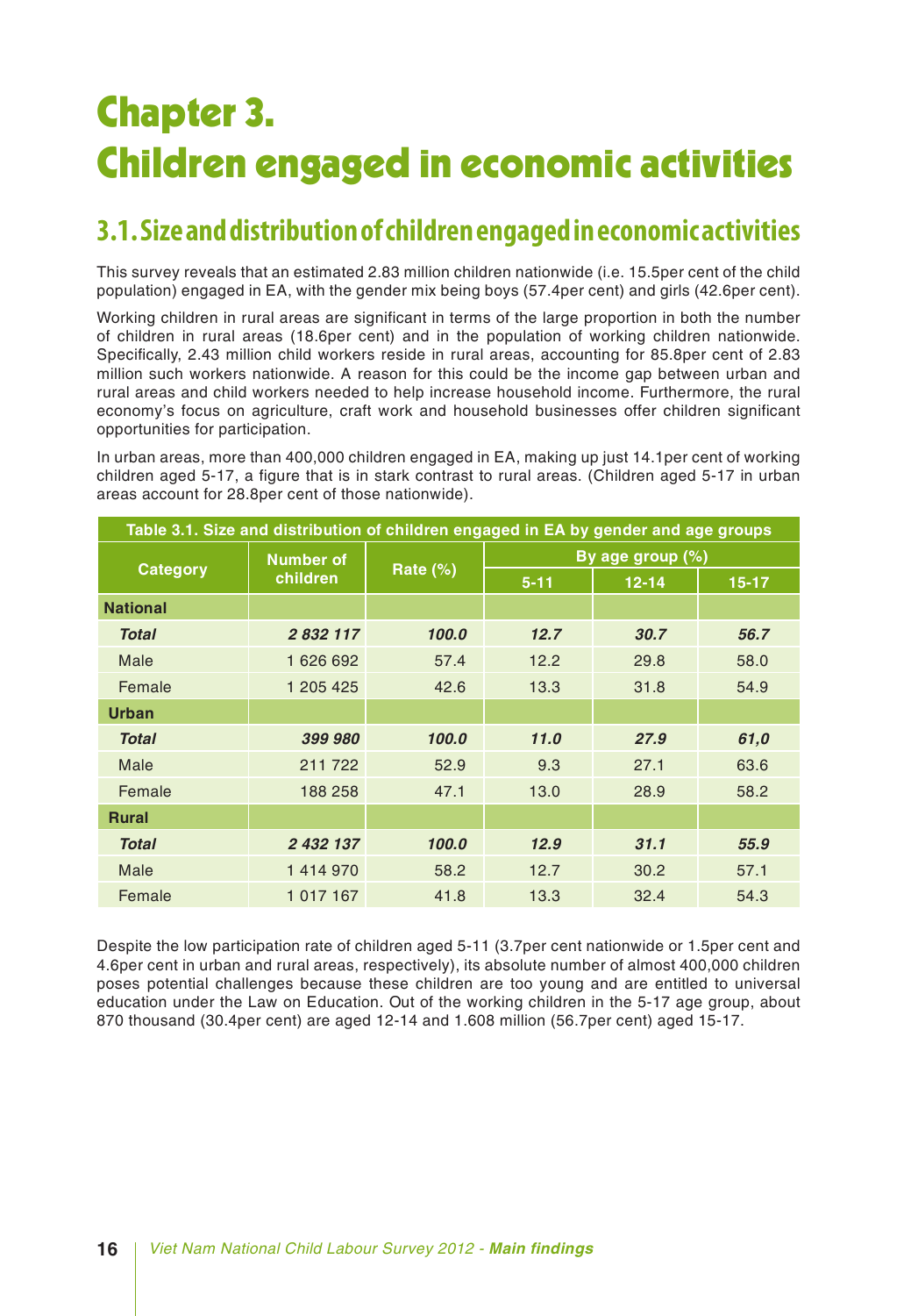# Chapter 3. Children engaged in economic activities

## 3.1. Size and distribution of children engaged in economic activities

This survey reveals that an estimated 2.83 million children nationwide (i.e. 15.5per cent of the child population) engaged in EA, with the gender mix being boys (57.4per cent) and girls (42.6per cent).

Working children in rural areas are significant in terms of the large proportion in both the number of children in rural areas (18.6per cent) and in the population of working children nationwide. Specifically, 2.43 million child workers reside in rural areas, accounting for 85.8per cent of 2.83 million such workers nationwide. A reason for this could be the income gap between urban and rural areas and child workers needed to help increase household income. Furthermore, the rural economy's focus on agriculture, craft work and household businesses offer children significant opportunities for participation.

In urban areas, more than 400,000 children engaged in EA, making up just 14.1per cent of working children aged 5-17, a figure that is in stark contrast to rural areas. (Children aged 5-17 in urban areas account for 28.8per cent of those nationwide).

**Table 3.1. Size and distribution of children engaged in EA by gender and age groups**

| Category | Number of children | Rate (%) | By age group (%) | | |
|---|---|---|---|---|---|
| | | | 5-11 | 12-14 | 15-17 |
| **National** | | | | | |
| ***Total*** | ***2 832 117*** | ***100.0*** | ***12.7*** | ***30.7*** | ***56.7*** |
| Male | 1 626 692 | 57.4 | 12.2 | 29.8 | 58.0 |
| Female | 1 205 425 | 42.6 | 13.3 | 31.8 | 54.9 |
| **Urban** | | | | | |
| ***Total*** | ***399 980*** | ***100.0*** | ***11.0*** | ***27.9*** | ***61,0*** |
| Male | 211 722 | 52.9 | 9.3 | 27.1 | 63.6 |
| Female | 188 258 | 47.1 | 13.0 | 28.9 | 58.2 |
| **Rural** | | | | | |
| ***Total*** | ***2 432 137*** | ***100.0*** | ***12.9*** | ***31.1*** | ***55.9*** |
| Male | 1 414 970 | 58.2 | 12.7 | 30.2 | 57.1 |
| Female | 1 017 167 | 41.8 | 13.3 | 32.4 | 54.3 |

Despite the low participation rate of children aged 5-11 (3.7per cent nationwide or 1.5per cent and 4.6per cent in urban and rural areas, respectively), its absolute number of almost 400,000 children poses potential challenges because these children are too young and are entitled to universal education under the Law on Education. Out of the working children in the 5-17 age group, about 870 thousand (30.4per cent) are aged 12-14 and 1.608 million (56.7per cent) aged 15-17.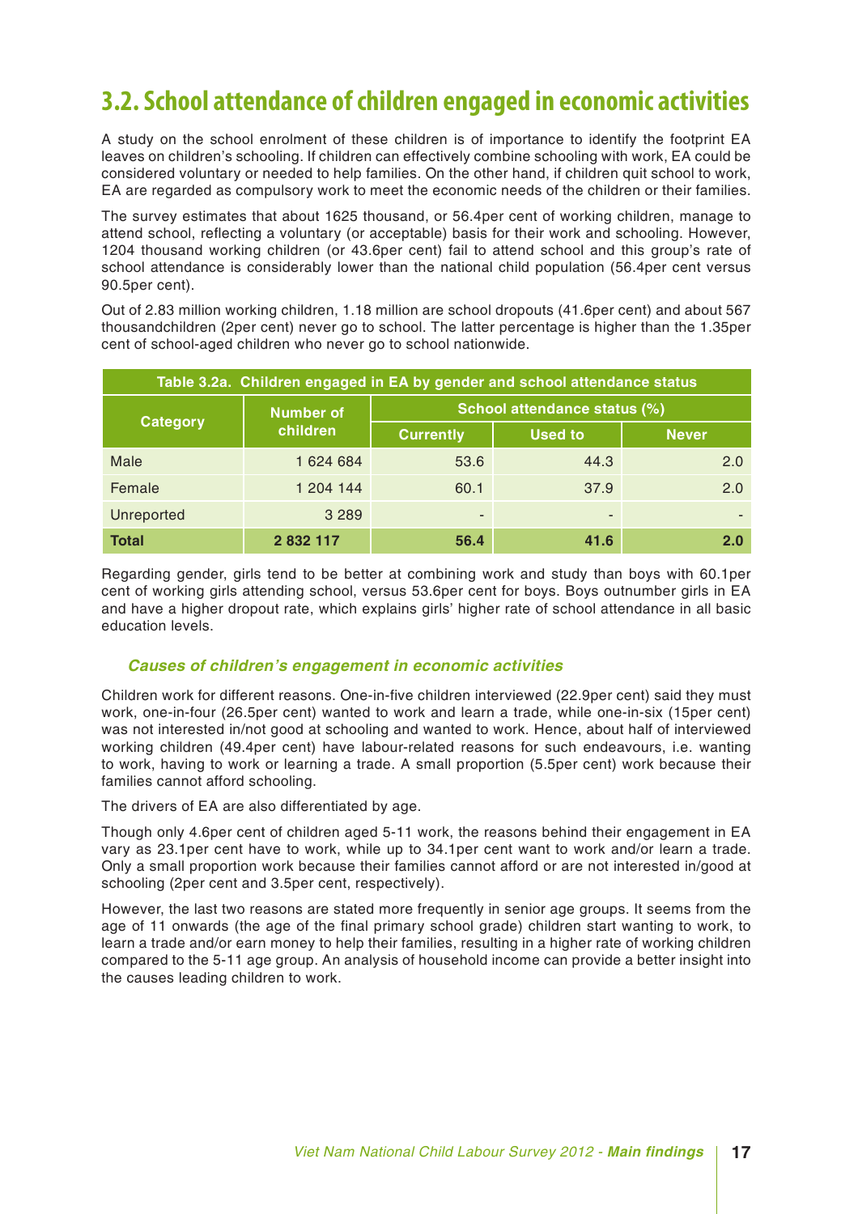## 3.2. School attendance of children engaged in economic activities

A study on the school enrolment of these children is of importance to identify the footprint EA leaves on children's schooling. If children can effectively combine schooling with work, EA could be considered voluntary or needed to help families. On the other hand, if children quit school to work, EA are regarded as compulsory work to meet the economic needs of the children or their families.

The survey estimates that about 1625 thousand, or 56.4per cent of working children, manage to attend school, reflecting a voluntary (or acceptable) basis for their work and schooling. However, 1204 thousand working children (or 43.6per cent) fail to attend school and this group's rate of school attendance is considerably lower than the national child population (56.4per cent versus 90.5per cent).

Out of 2.83 million working children, 1.18 million are school dropouts (41.6per cent) and about 567 thousandchildren (2per cent) never go to school. The latter percentage is higher than the 1.35per cent of school-aged children who never go to school nationwide.

**Table 3.2a. Children engaged in EA by gender and school attendance status**

| Category | Number of children | School attendance status (%) | | |
|---|---|---|---|---|
| | | Currently | Used to | Never |
| Male | 1 624 684 | 53.6 | 44.3 | 2.0 |
| Female | 1 204 144 | 60.1 | 37.9 | 2.0 |
| Unreported | 3 289 | - | - | - |
| **Total** | **2 832 117** | **56.4** | **41.6** | **2.0** |

Regarding gender, girls tend to be better at combining work and study than boys with 60.1per cent of working girls attending school, versus 53.6per cent for boys. Boys outnumber girls in EA and have a higher dropout rate, which explains girls' higher rate of school attendance in all basic education levels.

### *Causes of children's engagement in economic activities*

Children work for different reasons. One-in-five children interviewed (22.9per cent) said they must work, one-in-four (26.5per cent) wanted to work and learn a trade, while one-in-six (15per cent) was not interested in/not good at schooling and wanted to work. Hence, about half of interviewed working children (49.4per cent) have labour-related reasons for such endeavours, i.e. wanting to work, having to work or learning a trade. A small proportion (5.5per cent) work because their families cannot afford schooling.

The drivers of EA are also differentiated by age.

Though only 4.6per cent of children aged 5-11 work, the reasons behind their engagement in EA vary as 23.1per cent have to work, while up to 34.1per cent want to work and/or learn a trade. Only a small proportion work because their families cannot afford or are not interested in/good at schooling (2per cent and 3.5per cent, respectively).

However, the last two reasons are stated more frequently in senior age groups. It seems from the age of 11 onwards (the age of the final primary school grade) children start wanting to work, to learn a trade and/or earn money to help their families, resulting in a higher rate of working children compared to the 5-11 age group. An analysis of household income can provide a better insight into the causes leading children to work.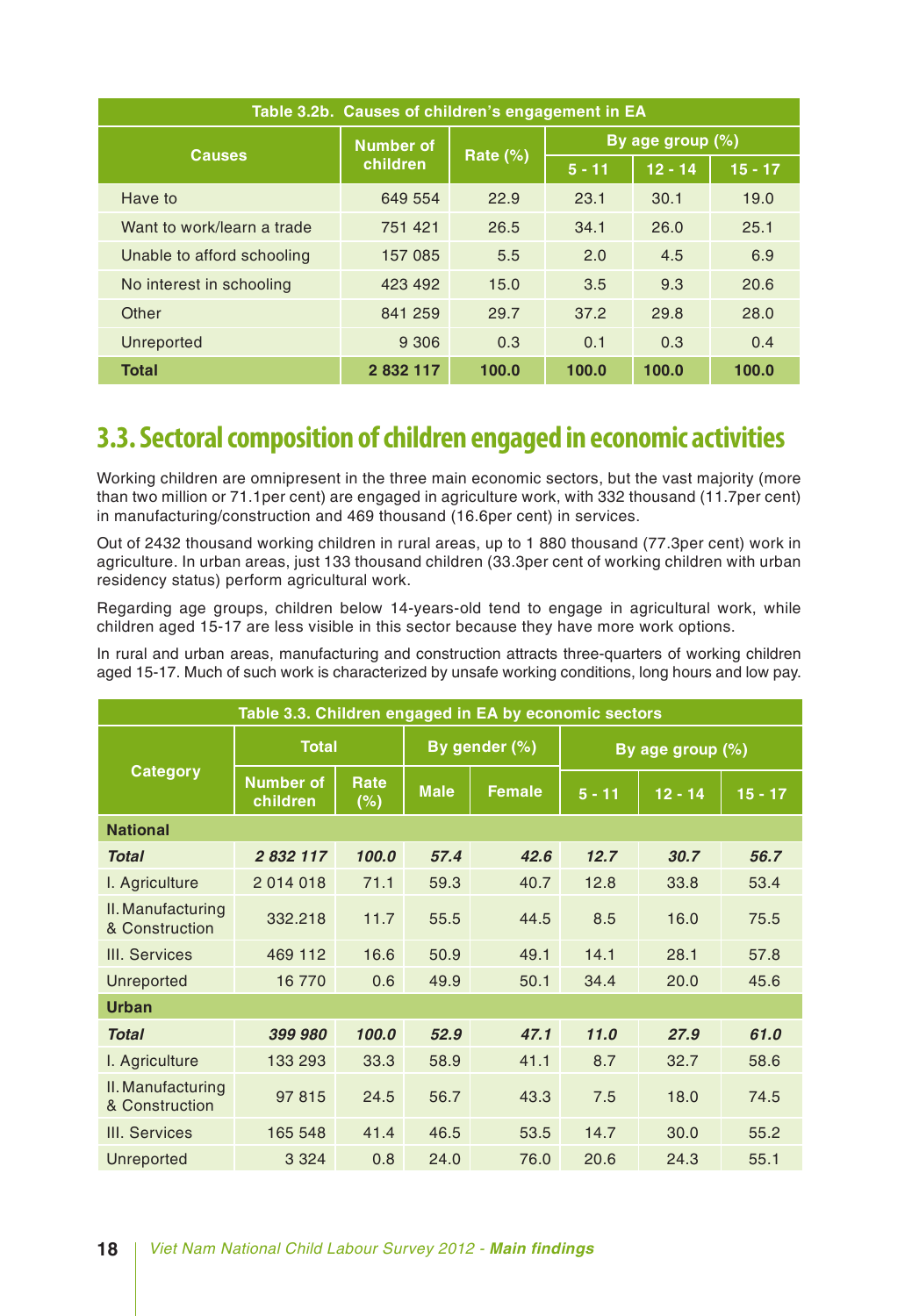| Table 3.2b. Causes of children's engagement in EA | | | | | |
|---|---|---|---|---|---|
| Causes | Number of children | Rate (%) | By age group (%) | | |
| | | | 5 - 11 | 12 - 14 | 15 - 17 |
| Have to | 649 554 | 22.9 | 23.1 | 30.1 | 19.0 |
| Want to work/learn a trade | 751 421 | 26.5 | 34.1 | 26.0 | 25.1 |
| Unable to afford schooling | 157 085 | 5.5 | 2.0 | 4.5 | 6.9 |
| No interest in schooling | 423 492 | 15.0 | 3.5 | 9.3 | 20.6 |
| Other | 841 259 | 29.7 | 37.2 | 29.8 | 28.0 |
| Unreported | 9 306 | 0.3 | 0.1 | 0.3 | 0.4 |
| **Total** | **2 832 117** | **100.0** | **100.0** | **100.0** | **100.0** |

## 3.3. Sectoral composition of children engaged in economic activities

Working children are omnipresent in the three main economic sectors, but the vast majority (more than two million or 71.1per cent) are engaged in agriculture work, with 332 thousand (11.7per cent) in manufacturing/construction and 469 thousand (16.6per cent) in services.

Out of 2432 thousand working children in rural areas, up to 1 880 thousand (77.3per cent) work in agriculture. In urban areas, just 133 thousand children (33.3per cent of working children with urban residency status) perform agricultural work.

Regarding age groups, children below 14-years-old tend to engage in agricultural work, while children aged 15-17 are less visible in this sector because they have more work options.

In rural and urban areas, manufacturing and construction attracts three-quarters of working children aged 15-17. Much of such work is characterized by unsafe working conditions, long hours and low pay.

| Table 3.3. Children engaged in EA by economic sectors | | | | | | | |
|---|---|---|---|---|---|---|---|
| Category | Total | | By gender (%) | | By age group (%) | | |
| | Number of children | Rate (%) | Male | Female | 5 - 11 | 12 - 14 | 15 - 17 |
| **National** | | | | | | | |
| ***Total*** | ***2 832 117*** | ***100.0*** | ***57.4*** | ***42.6*** | ***12.7*** | ***30.7*** | ***56.7*** |
| I. Agriculture | 2 014 018 | 71.1 | 59.3 | 40.7 | 12.8 | 33.8 | 53.4 |
| II. Manufacturing & Construction | 332.218 | 11.7 | 55.5 | 44.5 | 8.5 | 16.0 | 75.5 |
| III. Services | 469 112 | 16.6 | 50.9 | 49.1 | 14.1 | 28.1 | 57.8 |
| Unreported | 16 770 | 0.6 | 49.9 | 50.1 | 34.4 | 20.0 | 45.6 |
| **Urban** | | | | | | | |
| ***Total*** | ***399 980*** | ***100.0*** | ***52.9*** | ***47.1*** | ***11.0*** | ***27.9*** | ***61.0*** |
| I. Agriculture | 133 293 | 33.3 | 58.9 | 41.1 | 8.7 | 32.7 | 58.6 |
| II. Manufacturing & Construction | 97 815 | 24.5 | 56.7 | 43.3 | 7.5 | 18.0 | 74.5 |
| III. Services | 165 548 | 41.4 | 46.5 | 53.5 | 14.7 | 30.0 | 55.2 |
| Unreported | 3 324 | 0.8 | 24.0 | 76.0 | 20.6 | 24.3 | 55.1 |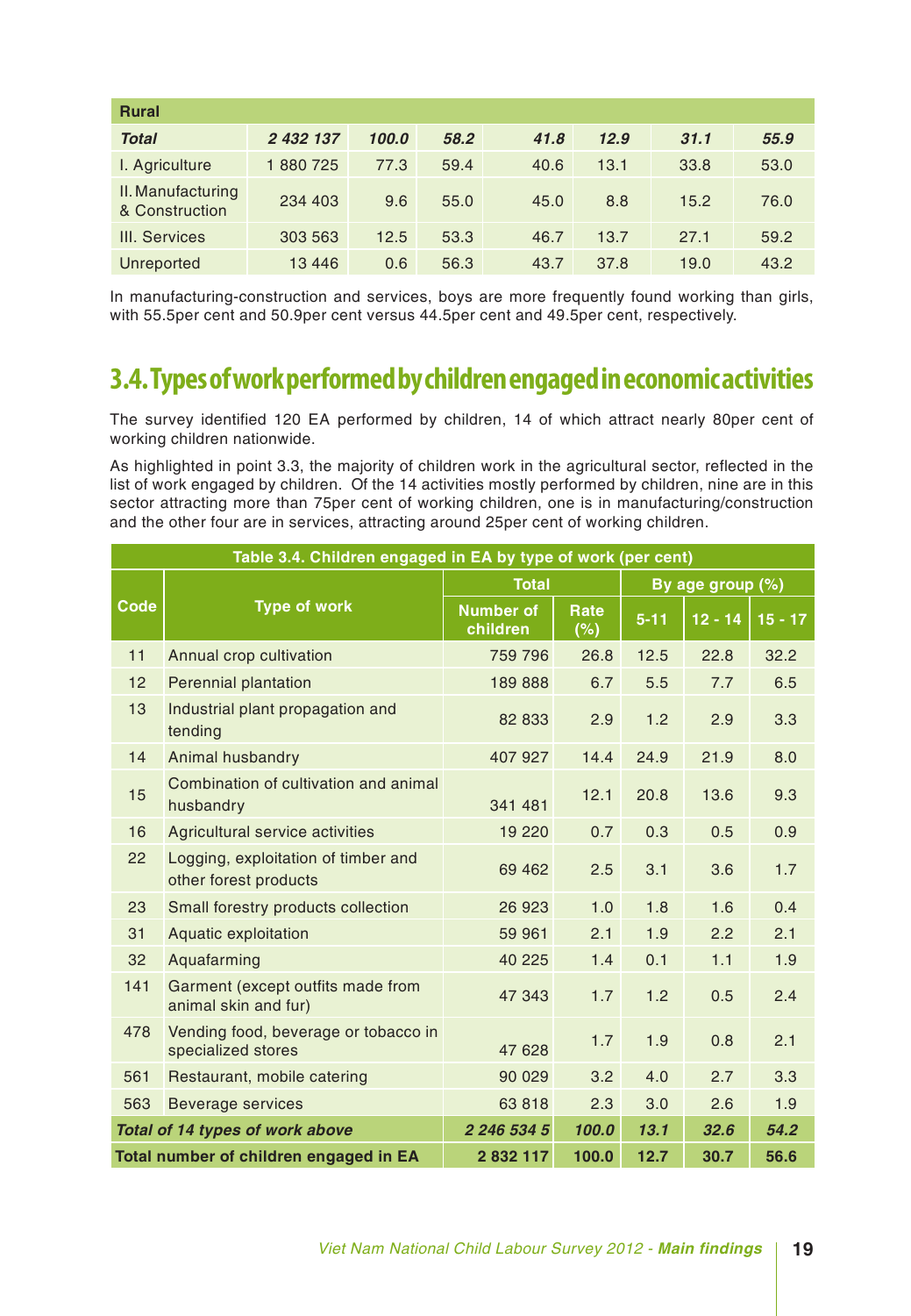| Rural | | | | | | | |
|---|---|---|---|---|---|---|---|
| ***Total*** | ***2 432 137*** | ***100.0*** | ***58.2*** | ***41.8*** | ***12.9*** | ***31.1*** | ***55.9*** |
| I. Agriculture | 1 880 725 | 77.3 | 59.4 | 40.6 | 13.1 | 33.8 | 53.0 |
| II. Manufacturing & Construction | 234 403 | 9.6 | 55.0 | 45.0 | 8.8 | 15.2 | 76.0 |
| III. Services | 303 563 | 12.5 | 53.3 | 46.7 | 13.7 | 27.1 | 59.2 |
| Unreported | 13 446 | 0.6 | 56.3 | 43.7 | 37.8 | 19.0 | 43.2 |

In manufacturing-construction and services, boys are more frequently found working than girls, with 55.5per cent and 50.9per cent versus 44.5per cent and 49.5per cent, respectively.

## 3.4. Types of work performed by children engaged in economic activities

The survey identified 120 EA performed by children, 14 of which attract nearly 80per cent of working children nationwide.

As highlighted in point 3.3, the majority of children work in the agricultural sector, reflected in the list of work engaged by children. Of the 14 activities mostly performed by children, nine are in this sector attracting more than 75per cent of working children, one is in manufacturing/construction and the other four are in services, attracting around 25per cent of working children.

**Table 3.4. Children engaged in EA by type of work (per cent)**

| Code | Type of work | Total | | By age group (%) | | |
|---|---|---|---|---|---|---|
| | | Number of children | Rate (%) | 5-11 | 12 - 14 | 15 - 17 |
| 11 | Annual crop cultivation | 759 796 | 26.8 | 12.5 | 22.8 | 32.2 |
| 12 | Perennial plantation | 189 888 | 6.7 | 5.5 | 7.7 | 6.5 |
| 13 | Industrial plant propagation and tending | 82 833 | 2.9 | 1.2 | 2.9 | 3.3 |
| 14 | Animal husbandry | 407 927 | 14.4 | 24.9 | 21.9 | 8.0 |
| 15 | Combination of cultivation and animal husbandry | 341 481 | 12.1 | 20.8 | 13.6 | 9.3 |
| 16 | Agricultural service activities | 19 220 | 0.7 | 0.3 | 0.5 | 0.9 |
| 22 | Logging, exploitation of timber and other forest products | 69 462 | 2.5 | 3.1 | 3.6 | 1.7 |
| 23 | Small forestry products collection | 26 923 | 1.0 | 1.8 | 1.6 | 0.4 |
| 31 | Aquatic exploitation | 59 961 | 2.1 | 1.9 | 2.2 | 2.1 |
| 32 | Aquafarming | 40 225 | 1.4 | 0.1 | 1.1 | 1.9 |
| 141 | Garment (except outfits made from animal skin and fur) | 47 343 | 1.7 | 1.2 | 0.5 | 2.4 |
| 478 | Vending food, beverage or tobacco in specialized stores | 47 628 | 1.7 | 1.9 | 0.8 | 2.1 |
| 561 | Restaurant, mobile catering | 90 029 | 3.2 | 4.0 | 2.7 | 3.3 |
| 563 | Beverage services | 63 818 | 2.3 | 3.0 | 2.6 | 1.9 |
| ***Total of 14 types of work above*** | | ***2 246 534 5*** | ***100.0*** | ***13.1*** | ***32.6*** | ***54.2*** |
| **Total number of children engaged in EA** | | **2 832 117** | **100.0** | **12.7** | **30.7** | **56.6** |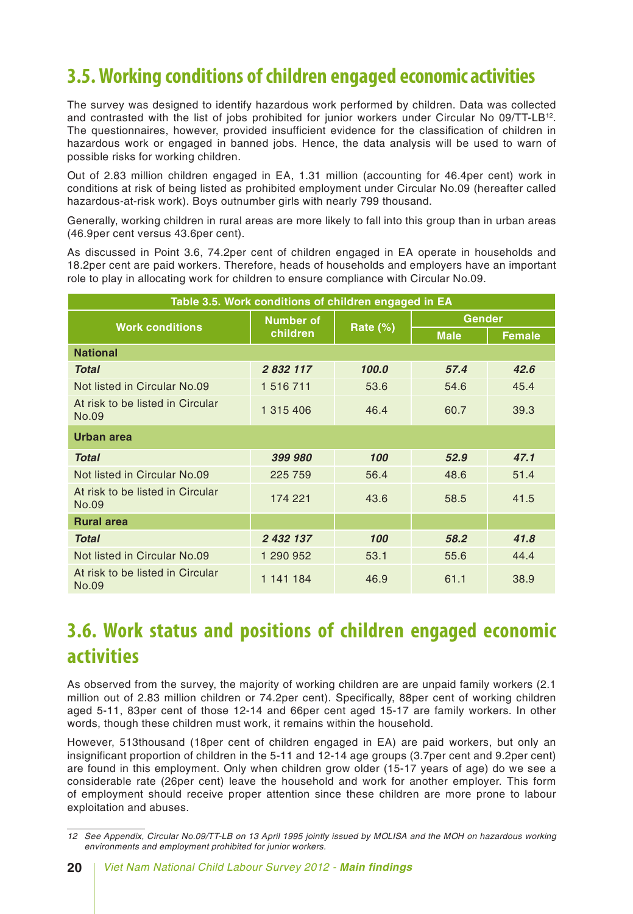## 3.5. Working conditions of children engaged economic activities

The survey was designed to identify hazardous work performed by children. Data was collected and contrasted with the list of jobs prohibited for junior workers under Circular No 09/TT-LB[12]. The questionnaires, however, provided insufficient evidence for the classification of children in hazardous work or engaged in banned jobs. Hence, the data analysis will be used to warn of possible risks for working children.

Out of 2.83 million children engaged in EA, 1.31 million (accounting for 46.4per cent) work in conditions at risk of being listed as prohibited employment under Circular No.09 (hereafter called hazardous-at-risk work). Boys outnumber girls with nearly 799 thousand.

Generally, working children in rural areas are more likely to fall into this group than in urban areas (46.9per cent versus 43.6per cent).

As discussed in Point 3.6, 74.2per cent of children engaged in EA operate in households and 18.2per cent are paid workers. Therefore, heads of households and employers have an important role to play in allocating work for children to ensure compliance with Circular No.09.

**Table 3.5. Work conditions of children engaged in EA**

| Work conditions | Number of children | Rate (%) | Gender | |
|---|---|---|---|---|
| | | | Male | Female |
| **National** | | | | |
| ***Total*** | ***2 832 117*** | ***100.0*** | ***57.4*** | ***42.6*** |
| Not listed in Circular No.09 | 1 516 711 | 53.6 | 54.6 | 45.4 |
| At risk to be listed in Circular No.09 | 1 315 406 | 46.4 | 60.7 | 39.3 |
| **Urban area** | | | | |
| ***Total*** | ***399 980*** | ***100*** | ***52.9*** | ***47.1*** |
| Not listed in Circular No.09 | 225 759 | 56.4 | 48.6 | 51.4 |
| At risk to be listed in Circular No.09 | 174 221 | 43.6 | 58.5 | 41.5 |
| **Rural area** | | | | |
| ***Total*** | ***2 432 137*** | ***100*** | ***58.2*** | ***41.8*** |
| Not listed in Circular No.09 | 1 290 952 | 53.1 | 55.6 | 44.4 |
| At risk to be listed in Circular No.09 | 1 141 184 | 46.9 | 61.1 | 38.9 |

## 3.6. Work status and positions of children engaged economic activities

As observed from the survey, the majority of working children are are unpaid family workers (2.1 million out of 2.83 million children or 74.2per cent). Specifically, 88per cent of working children aged 5-11, 83per cent of those 12-14 and 66per cent aged 15-17 are family workers. In other words, though these children must work, it remains within the household.

However, 513thousand (18per cent of children engaged in EA) are paid workers, but only an insignificant proportion of children in the 5-11 and 12-14 age groups (3.7per cent and 9.2per cent) are found in this employment. Only when children grow older (15-17 years of age) do we see a considerable rate (26per cent) leave the household and work for another employer. This form of employment should receive proper attention since these children are more prone to labour exploitation and abuses.

---

*12 See Appendix, Circular No.09/TT-LB on 13 April 1995 jointly issued by MOLISA and the MOH on hazardous working environments and employment prohibited for junior workers.*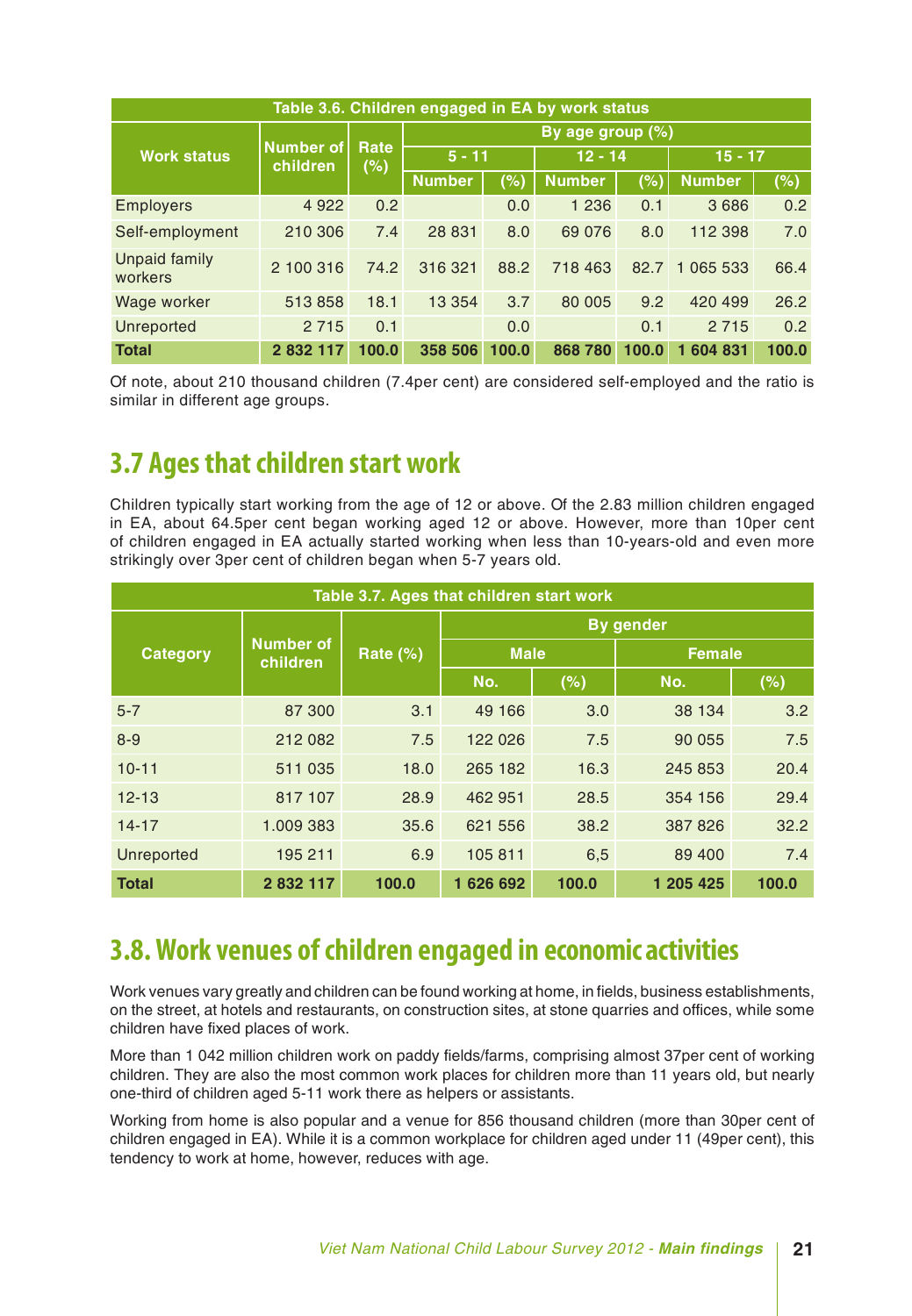| Table 3.6. Children engaged in EA by work status | | | | | | | | |
|---|---|---|---|---|---|---|---|---|
| Work status | Number of children | Rate (%) | By age group (%) | | | | | |
| | | | 5 - 11 | | 12 - 14 | | 15 - 17 | |
| | | | Number | (%) | Number | (%) | Number | (%) |
| Employers | 4 922 | 0.2 | | 0.0 | 1 236 | 0.1 | 3 686 | 0.2 |
| Self-employment | 210 306 | 7.4 | 28 831 | 8.0 | 69 076 | 8.0 | 112 398 | 7.0 |
| Unpaid family workers | 2 100 316 | 74.2 | 316 321 | 88.2 | 718 463 | 82.7 | 1 065 533 | 66.4 |
| Wage worker | 513 858 | 18.1 | 13 354 | 3.7 | 80 005 | 9.2 | 420 499 | 26.2 |
| Unreported | 2 715 | 0.1 | | 0.0 | | 0.1 | 2 715 | 0.2 |
| **Total** | **2 832 117** | **100.0** | **358 506** | **100.0** | **868 780** | **100.0** | **1 604 831** | **100.0** |

Of note, about 210 thousand children (7.4per cent) are considered self-employed and the ratio is similar in different age groups.

## 3.7 Ages that children start work

Children typically start working from the age of 12 or above. Of the 2.83 million children engaged in EA, about 64.5per cent began working aged 12 or above. However, more than 10per cent of children engaged in EA actually started working when less than 10-years-old and even more strikingly over 3per cent of children began when 5-7 years old.

| Table 3.7. Ages that children start work | | | | | | |
|---|---|---|---|---|---|---|
| Category | Number of children | Rate (%) | By gender | | | |
| | | | Male | | Female | |
| | | | No. | (%) | No. | (%) |
| 5-7 | 87 300 | 3.1 | 49 166 | 3.0 | 38 134 | 3.2 |
| 8-9 | 212 082 | 7.5 | 122 026 | 7.5 | 90 055 | 7.5 |
| 10-11 | 511 035 | 18.0 | 265 182 | 16.3 | 245 853 | 20.4 |
| 12-13 | 817 107 | 28.9 | 462 951 | 28.5 | 354 156 | 29.4 |
| 14-17 | 1.009 383 | 35.6 | 621 556 | 38.2 | 387 826 | 32.2 |
| Unreported | 195 211 | 6.9 | 105 811 | 6,5 | 89 400 | 7.4 |
| **Total** | **2 832 117** | **100.0** | **1 626 692** | **100.0** | **1 205 425** | **100.0** |

## 3.8. Work venues of children engaged in economic activities

Work venues vary greatly and children can be found working at home, in fields, business establishments, on the street, at hotels and restaurants, on construction sites, at stone quarries and offices, while some children have fixed places of work.

More than 1 042 million children work on paddy fields/farms, comprising almost 37per cent of working children. They are also the most common work places for children more than 11 years old, but nearly one-third of children aged 5-11 work there as helpers or assistants.

Working from home is also popular and a venue for 856 thousand children (more than 30per cent of children engaged in EA). While it is a common workplace for children aged under 11 (49per cent), this tendency to work at home, however, reduces with age.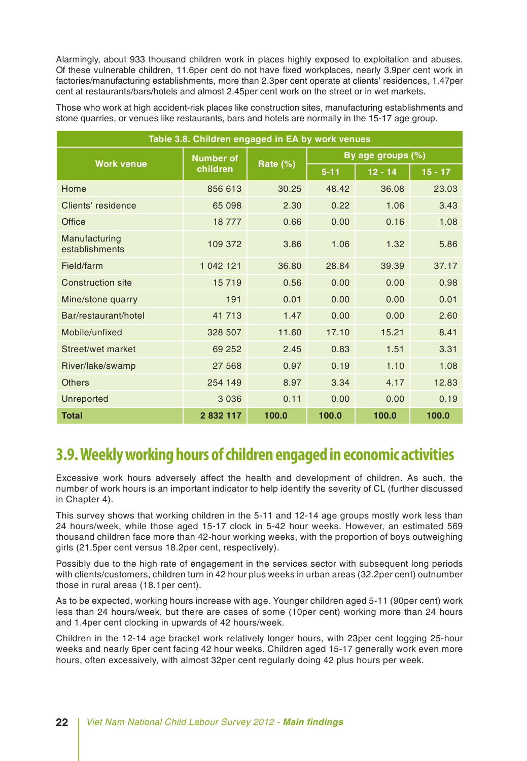Alarmingly, about 933 thousand children work in places highly exposed to exploitation and abuses. Of these vulnerable children, 11.6per cent do not have fixed workplaces, nearly 3.9per cent work in factories/manufacturing establishments, more than 2.3per cent operate at clients' residences, 1.47per cent at restaurants/bars/hotels and almost 2.45per cent work on the street or in wet markets.

Those who work at high accident-risk places like construction sites, manufacturing establishments and stone quarries, or venues like restaurants, bars and hotels are normally in the 15-17 age group.

**Table 3.8. Children engaged in EA by work venues**

| Work venue | Number of children | Rate (%) | By age groups (%) | | |
|---|---|---|---|---|---|
| | | | 5-11 | 12 - 14 | 15 - 17 |
| Home | 856 613 | 30.25 | 48.42 | 36.08 | 23.03 |
| Clients' residence | 65 098 | 2.30 | 0.22 | 1.06 | 3.43 |
| Office | 18 777 | 0.66 | 0.00 | 0.16 | 1.08 |
| Manufacturing establishments | 109 372 | 3.86 | 1.06 | 1.32 | 5.86 |
| Field/farm | 1 042 121 | 36.80 | 28.84 | 39.39 | 37.17 |
| Construction site | 15 719 | 0.56 | 0.00 | 0.00 | 0.98 |
| Mine/stone quarry | 191 | 0.01 | 0.00 | 0.00 | 0.01 |
| Bar/restaurant/hotel | 41 713 | 1.47 | 0.00 | 0.00 | 2.60 |
| Mobile/unfixed | 328 507 | 11.60 | 17.10 | 15.21 | 8.41 |
| Street/wet market | 69 252 | 2.45 | 0.83 | 1.51 | 3.31 |
| River/lake/swamp | 27 568 | 0.97 | 0.19 | 1.10 | 1.08 |
| Others | 254 149 | 8.97 | 3.34 | 4.17 | 12.83 |
| Unreported | 3 036 | 0.11 | 0.00 | 0.00 | 0.19 |
| **Total** | **2 832 117** | **100.0** | **100.0** | **100.0** | **100.0** |

## 3.9. Weekly working hours of children engaged in economic activities

Excessive work hours adversely affect the health and development of children. As such, the number of work hours is an important indicator to help identify the severity of CL (further discussed in Chapter 4).

This survey shows that working children in the 5-11 and 12-14 age groups mostly work less than 24 hours/week, while those aged 15-17 clock in 5-42 hour weeks. However, an estimated 569 thousand children face more than 42-hour working weeks, with the proportion of boys outweighing girls (21.5per cent versus 18.2per cent, respectively).

Possibly due to the high rate of engagement in the services sector with subsequent long periods with clients/customers, children turn in 42 hour plus weeks in urban areas (32.2per cent) outnumber those in rural areas (18.1per cent).

As to be expected, working hours increase with age. Younger children aged 5-11 (90per cent) work less than 24 hours/week, but there are cases of some (10per cent) working more than 24 hours and 1.4per cent clocking in upwards of 42 hours/week.

Children in the 12-14 age bracket work relatively longer hours, with 23per cent logging 25-hour weeks and nearly 6per cent facing 42 hour weeks. Children aged 15-17 generally work even more hours, often excessively, with almost 32per cent regularly doing 42 plus hours per week.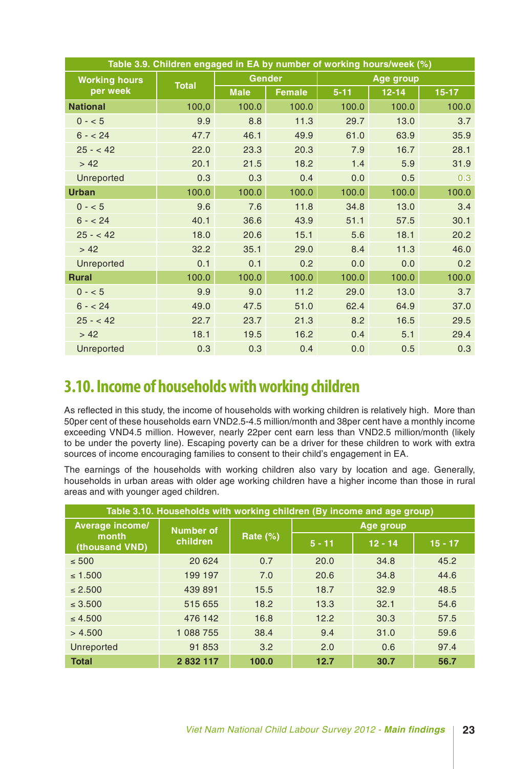| Table 3.9. Children engaged in EA by number of working hours/week (%) | | | | | | |
|---|---|---|---|---|---|---|
| Working hours per week | Total | Gender | | Age group | | |
| | | Male | Female | 5-11 | 12-14 | 15-17 |
| **National** | 100,0 | 100.0 | 100.0 | 100.0 | 100.0 | 100.0 |
| 0 - < 5 | 9.9 | 8.8 | 11.3 | 29.7 | 13.0 | 3.7 |
| 6 - < 24 | 47.7 | 46.1 | 49.9 | 61.0 | 63.9 | 35.9 |
| 25 - < 42 | 22.0 | 23.3 | 20.3 | 7.9 | 16.7 | 28.1 |
| > 42 | 20.1 | 21.5 | 18.2 | 1.4 | 5.9 | 31.9 |
| Unreported | 0.3 | 0.3 | 0.4 | 0.0 | 0.5 | 0.3 |
| **Urban** | 100.0 | 100.0 | 100.0 | 100.0 | 100.0 | 100.0 |
| 0 - < 5 | 9.6 | 7.6 | 11.8 | 34.8 | 13.0 | 3.4 |
| 6 - < 24 | 40.1 | 36.6 | 43.9 | 51.1 | 57.5 | 30.1 |
| 25 - < 42 | 18.0 | 20.6 | 15.1 | 5.6 | 18.1 | 20.2 |
| > 42 | 32.2 | 35.1 | 29.0 | 8.4 | 11.3 | 46.0 |
| Unreported | 0.1 | 0.1 | 0.2 | 0.0 | 0.0 | 0.2 |
| **Rural** | 100.0 | 100.0 | 100.0 | 100.0 | 100.0 | 100.0 |
| 0 - < 5 | 9.9 | 9.0 | 11.2 | 29.0 | 13.0 | 3.7 |
| 6 - < 24 | 49.0 | 47.5 | 51.0 | 62.4 | 64.9 | 37.0 |
| 25 - < 42 | 22.7 | 23.7 | 21.3 | 8.2 | 16.5 | 29.5 |
| > 42 | 18.1 | 19.5 | 16.2 | 0.4 | 5.1 | 29.4 |
| Unreported | 0.3 | 0.3 | 0.4 | 0.0 | 0.5 | 0.3 |

## 3.10. Income of households with working children

As reflected in this study, the income of households with working children is relatively high. More than 50per cent of these households earn VND2.5-4.5 million/month and 38per cent have a monthly income exceeding VND4.5 million. However, nearly 22per cent earn less than VND2.5 million/month (likely to be under the poverty line). Escaping poverty can be a driver for these children to work with extra sources of income encouraging families to consent to their child's engagement in EA.

The earnings of the households with working children also vary by location and age. Generally, households in urban areas with older age working children have a higher income than those in rural areas and with younger aged children.

| Table 3.10. Households with working children (By income and age group) | | | | | |
|---|---|---|---|---|---|
| Average income/ month (thousand VND) | Number of children | Rate (%) | Age group | | |
| | | | 5 - 11 | 12 - 14 | 15 - 17 |
| ≤ 500 | 20 624 | 0.7 | 20.0 | 34.8 | 45.2 |
| ≤ 1.500 | 199 197 | 7.0 | 20.6 | 34.8 | 44.6 |
| ≤ 2.500 | 439 891 | 15.5 | 18.7 | 32.9 | 48.5 |
| ≤ 3.500 | 515 655 | 18.2 | 13.3 | 32.1 | 54.6 |
| ≤ 4.500 | 476 142 | 16.8 | 12.2 | 30.3 | 57.5 |
| > 4.500 | 1 088 755 | 38.4 | 9.4 | 31.0 | 59.6 |
| Unreported | 91 853 | 3.2 | 2.0 | 0.6 | 97.4 |
| **Total** | **2 832 117** | **100.0** | **12.7** | **30.7** | **56.7** |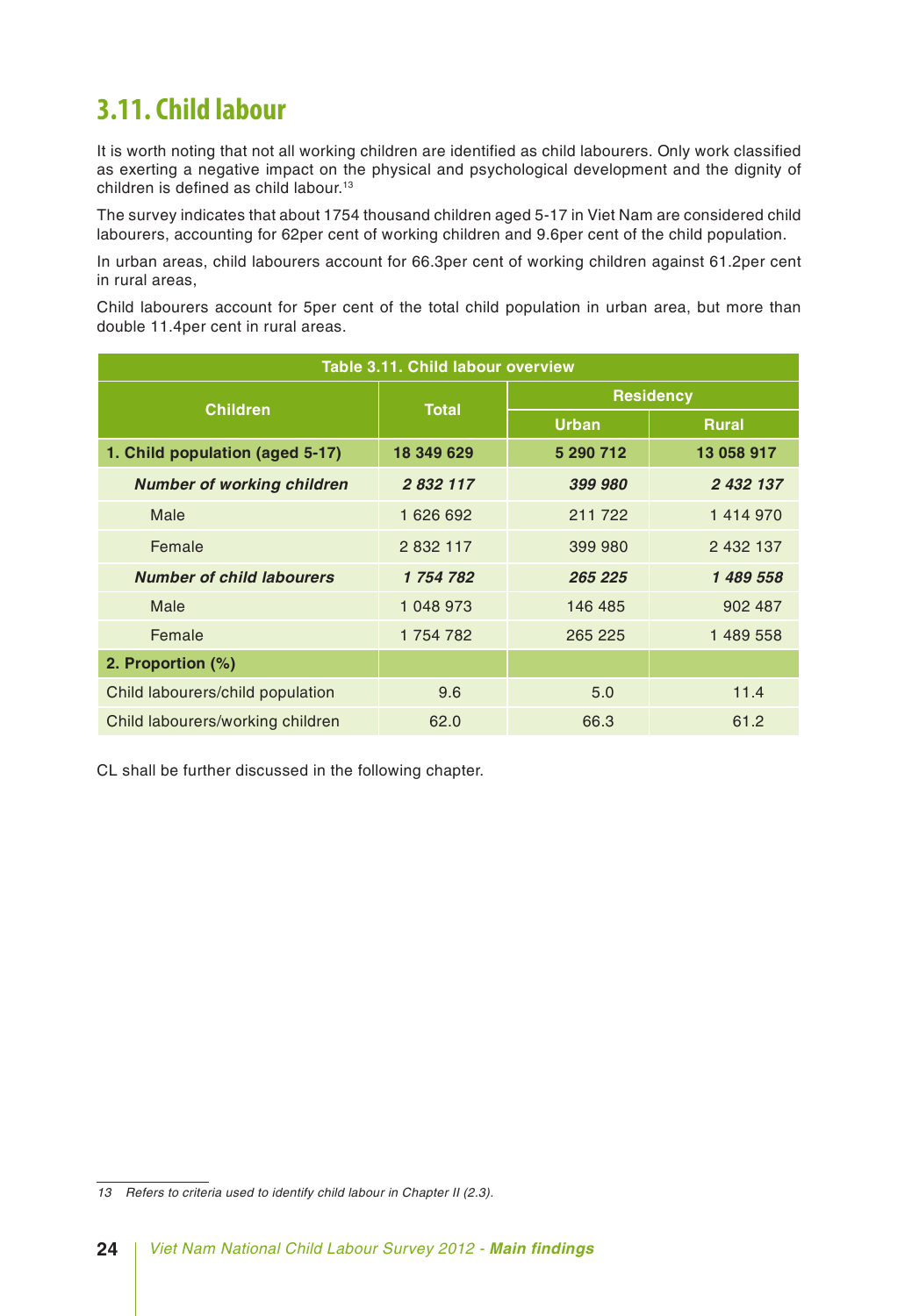## 3.11. Child labour

It is worth noting that not all working children are identified as child labourers. Only work classified as exerting a negative impact on the physical and psychological development and the dignity of children is defined as child labour.[13]

The survey indicates that about 1754 thousand children aged 5-17 in Viet Nam are considered child labourers, accounting for 62per cent of working children and 9.6per cent of the child population.

In urban areas, child labourers account for 66.3per cent of working children against 61.2per cent in rural areas,

Child labourers account for 5per cent of the total child population in urban area, but more than double 11.4per cent in rural areas.

**Table 3.11. Child labour overview**

| Children | Total | Residency | |
|---|---|---|---|
| | | Urban | Rural |
| **1. Child population (aged 5-17)** | **18 349 629** | **5 290 712** | **13 058 917** |
| ***Number of working children*** | ***2 832 117*** | ***399 980*** | ***2 432 137*** |
| Male | 1 626 692 | 211 722 | 1 414 970 |
| Female | 2 832 117 | 399 980 | 2 432 137 |
| ***Number of child labourers*** | ***1 754 782*** | ***265 225*** | ***1 489 558*** |
| Male | 1 048 973 | 146 485 | 902 487 |
| Female | 1 754 782 | 265 225 | 1 489 558 |
| **2. Proportion (%)** | | | |
| Child labourers/child population | 9.6 | 5.0 | 11.4 |
| Child labourers/working children | 62.0 | 66.3 | 61.2 |

CL shall be further discussed in the following chapter.

13 *Refers to criteria used to identify child labour in Chapter II (2.3).*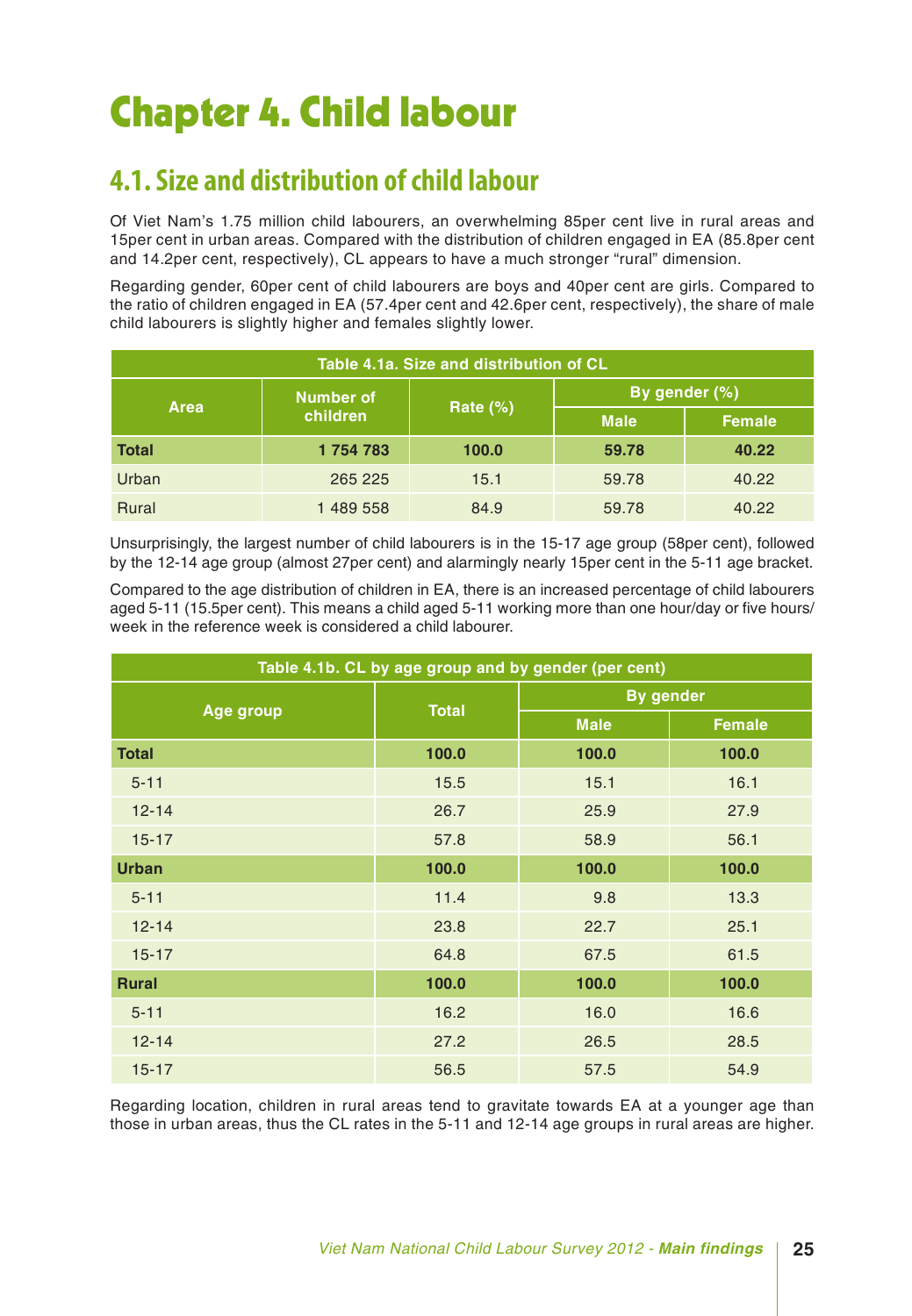# Chapter 4. Child labour

## 4.1. Size and distribution of child labour

Of Viet Nam's 1.75 million child labourers, an overwhelming 85per cent live in rural areas and 15per cent in urban areas. Compared with the distribution of children engaged in EA (85.8per cent and 14.2per cent, respectively), CL appears to have a much stronger "rural" dimension.

Regarding gender, 60per cent of child labourers are boys and 40per cent are girls. Compared to the ratio of children engaged in EA (57.4per cent and 42.6per cent, respectively), the share of male child labourers is slightly higher and females slightly lower.

**Table 4.1a. Size and distribution of CL**

| Area | Number of children | Rate (%) | By gender (%) | |
|---|---|---|---|---|
| | | | Male | Female |
| **Total** | **1 754 783** | **100.0** | **59.78** | **40.22** |
| Urban | 265 225 | 15.1 | 59.78 | 40.22 |
| Rural | 1 489 558 | 84.9 | 59.78 | 40.22 |

Unsurprisingly, the largest number of child labourers is in the 15-17 age group (58per cent), followed by the 12-14 age group (almost 27per cent) and alarmingly nearly 15per cent in the 5-11 age bracket.

Compared to the age distribution of children in EA, there is an increased percentage of child labourers aged 5-11 (15.5per cent). This means a child aged 5-11 working more than one hour/day or five hours/ week in the reference week is considered a child labourer.

**Table 4.1b. CL by age group and by gender (per cent)**

| Age group | Total | By gender | |
|---|---|---|---|
| | | Male | Female |
| **Total** | **100.0** | **100.0** | **100.0** |
| 5-11 | 15.5 | 15.1 | 16.1 |
| 12-14 | 26.7 | 25.9 | 27.9 |
| 15-17 | 57.8 | 58.9 | 56.1 |
| **Urban** | **100.0** | **100.0** | **100.0** |
| 5-11 | 11.4 | 9.8 | 13.3 |
| 12-14 | 23.8 | 22.7 | 25.1 |
| 15-17 | 64.8 | 67.5 | 61.5 |
| **Rural** | **100.0** | **100.0** | **100.0** |
| 5-11 | 16.2 | 16.0 | 16.6 |
| 12-14 | 27.2 | 26.5 | 28.5 |
| 15-17 | 56.5 | 57.5 | 54.9 |

Regarding location, children in rural areas tend to gravitate towards EA at a younger age than those in urban areas, thus the CL rates in the 5-11 and 12-14 age groups in rural areas are higher.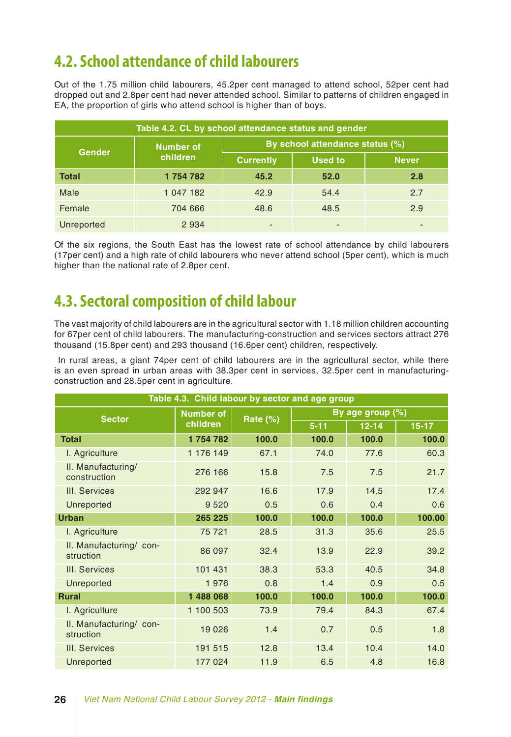## 4.2. School attendance of child labourers

Out of the 1.75 million child labourers, 45.2per cent managed to attend school, 52per cent had dropped out and 2.8per cent had never attended school. Similar to patterns of children engaged in EA, the proportion of girls who attend school is higher than of boys.

**Table 4.2. CL by school attendance status and gender**

| Gender | Number of children | By school attendance status (%) | | |
|---|---|---|---|---|
| | | Currently | Used to | Never |
| **Total** | **1 754 782** | **45.2** | **52.0** | **2.8** |
| Male | 1 047 182 | 42.9 | 54.4 | 2.7 |
| Female | 704 666 | 48.6 | 48.5 | 2.9 |
| Unreported | 2 934 | - | - | - |

Of the six regions, the South East has the lowest rate of school attendance by child labourers (17per cent) and a high rate of child labourers who never attend school (5per cent), which is much higher than the national rate of 2.8per cent.

## 4.3. Sectoral composition of child labour

The vast majority of child labourers are in the agricultural sector with 1.18 million children accounting for 67per cent of child labourers. The manufacturing-construction and services sectors attract 276 thousand (15.8per cent) and 293 thousand (16.6per cent) children, respectively.

In rural areas, a giant 74per cent of child labourers are in the agricultural sector, while there is an even spread in urban areas with 38.3per cent in services, 32.5per cent in manufacturing-construction and 28.5per cent in agriculture.

**Table 4.3. Child labour by sector and age group**

| Sector | Number of children | Rate (%) | By age group (%) | | |
|---|---|---|---|---|---|
| | | | 5-11 | 12-14 | 15-17 |
| **Total** | **1 754 782** | **100.0** | **100.0** | **100.0** | **100.0** |
| I. Agriculture | 1 176 149 | 67.1 | 74.0 | 77.6 | 60.3 |
| II. Manufacturing/ construction | 276 166 | 15.8 | 7.5 | 7.5 | 21.7 |
| III. Services | 292 947 | 16.6 | 17.9 | 14.5 | 17.4 |
| Unreported | 9 520 | 0.5 | 0.6 | 0.4 | 0.6 |
| **Urban** | **265 225** | **100.0** | **100.0** | **100.0** | **100.00** |
| I. Agriculture | 75 721 | 28.5 | 31.3 | 35.6 | 25.5 |
| II. Manufacturing/ construction | 86 097 | 32.4 | 13.9 | 22.9 | 39.2 |
| III. Services | 101 431 | 38.3 | 53.3 | 40.5 | 34.8 |
| Unreported | 1 976 | 0.8 | 1.4 | 0.9 | 0.5 |
| **Rural** | **1 488 068** | **100.0** | **100.0** | **100.0** | **100.0** |
| I. Agriculture | 1 100 503 | 73.9 | 79.4 | 84.3 | 67.4 |
| II. Manufacturing/ construction | 19 026 | 1.4 | 0.7 | 0.5 | 1.8 |
| III. Services | 191 515 | 12.8 | 13.4 | 10.4 | 14.0 |
| Unreported | 177 024 | 11.9 | 6.5 | 4.8 | 16.8 |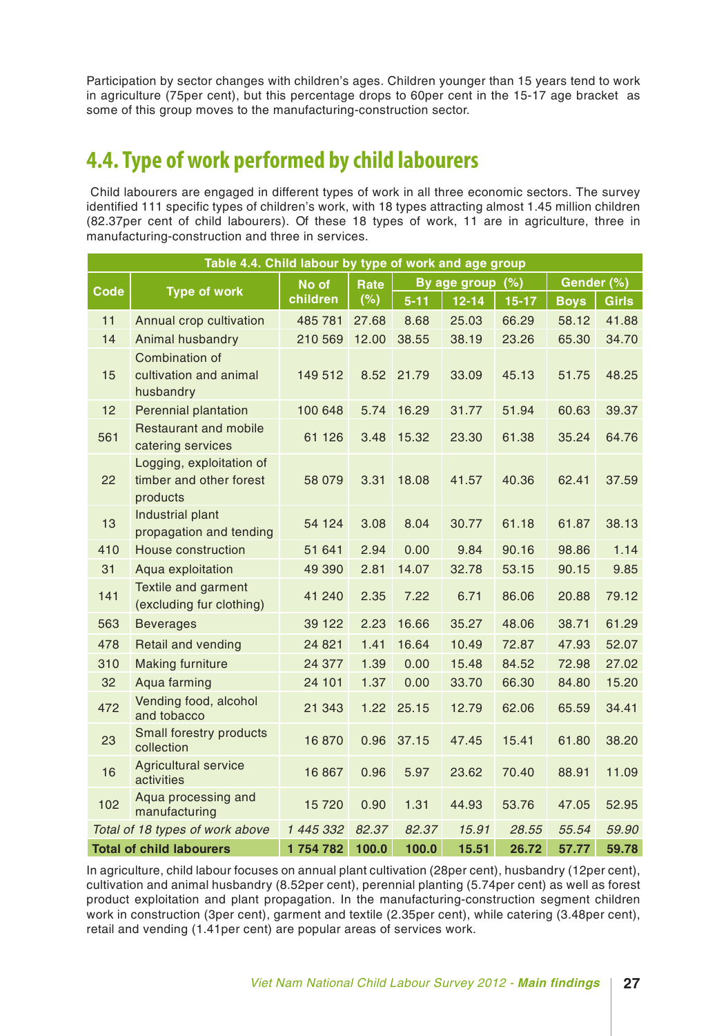Participation by sector changes with children's ages. Children younger than 15 years tend to work in agriculture (75per cent), but this percentage drops to 60per cent in the 15-17 age bracket as some of this group moves to the manufacturing-construction sector.

## 4.4. Type of work performed by child labourers

Child labourers are engaged in different types of work in all three economic sectors. The survey identified 111 specific types of children's work, with 18 types attracting almost 1.45 million children (82.37per cent of child labourers). Of these 18 types of work, 11 are in agriculture, three in manufacturing-construction and three in services.

**Table 4.4. Child labour by type of work and age group**

| Code | Type of work | No of children | Rate (%) | By age group (%) | | | Gender (%) | |
|---|---|---|---|---|---|---|---|---|
| | | | | 5-11 | 12-14 | 15-17 | Boys | Girls |
| 11 | Annual crop cultivation | 485 781 | 27.68 | 8.68 | 25.03 | 66.29 | 58.12 | 41.88 |
| 14 | Animal husbandry | 210 569 | 12.00 | 38.55 | 38.19 | 23.26 | 65.30 | 34.70 |
| 15 | Combination of cultivation and animal husbandry | 149 512 | 8.52 | 21.79 | 33.09 | 45.13 | 51.75 | 48.25 |
| 12 | Perennial plantation | 100 648 | 5.74 | 16.29 | 31.77 | 51.94 | 60.63 | 39.37 |
| 561 | Restaurant and mobile catering services | 61 126 | 3.48 | 15.32 | 23.30 | 61.38 | 35.24 | 64.76 |
| 22 | Logging, exploitation of timber and other forest products | 58 079 | 3.31 | 18.08 | 41.57 | 40.36 | 62.41 | 37.59 |
| 13 | Industrial plant propagation and tending | 54 124 | 3.08 | 8.04 | 30.77 | 61.18 | 61.87 | 38.13 |
| 410 | House construction | 51 641 | 2.94 | 0.00 | 9.84 | 90.16 | 98.86 | 1.14 |
| 31 | Aqua exploitation | 49 390 | 2.81 | 14.07 | 32.78 | 53.15 | 90.15 | 9.85 |
| 141 | Textile and garment (excluding fur clothing) | 41 240 | 2.35 | 7.22 | 6.71 | 86.06 | 20.88 | 79.12 |
| 563 | Beverages | 39 122 | 2.23 | 16.66 | 35.27 | 48.06 | 38.71 | 61.29 |
| 478 | Retail and vending | 24 821 | 1.41 | 16.64 | 10.49 | 72.87 | 47.93 | 52.07 |
| 310 | Making furniture | 24 377 | 1.39 | 0.00 | 15.48 | 84.52 | 72.98 | 27.02 |
| 32 | Aqua farming | 24 101 | 1.37 | 0.00 | 33.70 | 66.30 | 84.80 | 15.20 |
| 472 | Vending food, alcohol and tobacco | 21 343 | 1.22 | 25.15 | 12.79 | 62.06 | 65.59 | 34.41 |
| 23 | Small forestry products collection | 16 870 | 0.96 | 37.15 | 47.45 | 15.41 | 61.80 | 38.20 |
| 16 | Agricultural service activities | 16 867 | 0.96 | 5.97 | 23.62 | 70.40 | 88.91 | 11.09 |
| 102 | Aqua processing and manufacturing | 15 720 | 0.90 | 1.31 | 44.93 | 53.76 | 47.05 | 52.95 |
| *Total of 18 types of work above* | | *1 445 332* | *82.37* | *82.37* | *15.91* | *28.55* | *55.54* | *59.90* |
| **Total of child labourers** | | **1 754 782** | **100.0** | **100.0** | **15.51** | **26.72** | **57.77** | **59.78** |

In agriculture, child labour focuses on annual plant cultivation (28per cent), husbandry (12per cent), cultivation and animal husbandry (8.52per cent), perennial planting (5.74per cent) as well as forest product exploitation and plant propagation. In the manufacturing-construction segment children work in construction (3per cent), garment and textile (2.35per cent), while catering (3.48per cent), retail and vending (1.41per cent) are popular areas of services work.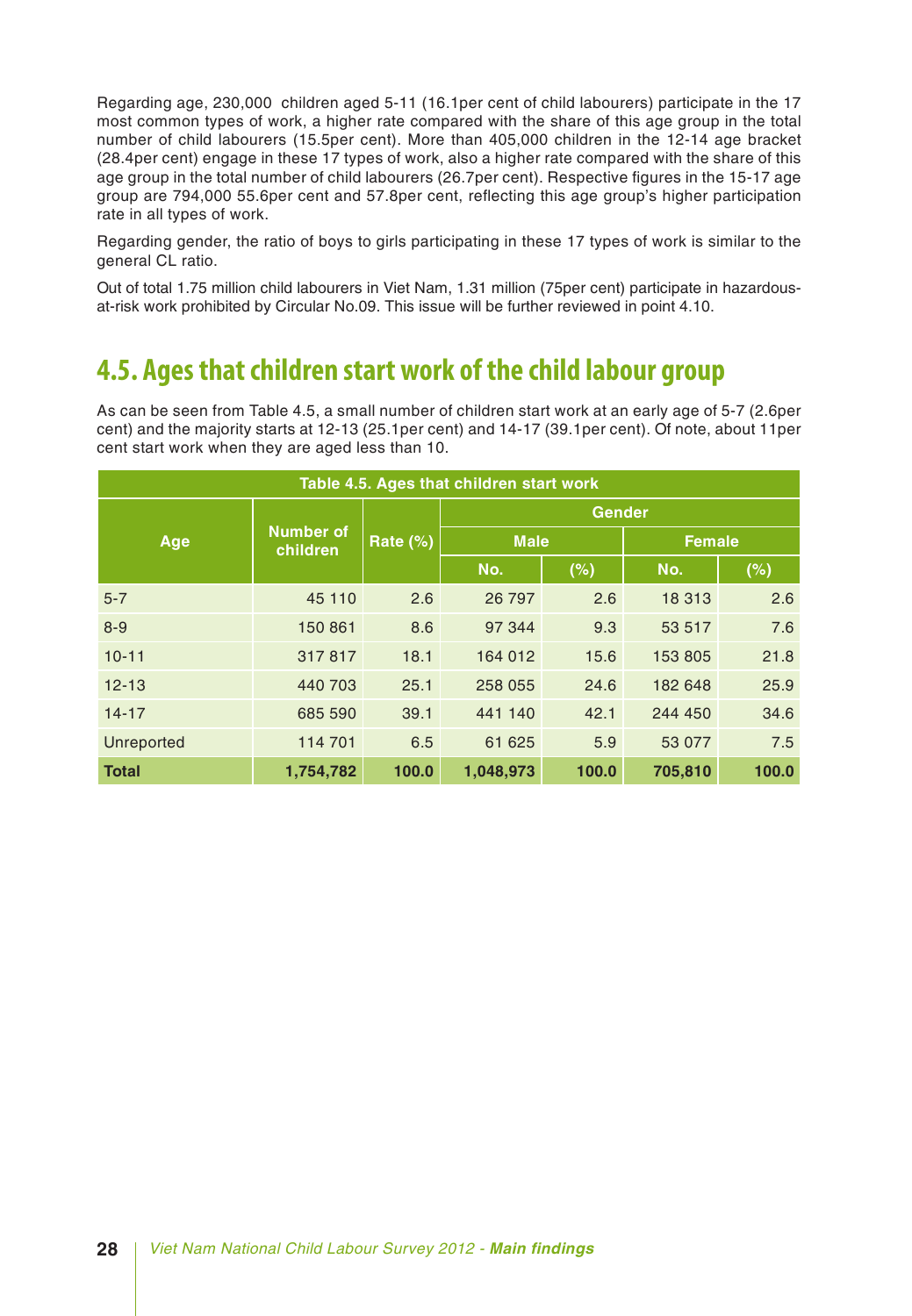Regarding age, 230,000 children aged 5-11 (16.1per cent of child labourers) participate in the 17 most common types of work, a higher rate compared with the share of this age group in the total number of child labourers (15.5per cent). More than 405,000 children in the 12-14 age bracket (28.4per cent) engage in these 17 types of work, also a higher rate compared with the share of this age group in the total number of child labourers (26.7per cent). Respective figures in the 15-17 age group are 794,000 55.6per cent and 57.8per cent, reflecting this age group's higher participation rate in all types of work.

Regarding gender, the ratio of boys to girls participating in these 17 types of work is similar to the general CL ratio.

Out of total 1.75 million child labourers in Viet Nam, 1.31 million (75per cent) participate in hazardous-at-risk work prohibited by Circular No.09. This issue will be further reviewed in point 4.10.

## 4.5. Ages that children start work of the child labour group

As can be seen from Table 4.5, a small number of children start work at an early age of 5-7 (2.6per cent) and the majority starts at 12-13 (25.1per cent) and 14-17 (39.1per cent). Of note, about 11per cent start work when they are aged less than 10.

**Table 4.5. Ages that children start work**

| Age | Number of children | Rate (%) | Gender | | | |
|---|---|---|---|---|---|---|
| | | | Male | | Female | |
| | | | No. | (%) | No. | (%) |
| 5-7 | 45 110 | 2.6 | 26 797 | 2.6 | 18 313 | 2.6 |
| 8-9 | 150 861 | 8.6 | 97 344 | 9.3 | 53 517 | 7.6 |
| 10-11 | 317 817 | 18.1 | 164 012 | 15.6 | 153 805 | 21.8 |
| 12-13 | 440 703 | 25.1 | 258 055 | 24.6 | 182 648 | 25.9 |
| 14-17 | 685 590 | 39.1 | 441 140 | 42.1 | 244 450 | 34.6 |
| Unreported | 114 701 | 6.5 | 61 625 | 5.9 | 53 077 | 7.5 |
| **Total** | **1,754,782** | **100.0** | **1,048,973** | **100.0** | **705,810** | **100.0** |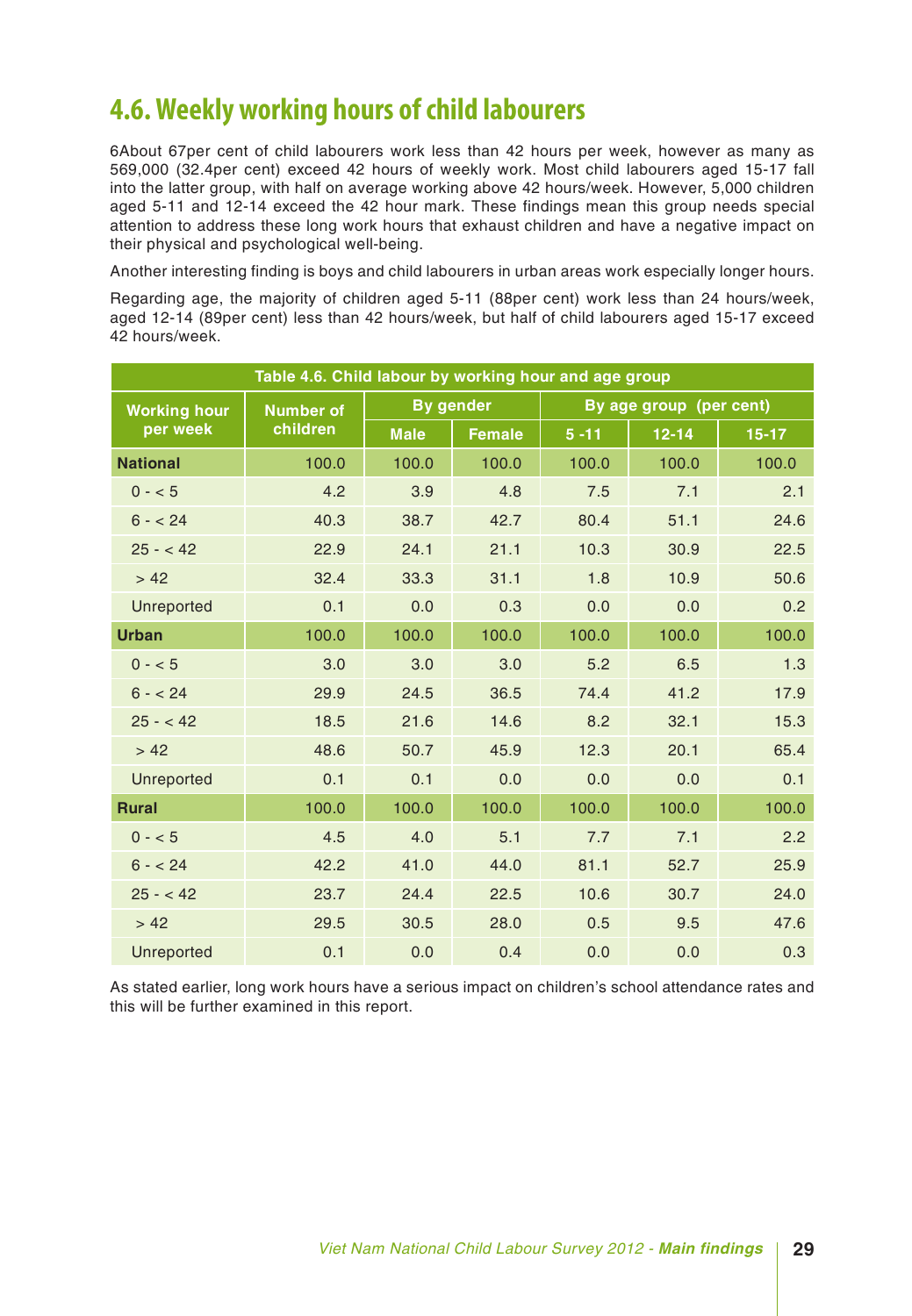## 4.6. Weekly working hours of child labourers

6About 67per cent of child labourers work less than 42 hours per week, however as many as 569,000 (32.4per cent) exceed 42 hours of weekly work. Most child labourers aged 15-17 fall into the latter group, with half on average working above 42 hours/week. However, 5,000 children aged 5-11 and 12-14 exceed the 42 hour mark. These findings mean this group needs special attention to address these long work hours that exhaust children and have a negative impact on their physical and psychological well-being.

Another interesting finding is boys and child labourers in urban areas work especially longer hours.

Regarding age, the majority of children aged 5-11 (88per cent) work less than 24 hours/week, aged 12-14 (89per cent) less than 42 hours/week, but half of child labourers aged 15-17 exceed 42 hours/week.

**Table 4.6. Child labour by working hour and age group**

| Working hour per week | Number of children | By gender | | By age group (per cent) | | |
|---|---|---|---|---|---|---|
| | | Male | Female | 5 -11 | 12-14 | 15-17 |
| **National** | 100.0 | 100.0 | 100.0 | 100.0 | 100.0 | 100.0 |
| 0 - < 5 | 4.2 | 3.9 | 4.8 | 7.5 | 7.1 | 2.1 |
| 6 - < 24 | 40.3 | 38.7 | 42.7 | 80.4 | 51.1 | 24.6 |
| 25 - < 42 | 22.9 | 24.1 | 21.1 | 10.3 | 30.9 | 22.5 |
| > 42 | 32.4 | 33.3 | 31.1 | 1.8 | 10.9 | 50.6 |
| Unreported | 0.1 | 0.0 | 0.3 | 0.0 | 0.0 | 0.2 |
| **Urban** | 100.0 | 100.0 | 100.0 | 100.0 | 100.0 | 100.0 |
| 0 - < 5 | 3.0 | 3.0 | 3.0 | 5.2 | 6.5 | 1.3 |
| 6 - < 24 | 29.9 | 24.5 | 36.5 | 74.4 | 41.2 | 17.9 |
| 25 - < 42 | 18.5 | 21.6 | 14.6 | 8.2 | 32.1 | 15.3 |
| > 42 | 48.6 | 50.7 | 45.9 | 12.3 | 20.1 | 65.4 |
| Unreported | 0.1 | 0.1 | 0.0 | 0.0 | 0.0 | 0.1 |
| **Rural** | 100.0 | 100.0 | 100.0 | 100.0 | 100.0 | 100.0 |
| 0 - < 5 | 4.5 | 4.0 | 5.1 | 7.7 | 7.1 | 2.2 |
| 6 - < 24 | 42.2 | 41.0 | 44.0 | 81.1 | 52.7 | 25.9 |
| 25 - < 42 | 23.7 | 24.4 | 22.5 | 10.6 | 30.7 | 24.0 |
| > 42 | 29.5 | 30.5 | 28.0 | 0.5 | 9.5 | 47.6 |
| Unreported | 0.1 | 0.0 | 0.4 | 0.0 | 0.0 | 0.3 |

As stated earlier, long work hours have a serious impact on children's school attendance rates and this will be further examined in this report.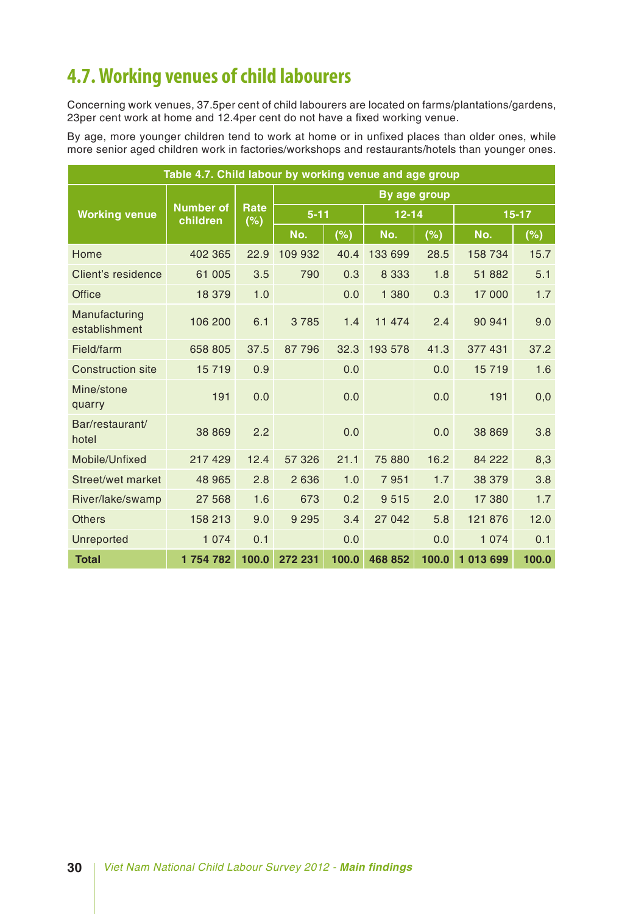## 4.7. Working venues of child labourers

Concerning work venues, 37.5per cent of child labourers are located on farms/plantations/gardens, 23per cent work at home and 12.4per cent do not have a fixed working venue.

By age, more younger children tend to work at home or in unfixed places than older ones, while more senior aged children work in factories/workshops and restaurants/hotels than younger ones.

| Table 4.7. Child labour by working venue and age group | | | | | | | | |
|---|---|---|---|---|---|---|---|---|
| Working venue | Number of children | Rate (%) | By age group | | | | | |
| | | | 5-11 | | 12-14 | | 15-17 | |
| | | | No. | (%) | No. | (%) | No. | (%) |
| Home | 402 365 | 22.9 | 109 932 | 40.4 | 133 699 | 28.5 | 158 734 | 15.7 |
| Client's residence | 61 005 | 3.5 | 790 | 0.3 | 8 333 | 1.8 | 51 882 | 5.1 |
| Office | 18 379 | 1.0 | | 0.0 | 1 380 | 0.3 | 17 000 | 1.7 |
| Manufacturing establishment | 106 200 | 6.1 | 3 785 | 1.4 | 11 474 | 2.4 | 90 941 | 9.0 |
| Field/farm | 658 805 | 37.5 | 87 796 | 32.3 | 193 578 | 41.3 | 377 431 | 37.2 |
| Construction site | 15 719 | 0.9 | | 0.0 | | 0.0 | 15 719 | 1.6 |
| Mine/stone quarry | 191 | 0.0 | | 0.0 | | 0.0 | 191 | 0,0 |
| Bar/restaurant/ hotel | 38 869 | 2.2 | | 0.0 | | 0.0 | 38 869 | 3.8 |
| Mobile/Unfixed | 217 429 | 12.4 | 57 326 | 21.1 | 75 880 | 16.2 | 84 222 | 8,3 |
| Street/wet market | 48 965 | 2.8 | 2 636 | 1.0 | 7 951 | 1.7 | 38 379 | 3.8 |
| River/lake/swamp | 27 568 | 1.6 | 673 | 0.2 | 9 515 | 2.0 | 17 380 | 1.7 |
| Others | 158 213 | 9.0 | 9 295 | 3.4 | 27 042 | 5.8 | 121 876 | 12.0 |
| Unreported | 1 074 | 0.1 | | 0.0 | | 0.0 | 1 074 | 0.1 |
| **Total** | **1 754 782** | **100.0** | **272 231** | **100.0** | **468 852** | **100.0** | **1 013 699** | **100.0** |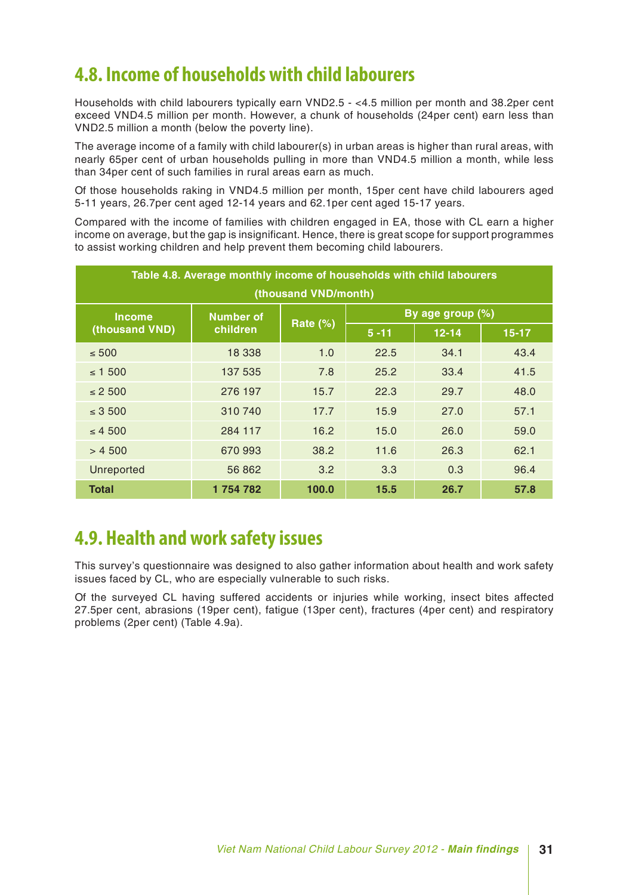## 4.8. Income of households with child labourers

Households with child labourers typically earn VND2.5 - <4.5 million per month and 38.2per cent exceed VND4.5 million per month. However, a chunk of households (24per cent) earn less than VND2.5 million a month (below the poverty line).

The average income of a family with child labourer(s) in urban areas is higher than rural areas, with nearly 65per cent of urban households pulling in more than VND4.5 million a month, while less than 34per cent of such families in rural areas earn as much.

Of those households raking in VND4.5 million per month, 15per cent have child labourers aged 5-11 years, 26.7per cent aged 12-14 years and 62.1per cent aged 15-17 years.

Compared with the income of families with children engaged in EA, those with CL earn a higher income on average, but the gap is insignificant. Hence, there is great scope for support programmes to assist working children and help prevent them becoming child labourers.

**Table 4.8. Average monthly income of households with child labourers (thousand VND/month)**

| Income (thousand VND) | Number of children | Rate (%) | By age group (%) | | |
|---|---|---|---|---|---|
| | | | 5 -11 | 12-14 | 15-17 |
| ≤ 500 | 18 338 | 1.0 | 22.5 | 34.1 | 43.4 |
| ≤ 1 500 | 137 535 | 7.8 | 25.2 | 33.4 | 41.5 |
| ≤ 2 500 | 276 197 | 15.7 | 22.3 | 29.7 | 48.0 |
| ≤ 3 500 | 310 740 | 17.7 | 15.9 | 27.0 | 57.1 |
| ≤ 4 500 | 284 117 | 16.2 | 15.0 | 26.0 | 59.0 |
| > 4 500 | 670 993 | 38.2 | 11.6 | 26.3 | 62.1 |
| Unreported | 56 862 | 3.2 | 3.3 | 0.3 | 96.4 |
| **Total** | **1 754 782** | **100.0** | **15.5** | **26.7** | **57.8** |

## 4.9. Health and work safety issues

This survey's questionnaire was designed to also gather information about health and work safety issues faced by CL, who are especially vulnerable to such risks.

Of the surveyed CL having suffered accidents or injuries while working, insect bites affected 27.5per cent, abrasions (19per cent), fatigue (13per cent), fractures (4per cent) and respiratory problems (2per cent) (Table 4.9a).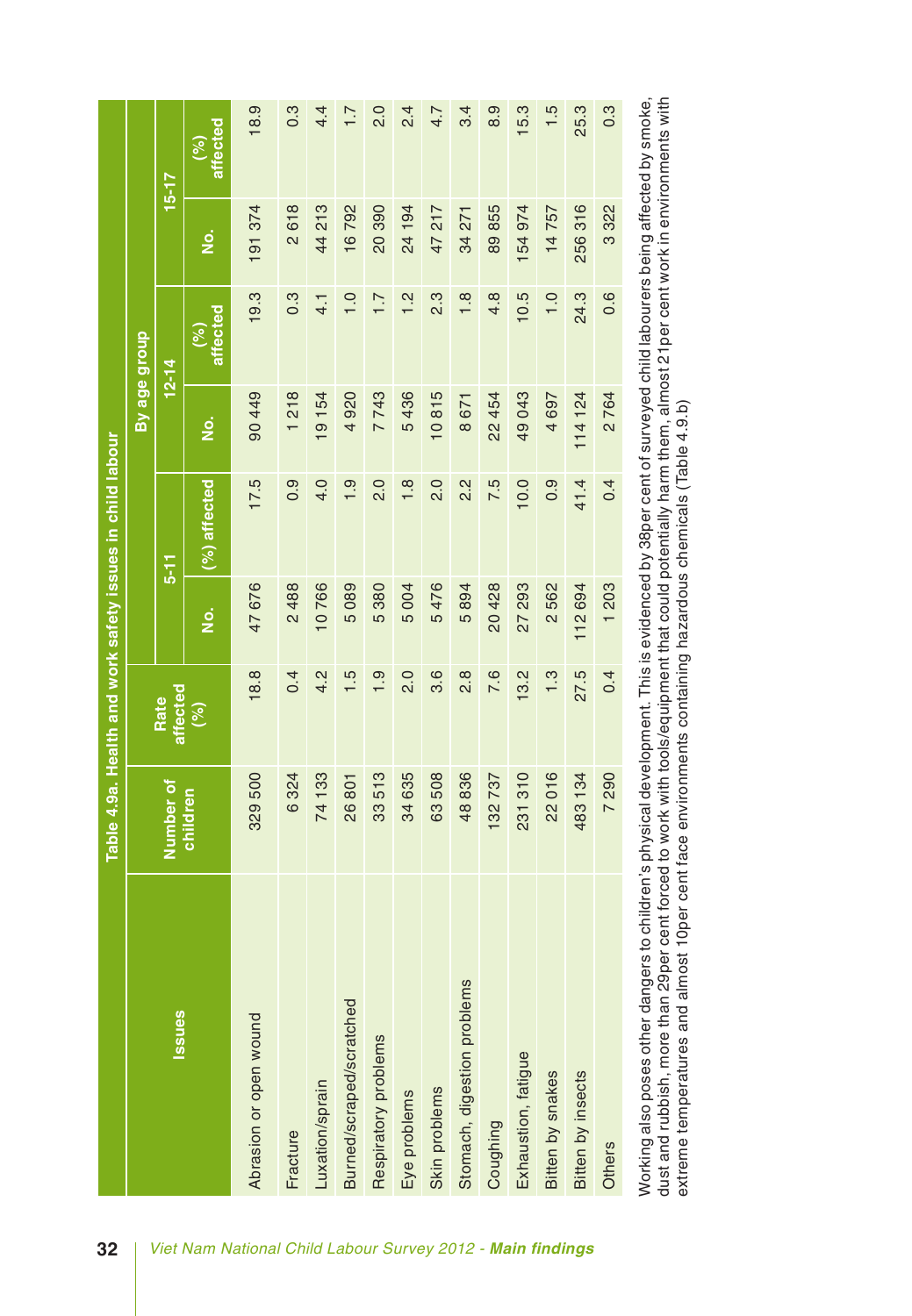Table 4.9a. Health and work safety issues in child labour

| Issues | Number of children | Rate affected (%) | By age group | | | | | |
|---|---|---|---|---|---|---|---|---|
| | | | 5-11 | | 12-14 | | 15-17 | |
| | | | No. | (%) affected | No. | (%) affected | No. | (%) affected |
| Abrasion or open wound | 329 500 | 18.8 | 47 676 | 17.5 | 90 449 | 19.3 | 191 374 | 18.9 |
| Fracture | 6 324 | 0.4 | 2 488 | 0.9 | 1 218 | 0.3 | 2 618 | 0.3 |
| Luxation/sprain | 74 133 | 4.2 | 10 766 | 4.0 | 19 154 | 4.1 | 44 213 | 4.4 |
| Burned/scraped/scratched | 26 801 | 1.5 | 5 089 | 1.9 | 4 920 | 1.0 | 16 792 | 1.7 |
| Respiratory problems | 33 513 | 1.9 | 5 380 | 2.0 | 7 743 | 1.7 | 20 390 | 2.0 |
| Eye problems | 34 635 | 2.0 | 5 004 | 1.8 | 5 436 | 1.2 | 24 194 | 2.4 |
| Skin problems | 63 508 | 3.6 | 5 476 | 2.0 | 10 815 | 2.3 | 47 217 | 4.7 |
| Stomach, digestion problems | 48 836 | 2.8 | 5 894 | 2.2 | 8 671 | 1.8 | 34 271 | 3.4 |
| Coughing | 132 737 | 7.6 | 20 428 | 7.5 | 22 454 | 4.8 | 89 855 | 8.9 |
| Exhaustion, fatigue | 231 310 | 13.2 | 27 293 | 10.0 | 49 043 | 10.5 | 154 974 | 15.3 |
| Bitten by snakes | 22 016 | 1.3 | 2 562 | 0.9 | 4 697 | 1.0 | 14 757 | 1.5 |
| Bitten by insects | 483 134 | 27.5 | 112 694 | 41.4 | 114 124 | 24.3 | 256 316 | 25.3 |
| Others | 7 290 | 0.4 | 1 203 | 0.4 | 2 764 | 0.6 | 3 322 | 0.3 |

Working also poses other dangers to children's physical development. This is evidenced by 38per cent of surveyed child labourers being affected by smoke, dust and rubbish, more than 29per cent forced to work with tools/equipment that could potentially harm them, almost 21per cent work in environments with extreme temperatures and almost 10per cent face environments containing hazardous chemicals (Table 4.9.b)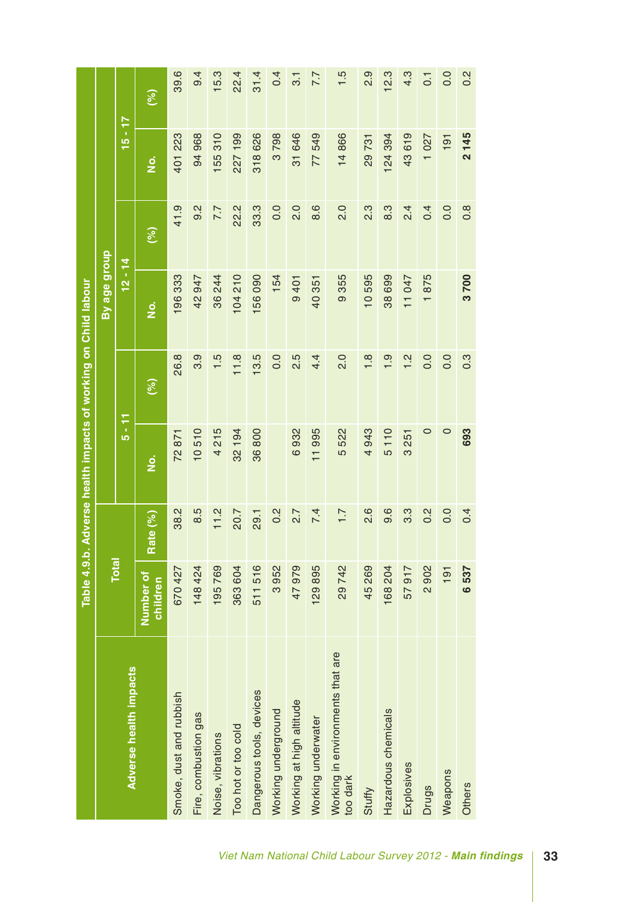**Table 4.9.b. Adverse health impacts of working on Child labour**

| Adverse health impacts | Total | | By age group | | | | | |
|---|---|---|---|---|---|---|---|---|
| | | | 5 - 11 | | 12 - 14 | | 15 - 17 | |
| | Number of children | Rate (%) | No. | (%) | No. | (%) | No. | (%) |
| Smoke, dust and rubbish | 670 427 | 38.2 | 72 871 | 26.8 | 196 333 | 41.9 | 401 223 | 39.6 |
| Fire, combustion gas | 148 424 | 8.5 | 10 510 | 3.9 | 42 947 | 9.2 | 94 968 | 9.4 |
| Noise, vibrations | 195 769 | 11.2 | 4 215 | 1.5 | 36 244 | 7.7 | 155 310 | 15.3 |
| Too hot or too cold | 363 604 | 20.7 | 32 194 | 11.8 | 104 210 | 22.2 | 227 199 | 22.4 |
| Dangerous tools, devices | 511 516 | 29.1 | 36 800 | 13.5 | 156 090 | 33.3 | 318 626 | 31.4 |
| Working underground | 3 952 | 0.2 | | 0.0 | 154 | 0.0 | 3 798 | 0.4 |
| Working at high altitude | 47 979 | 2.7 | 6 932 | 2.5 | 9 401 | 2.0 | 31 646 | 3.1 |
| Working underwater | 129 895 | 7.4 | 11 995 | 4.4 | 40 351 | 8.6 | 77 549 | 7.7 |
| Working in environments that are too dark | 29 742 | 1.7 | 5 522 | 2.0 | 9 355 | 2.0 | 14 866 | 1.5 |
| Stuffy | 45 269 | 2.6 | 4 943 | 1.8 | 10 595 | 2.3 | 29 731 | 2.9 |
| Hazardous chemicals | 168 204 | 9.6 | 5 110 | 1.9 | 38 699 | 8.3 | 124 394 | 12.3 |
| Explosives | 57 917 | 3.3 | 3 251 | 1.2 | 11 047 | 2.4 | 43 619 | 4.3 |
| Drugs | 2 902 | 0.2 | 0 | 0.0 | 1 875 | 0.4 | 1 027 | 0.1 |
| Weapons | 191 | 0.0 | 0 | 0.0 | | 0.0 | 191 | 0.0 |
| Others | 6 537 | 0.4 | 693 | 0.3 | 3 700 | 0.8 | 2 145 | 0.2 |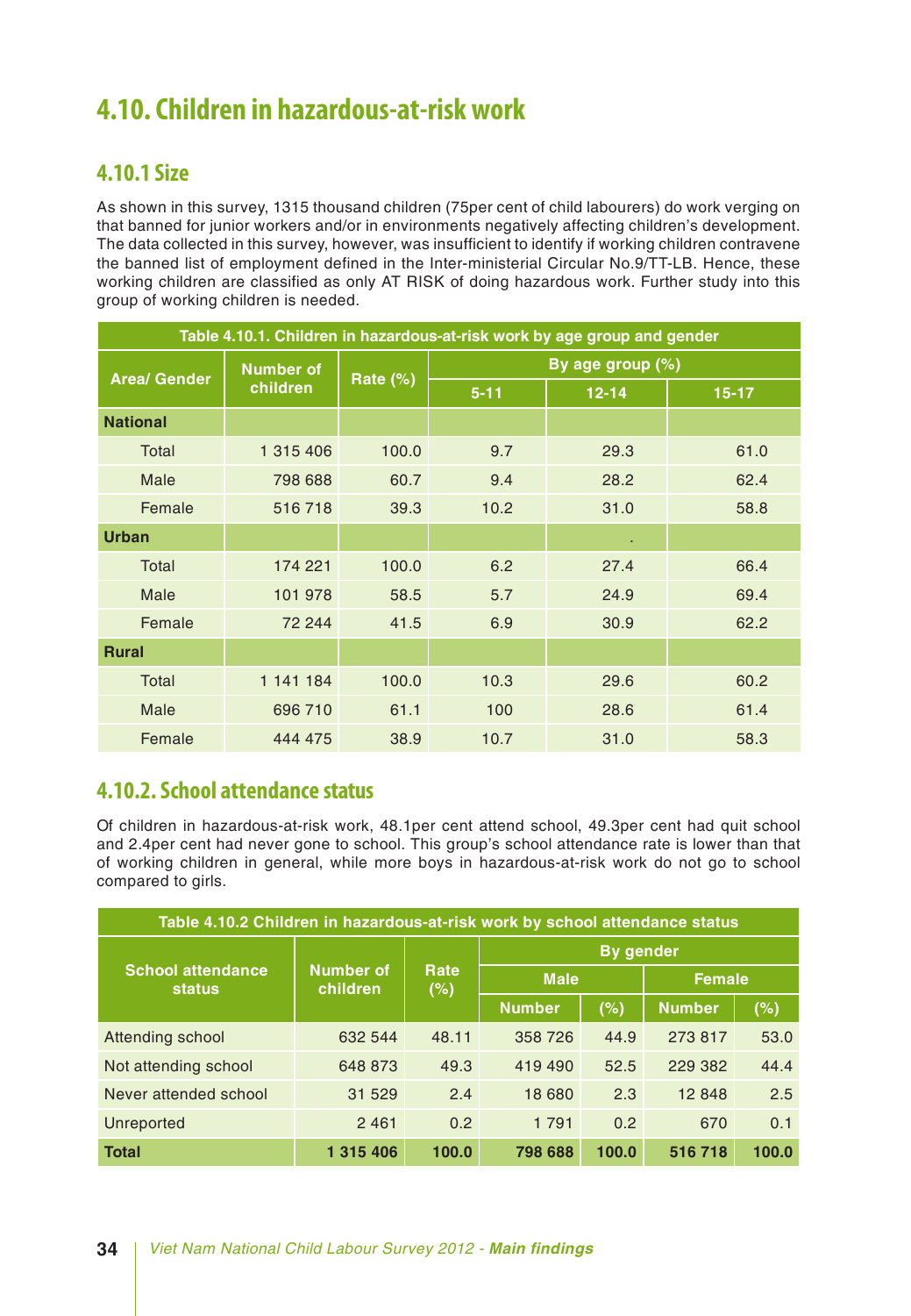# 4.10. Children in hazardous-at-risk work

## 4.10.1 Size

As shown in this survey, 1315 thousand children (75per cent of child labourers) do work verging on that banned for junior workers and/or in environments negatively affecting children's development. The data collected in this survey, however, was insufficient to identify if working children contravene the banned list of employment defined in the Inter-ministerial Circular No.9/TT-LB. Hence, these working children are classified as only AT RISK of doing hazardous work. Further study into this group of working children is needed.

**Table 4.10.1. Children in hazardous-at-risk work by age group and gender**

| Area/ Gender | Number of children | Rate (%) | By age group (%) | | |
|---|---|---|---|---|---|
| | | | 5-11 | 12-14 | 15-17 |
| **National** | | | | | |
| Total | 1 315 406 | 100.0 | 9.7 | 29.3 | 61.0 |
| Male | 798 688 | 60.7 | 9.4 | 28.2 | 62.4 |
| Female | 516 718 | 39.3 | 10.2 | 31.0 | 58.8 |
| **Urban** | | | | . | |
| Total | 174 221 | 100.0 | 6.2 | 27.4 | 66.4 |
| Male | 101 978 | 58.5 | 5.7 | 24.9 | 69.4 |
| Female | 72 244 | 41.5 | 6.9 | 30.9 | 62.2 |
| **Rural** | | | | | |
| Total | 1 141 184 | 100.0 | 10.3 | 29.6 | 60.2 |
| Male | 696 710 | 61.1 | 100 | 28.6 | 61.4 |
| Female | 444 475 | 38.9 | 10.7 | 31.0 | 58.3 |

## 4.10.2. School attendance status

Of children in hazardous-at-risk work, 48.1per cent attend school, 49.3per cent had quit school and 2.4per cent had never gone to school. This group's school attendance rate is lower than that of working children in general, while more boys in hazardous-at-risk work do not go to school compared to girls.

**Table 4.10.2 Children in hazardous-at-risk work by school attendance status**

| School attendance status | Number of children | Rate (%) | By gender | | | |
|---|---|---|---|---|---|---|
| | | | Male | | Female | |
| | | | Number | (%) | Number | (%) |
| Attending school | 632 544 | 48.11 | 358 726 | 44.9 | 273 817 | 53.0 |
| Not attending school | 648 873 | 49.3 | 419 490 | 52.5 | 229 382 | 44.4 |
| Never attended school | 31 529 | 2.4 | 18 680 | 2.3 | 12 848 | 2.5 |
| Unreported | 2 461 | 0.2 | 1 791 | 0.2 | 670 | 0.1 |
| **Total** | **1 315 406** | **100.0** | **798 688** | **100.0** | **516 718** | **100.0** |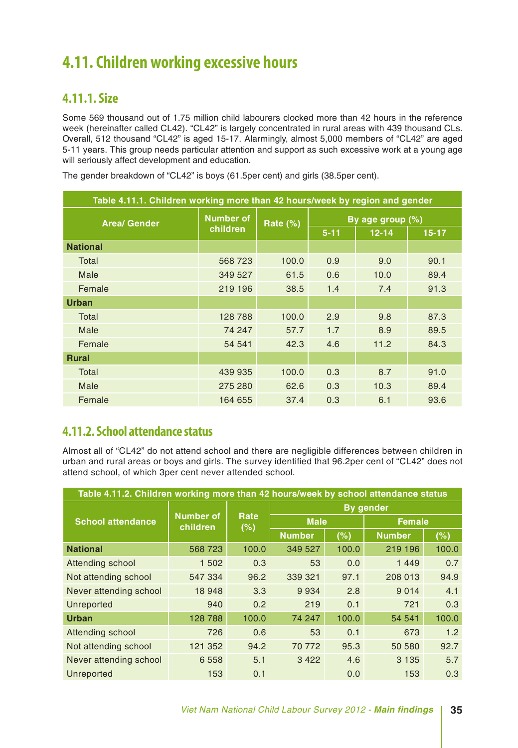# 4.11. Children working excessive hours

## 4.11.1. Size

Some 569 thousand out of 1.75 million child labourers clocked more than 42 hours in the reference week (hereinafter called CL42). "CL42" is largely concentrated in rural areas with 439 thousand CLs. Overall, 512 thousand "CL42" is aged 15-17. Alarmingly, almost 5,000 members of "CL42" are aged 5-11 years. This group needs particular attention and support as such excessive work at a young age will seriously affect development and education.

The gender breakdown of "CL42" is boys (61.5per cent) and girls (38.5per cent).

**Table 4.11.1. Children working more than 42 hours/week by region and gender**

| Area/ Gender | Number of children | Rate (%) | By age group (%) | | |
|---|---|---|---|---|---|
| | | | 5-11 | 12-14 | 15-17 |
| **National** | | | | | |
| Total | 568 723 | 100.0 | 0.9 | 9.0 | 90.1 |
| Male | 349 527 | 61.5 | 0.6 | 10.0 | 89.4 |
| Female | 219 196 | 38.5 | 1.4 | 7.4 | 91.3 |
| **Urban** | | | | | |
| Total | 128 788 | 100.0 | 2.9 | 9.8 | 87.3 |
| Male | 74 247 | 57.7 | 1.7 | 8.9 | 89.5 |
| Female | 54 541 | 42.3 | 4.6 | 11.2 | 84.3 |
| **Rural** | | | | | |
| Total | 439 935 | 100.0 | 0.3 | 8.7 | 91.0 |
| Male | 275 280 | 62.6 | 0.3 | 10.3 | 89.4 |
| Female | 164 655 | 37.4 | 0.3 | 6.1 | 93.6 |

## 4.11.2. School attendance status

Almost all of "CL42" do not attend school and there are negligible differences between children in urban and rural areas or boys and girls. The survey identified that 96.2per cent of "CL42" does not attend school, of which 3per cent never attended school.

**Table 4.11.2. Children working more than 42 hours/week by school attendance status**

| School attendance | Number of children | Rate (%) | By gender | | | |
|---|---|---|---|---|---|---|
| | | | Male | | Female | |
| | | | Number | (%) | Number | (%) |
| **National** | 568 723 | 100.0 | 349 527 | 100.0 | 219 196 | 100.0 |
| Attending school | 1 502 | 0.3 | 53 | 0.0 | 1 449 | 0.7 |
| Not attending school | 547 334 | 96.2 | 339 321 | 97.1 | 208 013 | 94.9 |
| Never attending school | 18 948 | 3.3 | 9 934 | 2.8 | 9 014 | 4.1 |
| Unreported | 940 | 0.2 | 219 | 0.1 | 721 | 0.3 |
| **Urban** | 128 788 | 100.0 | 74 247 | 100.0 | 54 541 | 100.0 |
| Attending school | 726 | 0.6 | 53 | 0.1 | 673 | 1.2 |
| Not attending school | 121 352 | 94.2 | 70 772 | 95.3 | 50 580 | 92.7 |
| Never attending school | 6 558 | 5.1 | 3 422 | 4.6 | 3 135 | 5.7 |
| Unreported | 153 | 0.1 | | 0.0 | 153 | 0.3 |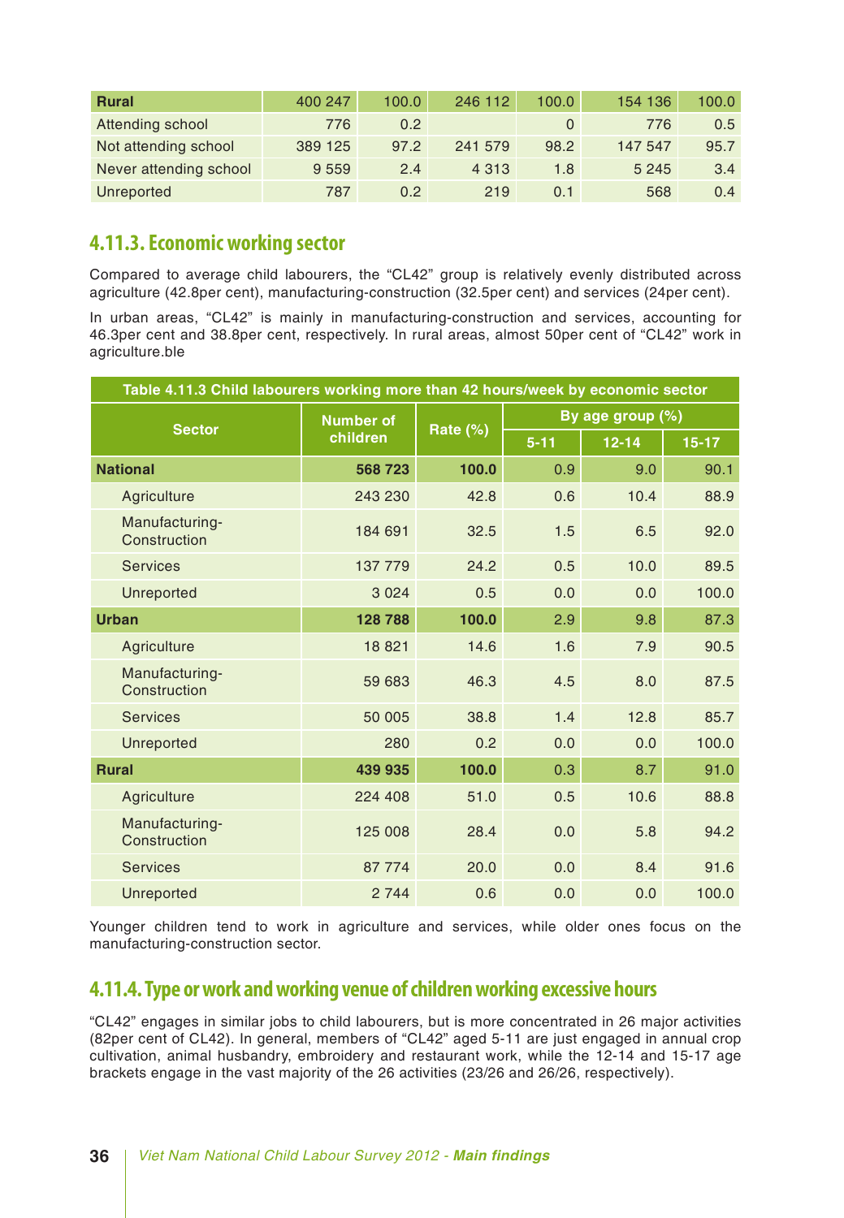| Rural | 400 247 | 100.0 | 246 112 | 100.0 | 154 136 | 100.0 |
|---|---|---|---|---|---|---|
| Attending school | 776 | 0.2 | | 0 | 776 | 0.5 |
| Not attending school | 389 125 | 97.2 | 241 579 | 98.2 | 147 547 | 95.7 |
| Never attending school | 9 559 | 2.4 | 4 313 | 1.8 | 5 245 | 3.4 |
| Unreported | 787 | 0.2 | 219 | 0.1 | 568 | 0.4 |

## 4.11.3. Economic working sector

Compared to average child labourers, the "CL42" group is relatively evenly distributed across agriculture (42.8per cent), manufacturing-construction (32.5per cent) and services (24per cent).

In urban areas, "CL42" is mainly in manufacturing-construction and services, accounting for 46.3per cent and 38.8per cent, respectively. In rural areas, almost 50per cent of "CL42" work in agriculture.ble

Table 4.11.3 Child labourers working more than 42 hours/week by economic sector

| Sector | Number of children | Rate (%) | By age group (%) | | |
|---|---|---|---|---|---|
| | | | 5-11 | 12-14 | 15-17 |
| **National** | **568 723** | **100.0** | 0.9 | 9.0 | 90.1 |
| Agriculture | 243 230 | 42.8 | 0.6 | 10.4 | 88.9 |
| Manufacturing-Construction | 184 691 | 32.5 | 1.5 | 6.5 | 92.0 |
| Services | 137 779 | 24.2 | 0.5 | 10.0 | 89.5 |
| Unreported | 3 024 | 0.5 | 0.0 | 0.0 | 100.0 |
| **Urban** | **128 788** | **100.0** | 2.9 | 9.8 | 87.3 |
| Agriculture | 18 821 | 14.6 | 1.6 | 7.9 | 90.5 |
| Manufacturing-Construction | 59 683 | 46.3 | 4.5 | 8.0 | 87.5 |
| Services | 50 005 | 38.8 | 1.4 | 12.8 | 85.7 |
| Unreported | 280 | 0.2 | 0.0 | 0.0 | 100.0 |
| **Rural** | **439 935** | **100.0** | 0.3 | 8.7 | 91.0 |
| Agriculture | 224 408 | 51.0 | 0.5 | 10.6 | 88.8 |
| Manufacturing-Construction | 125 008 | 28.4 | 0.0 | 5.8 | 94.2 |
| Services | 87 774 | 20.0 | 0.0 | 8.4 | 91.6 |
| Unreported | 2 744 | 0.6 | 0.0 | 0.0 | 100.0 |

Younger children tend to work in agriculture and services, while older ones focus on the manufacturing-construction sector.

## 4.11.4. Type or work and working venue of children working excessive hours

"CL42" engages in similar jobs to child labourers, but is more concentrated in 26 major activities (82per cent of CL42). In general, members of "CL42" aged 5-11 are just engaged in annual crop cultivation, animal husbandry, embroidery and restaurant work, while the 12-14 and 15-17 age brackets engage in the vast majority of the 26 activities (23/26 and 26/26, respectively).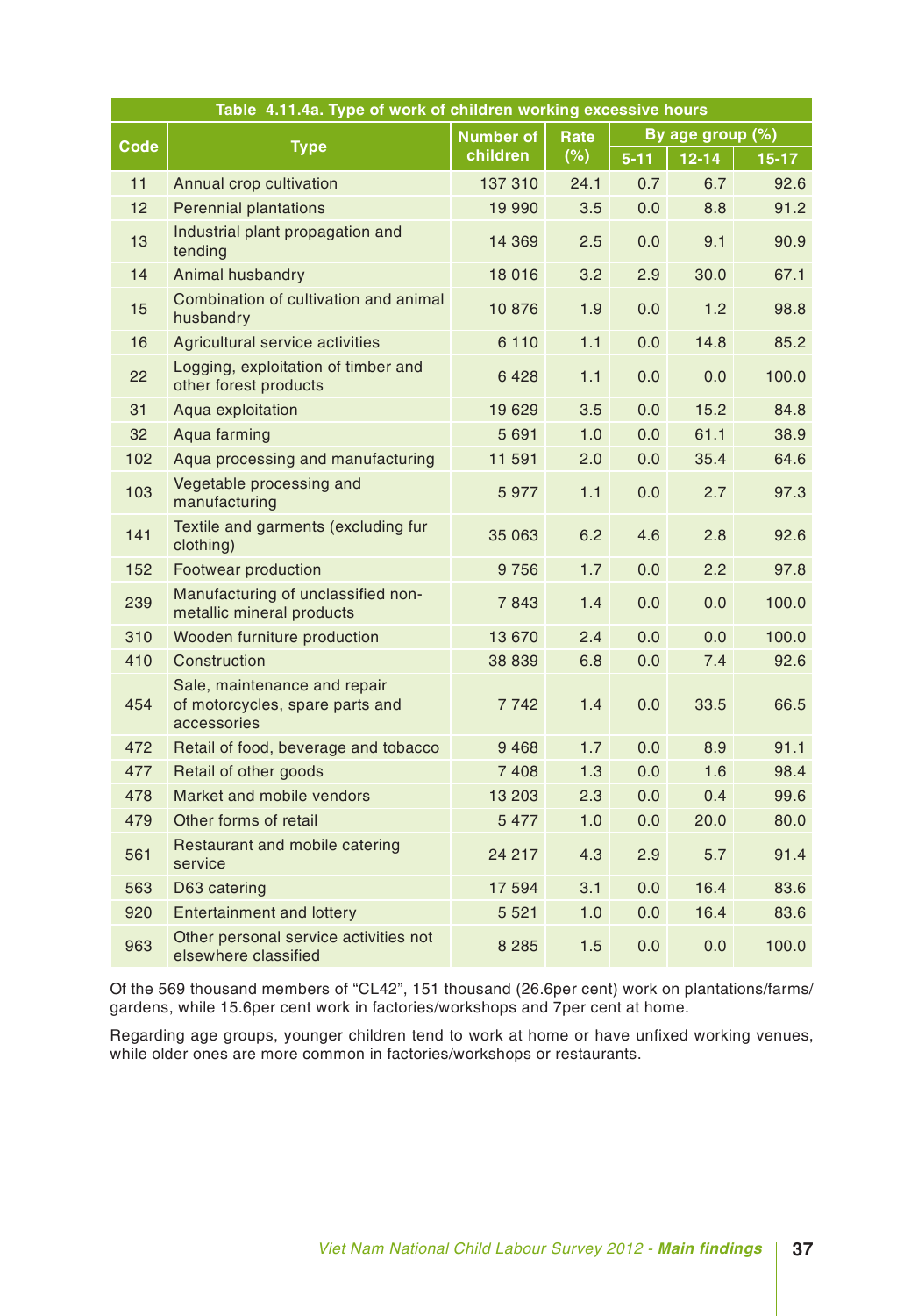| Table 4.11.4a. Type of work of children working excessive hours | | | | | | |
|---|---|---|---|---|---|---|
| Code | Type | Number of children | Rate (%) | By age group (%) | | |
| | | | | 5-11 | 12-14 | 15-17 |
| 11 | Annual crop cultivation | 137 310 | 24.1 | 0.7 | 6.7 | 92.6 |
| 12 | Perennial plantations | 19 990 | 3.5 | 0.0 | 8.8 | 91.2 |
| 13 | Industrial plant propagation and tending | 14 369 | 2.5 | 0.0 | 9.1 | 90.9 |
| 14 | Animal husbandry | 18 016 | 3.2 | 2.9 | 30.0 | 67.1 |
| 15 | Combination of cultivation and animal husbandry | 10 876 | 1.9 | 0.0 | 1.2 | 98.8 |
| 16 | Agricultural service activities | 6 110 | 1.1 | 0.0 | 14.8 | 85.2 |
| 22 | Logging, exploitation of timber and other forest products | 6 428 | 1.1 | 0.0 | 0.0 | 100.0 |
| 31 | Aqua exploitation | 19 629 | 3.5 | 0.0 | 15.2 | 84.8 |
| 32 | Aqua farming | 5 691 | 1.0 | 0.0 | 61.1 | 38.9 |
| 102 | Aqua processing and manufacturing | 11 591 | 2.0 | 0.0 | 35.4 | 64.6 |
| 103 | Vegetable processing and manufacturing | 5 977 | 1.1 | 0.0 | 2.7 | 97.3 |
| 141 | Textile and garments (excluding fur clothing) | 35 063 | 6.2 | 4.6 | 2.8 | 92.6 |
| 152 | Footwear production | 9 756 | 1.7 | 0.0 | 2.2 | 97.8 |
| 239 | Manufacturing of unclassified non-metallic mineral products | 7 843 | 1.4 | 0.0 | 0.0 | 100.0 |
| 310 | Wooden furniture production | 13 670 | 2.4 | 0.0 | 0.0 | 100.0 |
| 410 | Construction | 38 839 | 6.8 | 0.0 | 7.4 | 92.6 |
| 454 | Sale, maintenance and repair of motorcycles, spare parts and accessories | 7 742 | 1.4 | 0.0 | 33.5 | 66.5 |
| 472 | Retail of food, beverage and tobacco | 9 468 | 1.7 | 0.0 | 8.9 | 91.1 |
| 477 | Retail of other goods | 7 408 | 1.3 | 0.0 | 1.6 | 98.4 |
| 478 | Market and mobile vendors | 13 203 | 2.3 | 0.0 | 0.4 | 99.6 |
| 479 | Other forms of retail | 5 477 | 1.0 | 0.0 | 20.0 | 80.0 |
| 561 | Restaurant and mobile catering service | 24 217 | 4.3 | 2.9 | 5.7 | 91.4 |
| 563 | D63 catering | 17 594 | 3.1 | 0.0 | 16.4 | 83.6 |
| 920 | Entertainment and lottery | 5 521 | 1.0 | 0.0 | 16.4 | 83.6 |
| 963 | Other personal service activities not elsewhere classified | 8 285 | 1.5 | 0.0 | 0.0 | 100.0 |

Of the 569 thousand members of "CL42", 151 thousand (26.6per cent) work on plantations/farms/gardens, while 15.6per cent work in factories/workshops and 7per cent at home.

Regarding age groups, younger children tend to work at home or have unfixed working venues, while older ones are more common in factories/workshops or restaurants.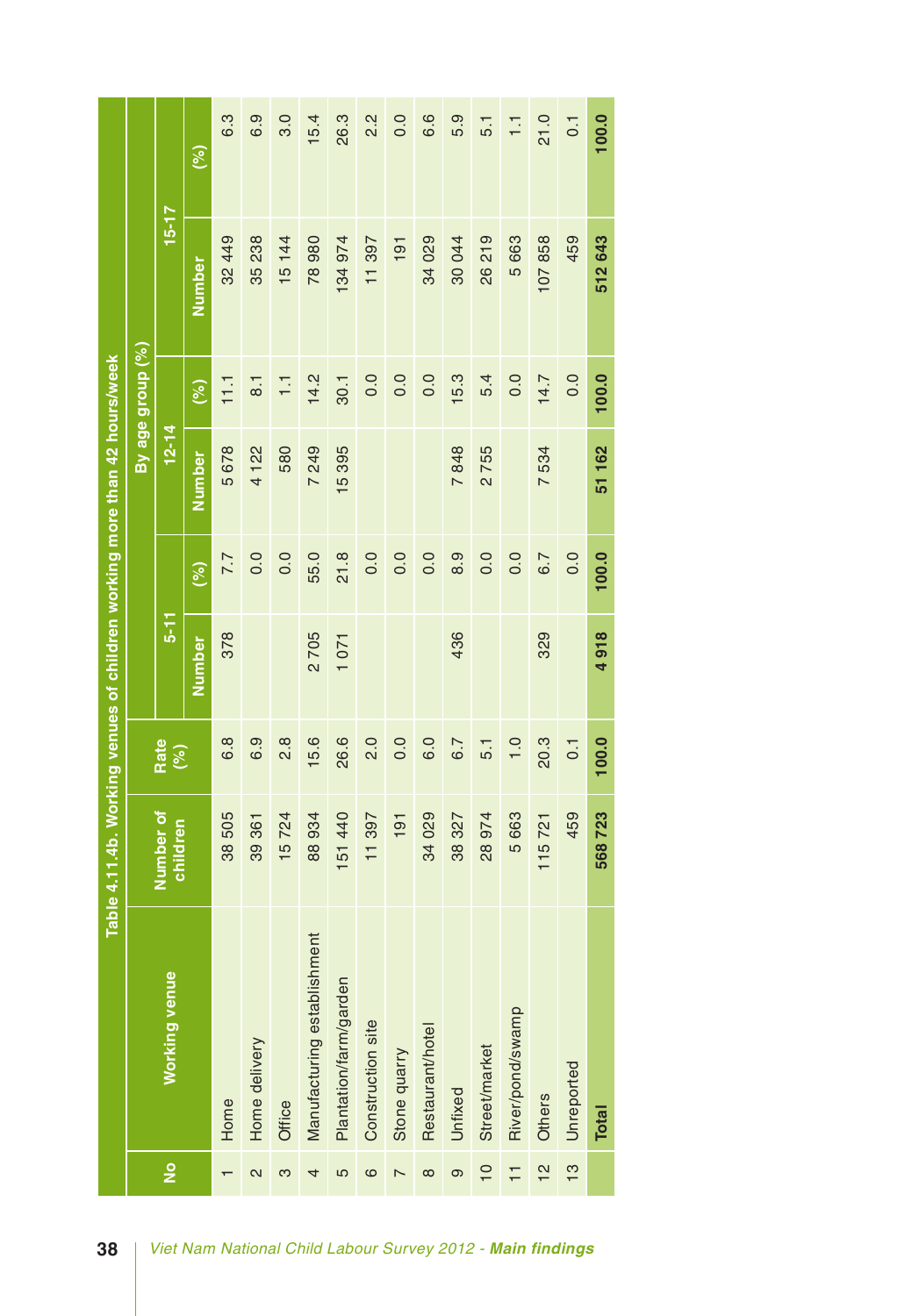Table 4.11.4b. Working venues of children working more than 42 hours/week

| No | Working venue | Number of children | Rate (%) | By age group (%) | | | | | |
|---|---|---|---|---|---|---|---|---|---|
| | | | | 5-11 | | 12-14 | | 15-17 | |
| | | | | Number | (%) | Number | (%) | Number | (%) |
| 1 | Home | 38 505 | 6.8 | 378 | 7.7 | 5 678 | 11.1 | 32 449 | 6.3 |
| 2 | Home delivery | 39 361 | 6.9 | | 0.0 | 4 122 | 8.1 | 35 238 | 6.9 |
| 3 | Office | 15 724 | 2.8 | | 0.0 | 580 | 1.1 | 15 144 | 3.0 |
| 4 | Manufacturing establishment | 88 934 | 15.6 | 2 705 | 55.0 | 7 249 | 14.2 | 78 980 | 15.4 |
| 5 | Plantation/farm/garden | 151 440 | 26.6 | 1 071 | 21.8 | 15 395 | 30.1 | 134 974 | 26.3 |
| 6 | Construction site | 11 397 | 2.0 | | 0.0 | | 0.0 | 11 397 | 2.2 |
| 7 | Stone quarry | 191 | 0.0 | | 0.0 | | 0.0 | 191 | 0.0 |
| 8 | Restaurant/hotel | 34 029 | 6.0 | | 0.0 | | 0.0 | 34 029 | 6.6 |
| 9 | Unfixed | 38 327 | 6.7 | 436 | 8.9 | 7 848 | 15.3 | 30 044 | 5.9 |
| 10 | Street/market | 28 974 | 5.1 | | 0.0 | 2 755 | 5.4 | 26 219 | 5.1 |
| 11 | River/pond/swamp | 5 663 | 1.0 | | 0.0 | | 0.0 | 5 663 | 1.1 |
| 12 | Others | 115 721 | 20.3 | 329 | 6.7 | 7 534 | 14.7 | 107 858 | 21.0 |
| 13 | Unreported | 459 | 0.1 | | 0.0 | | 0.0 | 459 | 0.1 |
| | **Total** | **568 723** | **100.0** | **4 918** | **100.0** | **51 162** | **100.0** | **512 643** | **100.0** |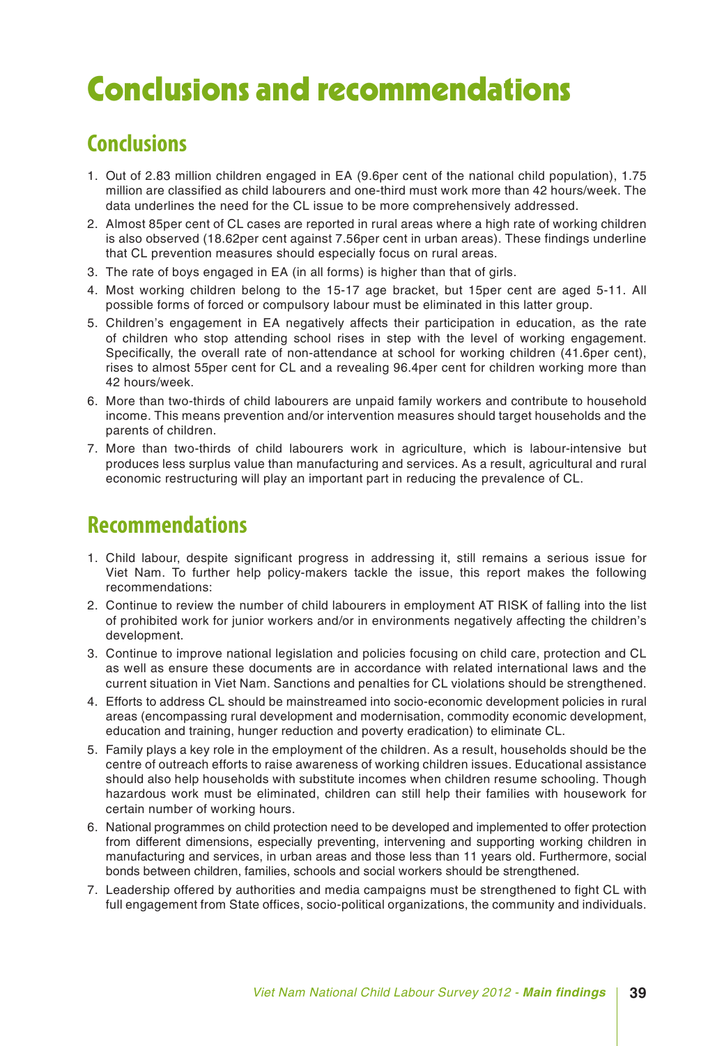# Conclusions and recommendations

## Conclusions

1. Out of 2.83 million children engaged in EA (9.6per cent of the national child population), 1.75 million are classified as child labourers and one-third must work more than 42 hours/week. The data underlines the need for the CL issue to be more comprehensively addressed.
2. Almost 85per cent of CL cases are reported in rural areas where a high rate of working children is also observed (18.62per cent against 7.56per cent in urban areas). These findings underline that CL prevention measures should especially focus on rural areas.
3. The rate of boys engaged in EA (in all forms) is higher than that of girls.
4. Most working children belong to the 15-17 age bracket, but 15per cent are aged 5-11. All possible forms of forced or compulsory labour must be eliminated in this latter group.
5. Children's engagement in EA negatively affects their participation in education, as the rate of children who stop attending school rises in step with the level of working engagement. Specifically, the overall rate of non-attendance at school for working children (41.6per cent), rises to almost 55per cent for CL and a revealing 96.4per cent for children working more than 42 hours/week.
6. More than two-thirds of child labourers are unpaid family workers and contribute to household income. This means prevention and/or intervention measures should target households and the parents of children.
7. More than two-thirds of child labourers work in agriculture, which is labour-intensive but produces less surplus value than manufacturing and services. As a result, agricultural and rural economic restructuring will play an important part in reducing the prevalence of CL.

## Recommendations

1. Child labour, despite significant progress in addressing it, still remains a serious issue for Viet Nam. To further help policy-makers tackle the issue, this report makes the following recommendations:
2. Continue to review the number of child labourers in employment AT RISK of falling into the list of prohibited work for junior workers and/or in environments negatively affecting the children's development.
3. Continue to improve national legislation and policies focusing on child care, protection and CL as well as ensure these documents are in accordance with related international laws and the current situation in Viet Nam. Sanctions and penalties for CL violations should be strengthened.
4. Efforts to address CL should be mainstreamed into socio-economic development policies in rural areas (encompassing rural development and modernisation, commodity economic development, education and training, hunger reduction and poverty eradication) to eliminate CL.
5. Family plays a key role in the employment of the children. As a result, households should be the centre of outreach efforts to raise awareness of working children issues. Educational assistance should also help households with substitute incomes when children resume schooling. Though hazardous work must be eliminated, children can still help their families with housework for certain number of working hours.
6. National programmes on child protection need to be developed and implemented to offer protection from different dimensions, especially preventing, intervening and supporting working children in manufacturing and services, in urban areas and those less than 11 years old. Furthermore, social bonds between children, families, schools and social workers should be strengthened.
7. Leadership offered by authorities and media campaigns must be strengthened to fight CL with full engagement from State offices, socio-political organizations, the community and individuals.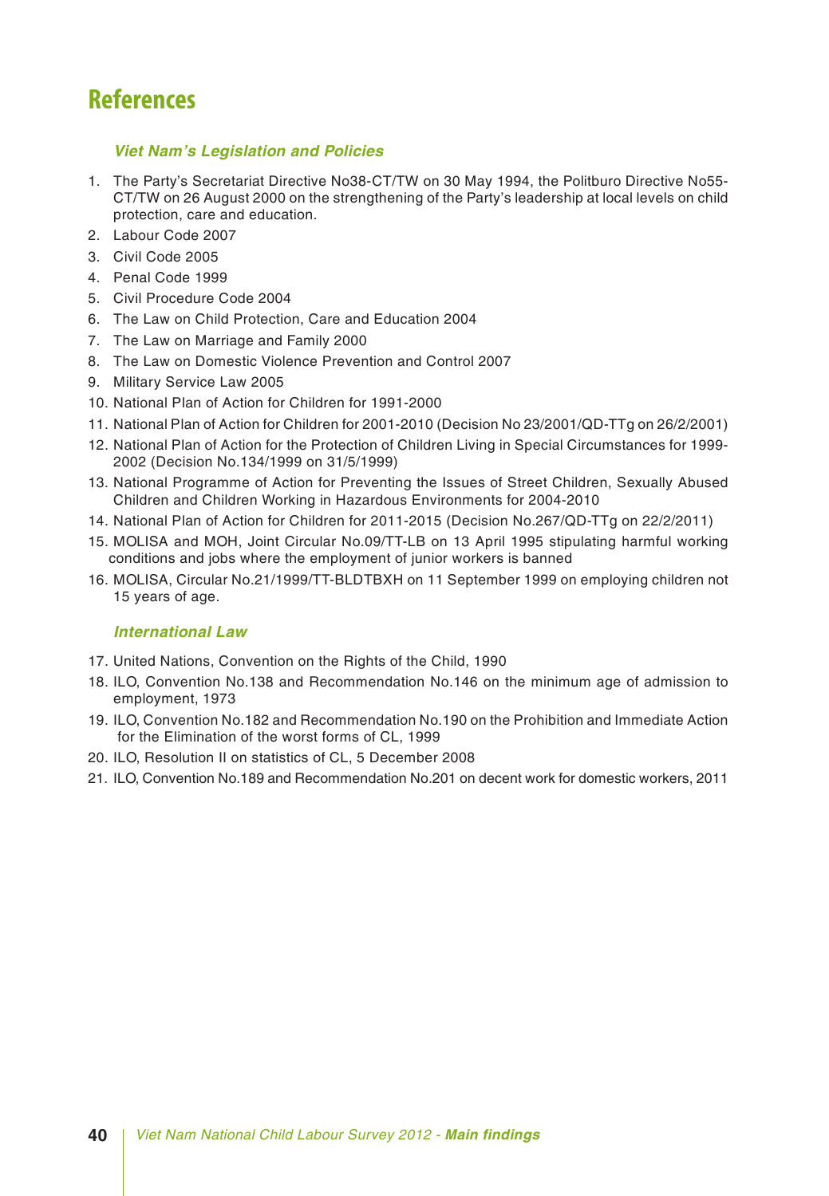# References

### *Viet Nam's Legislation and Policies*

1. The Party's Secretariat Directive No38-CT/TW on 30 May 1994, the Politburo Directive No55-CT/TW on 26 August 2000 on the strengthening of the Party's leadership at local levels on child protection, care and education.
2. Labour Code 2007
3. Civil Code 2005
4. Penal Code 1999
5. Civil Procedure Code 2004
6. The Law on Child Protection, Care and Education 2004
7. The Law on Marriage and Family 2000
8. The Law on Domestic Violence Prevention and Control 2007
9. Military Service Law 2005
10. National Plan of Action for Children for 1991-2000
11. National Plan of Action for Children for 2001-2010 (Decision No 23/2001/QD-TTg on 26/2/2001)
12. National Plan of Action for the Protection of Children Living in Special Circumstances for 1999-2002 (Decision No.134/1999 on 31/5/1999)
13. National Programme of Action for Preventing the Issues of Street Children, Sexually Abused Children and Children Working in Hazardous Environments for 2004-2010
14. National Plan of Action for Children for 2011-2015 (Decision No.267/QD-TTg on 22/2/2011)
15. MOLISA and MOH, Joint Circular No.09/TT-LB on 13 April 1995 stipulating harmful working conditions and jobs where the employment of junior workers is banned
16. MOLISA, Circular No.21/1999/TT-BLDTBXH on 11 September 1999 on employing children not 15 years of age.

### *International Law*

17. United Nations, Convention on the Rights of the Child, 1990
18. ILO, Convention No.138 and Recommendation No.146 on the minimum age of admission to employment, 1973
19. ILO, Convention No.182 and Recommendation No.190 on the Prohibition and Immediate Action for the Elimination of the worst forms of CL, 1999
20. ILO, Resolution II on statistics of CL, 5 December 2008
21. ILO, Convention No.189 and Recommendation No.201 on decent work for domestic workers, 2011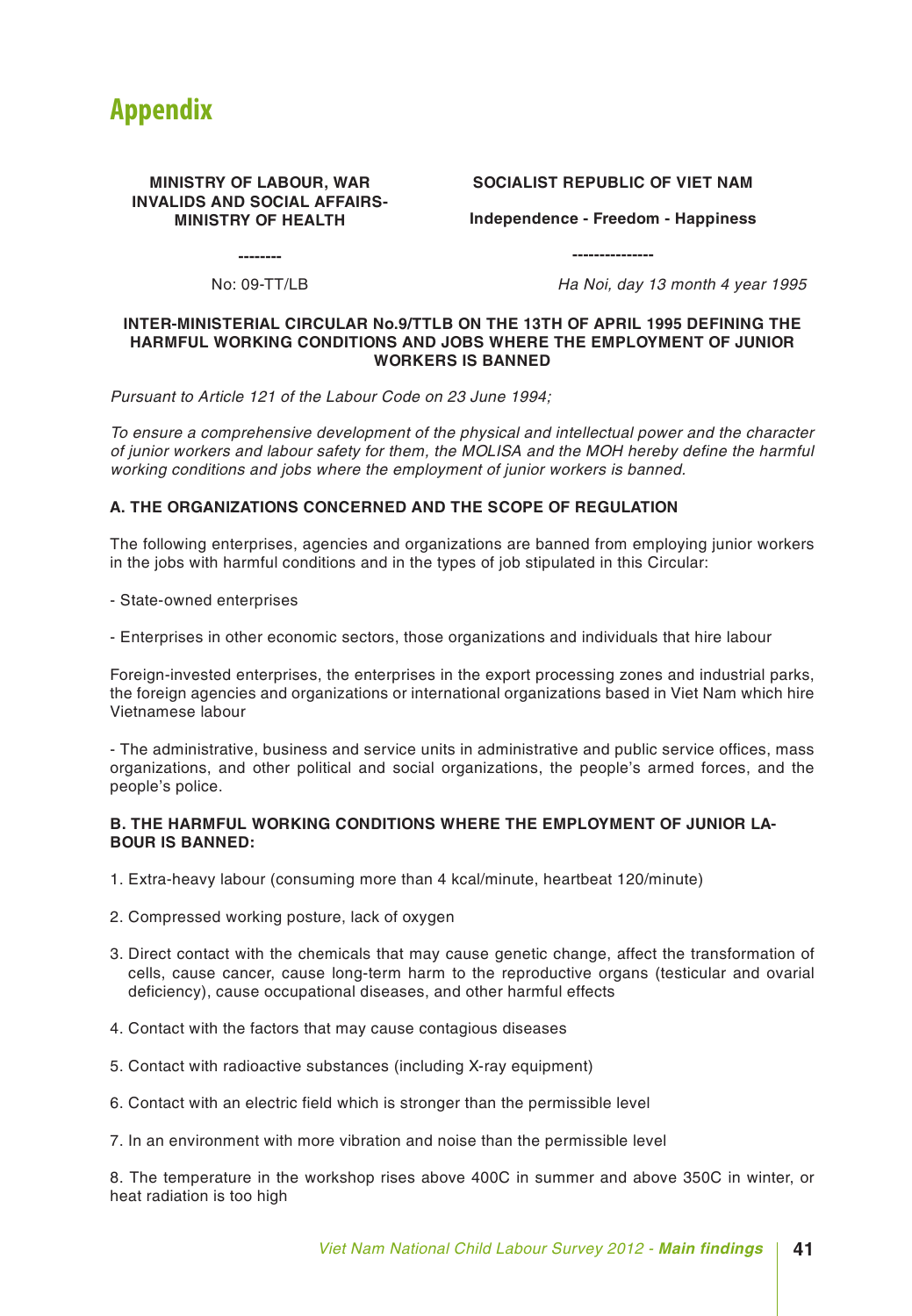# Appendix

**MINISTRY OF LABOUR, WAR INVALIDS AND SOCIAL AFFAIRS- MINISTRY OF HEALTH**

--------

No: 09-TT/LB

**SOCIALIST REPUBLIC OF VIET NAM**

**Independence - Freedom - Happiness**

---------------

*Ha Noi, day 13 month 4 year 1995*

**INTER-MINISTERIAL CIRCULAR No.9/TTLB ON THE 13TH OF APRIL 1995 DEFINING THE HARMFUL WORKING CONDITIONS AND JOBS WHERE THE EMPLOYMENT OF JUNIOR WORKERS IS BANNED**

*Pursuant to Article 121 of the Labour Code on 23 June 1994;*

*To ensure a comprehensive development of the physical and intellectual power and the character of junior workers and labour safety for them, the MOLISA and the MOH hereby define the harmful working conditions and jobs where the employment of junior workers is banned.*

**A. THE ORGANIZATIONS CONCERNED AND THE SCOPE OF REGULATION**

The following enterprises, agencies and organizations are banned from employing junior workers in the jobs with harmful conditions and in the types of job stipulated in this Circular:

- State-owned enterprises

- Enterprises in other economic sectors, those organizations and individuals that hire labour

Foreign-invested enterprises, the enterprises in the export processing zones and industrial parks, the foreign agencies and organizations or international organizations based in Viet Nam which hire Vietnamese labour

- The administrative, business and service units in administrative and public service offices, mass organizations, and other political and social organizations, the people's armed forces, and the people's police.

**B. THE HARMFUL WORKING CONDITIONS WHERE THE EMPLOYMENT OF JUNIOR LABOUR IS BANNED:**

1. Extra-heavy labour (consuming more than 4 kcal/minute, heartbeat 120/minute)

2. Compressed working posture, lack of oxygen

3. Direct contact with the chemicals that may cause genetic change, affect the transformation of cells, cause cancer, cause long-term harm to the reproductive organs (testicular and ovarial deficiency), cause occupational diseases, and other harmful effects

4. Contact with the factors that may cause contagious diseases

5. Contact with radioactive substances (including X-ray equipment)

6. Contact with an electric field which is stronger than the permissible level

7. In an environment with more vibration and noise than the permissible level

8. The temperature in the workshop rises above 400C in summer and above 350C in winter, or heat radiation is too high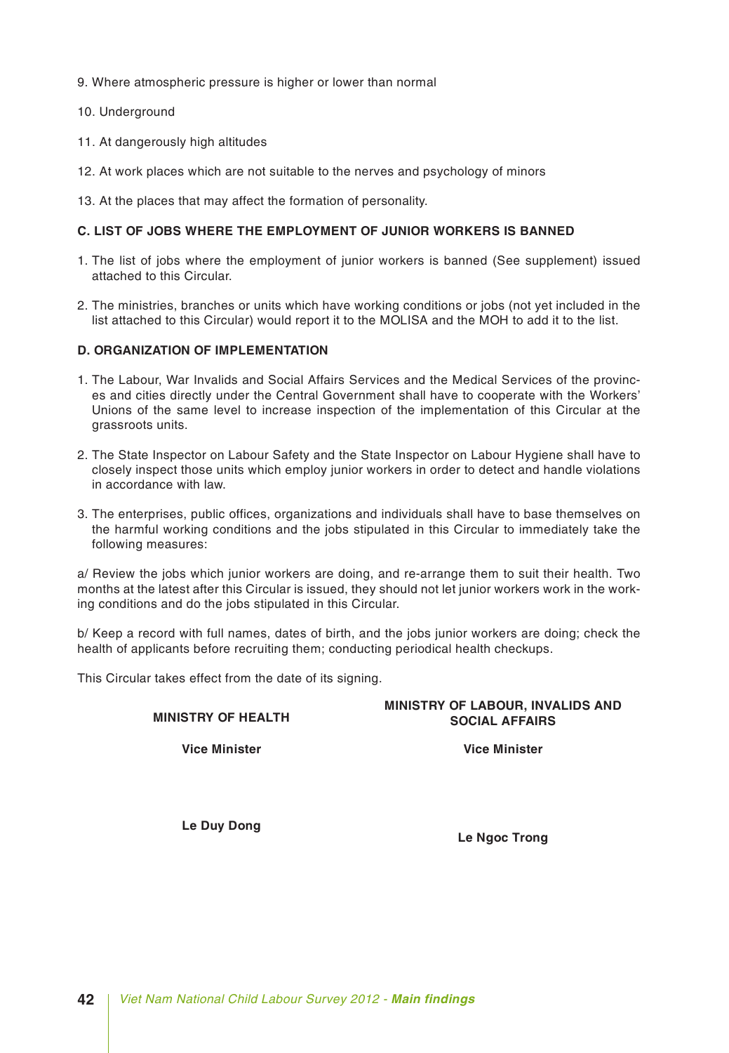9. Where atmospheric pressure is higher or lower than normal

10. Underground

11. At dangerously high altitudes

12. At work places which are not suitable to the nerves and psychology of minors

13. At the places that may affect the formation of personality.

**C. LIST OF JOBS WHERE THE EMPLOYMENT OF JUNIOR WORKERS IS BANNED**

1. The list of jobs where the employment of junior workers is banned (See supplement) issued attached to this Circular.

2. The ministries, branches or units which have working conditions or jobs (not yet included in the list attached to this Circular) would report it to the MOLISA and the MOH to add it to the list.

**D. ORGANIZATION OF IMPLEMENTATION**

1. The Labour, War Invalids and Social Affairs Services and the Medical Services of the provinces and cities directly under the Central Government shall have to cooperate with the Workers' Unions of the same level to increase inspection of the implementation of this Circular at the grassroots units.

2. The State Inspector on Labour Safety and the State Inspector on Labour Hygiene shall have to closely inspect those units which employ junior workers in order to detect and handle violations in accordance with law.

3. The enterprises, public offices, organizations and individuals shall have to base themselves on the harmful working conditions and the jobs stipulated in this Circular to immediately take the following measures:

a/ Review the jobs which junior workers are doing, and re-arrange them to suit their health. Two months at the latest after this Circular is issued, they should not let junior workers work in the working conditions and do the jobs stipulated in this Circular.

b/ Keep a record with full names, dates of birth, and the jobs junior workers are doing; check the health of applicants before recruiting them; conducting periodical health checkups.

This Circular takes effect from the date of its signing.

| **MINISTRY OF HEALTH** | **MINISTRY OF LABOUR, INVALIDS AND SOCIAL AFFAIRS** |
|---|---|
| **Vice Minister** | **Vice Minister** |
| **Le Duy Dong** | **Le Ngoc Trong** |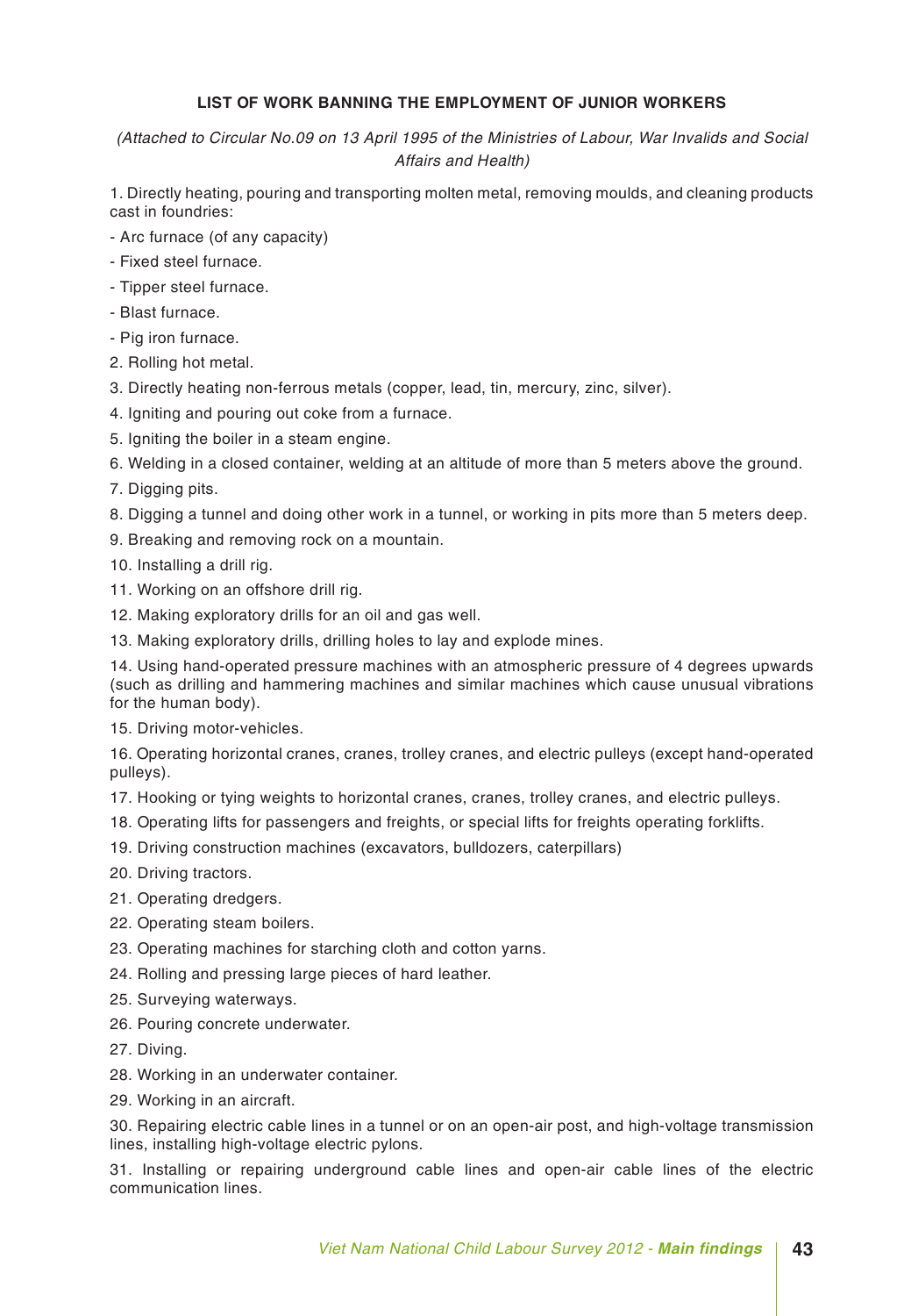**LIST OF WORK BANNING THE EMPLOYMENT OF JUNIOR WORKERS**

*(Attached to Circular No.09 on 13 April 1995 of the Ministries of Labour, War Invalids and Social Affairs and Health)*

1. Directly heating, pouring and transporting molten metal, removing moulds, and cleaning products cast in foundries:

- Arc furnace (of any capacity)
- Fixed steel furnace.
- Tipper steel furnace.
- Blast furnace.
- Pig iron furnace.

2. Rolling hot metal.
3. Directly heating non-ferrous metals (copper, lead, tin, mercury, zinc, silver).
4. Igniting and pouring out coke from a furnace.
5. Igniting the boiler in a steam engine.
6. Welding in a closed container, welding at an altitude of more than 5 meters above the ground.
7. Digging pits.
8. Digging a tunnel and doing other work in a tunnel, or working in pits more than 5 meters deep.
9. Breaking and removing rock on a mountain.
10. Installing a drill rig.
11. Working on an offshore drill rig.
12. Making exploratory drills for an oil and gas well.
13. Making exploratory drills, drilling holes to lay and explode mines.
14. Using hand-operated pressure machines with an atmospheric pressure of 4 degrees upwards (such as drilling and hammering machines and similar machines which cause unusual vibrations for the human body).
15. Driving motor-vehicles.
16. Operating horizontal cranes, cranes, trolley cranes, and electric pulleys (except hand-operated pulleys).
17. Hooking or tying weights to horizontal cranes, cranes, trolley cranes, and electric pulleys.
18. Operating lifts for passengers and freights, or special lifts for freights operating forklifts.
19. Driving construction machines (excavators, bulldozers, caterpillars)
20. Driving tractors.
21. Operating dredgers.
22. Operating steam boilers.
23. Operating machines for starching cloth and cotton yarns.
24. Rolling and pressing large pieces of hard leather.
25. Surveying waterways.
26. Pouring concrete underwater.
27. Diving.
28. Working in an underwater container.
29. Working in an aircraft.
30. Repairing electric cable lines in a tunnel or on an open-air post, and high-voltage transmission lines, installing high-voltage electric pylons.
31. Installing or repairing underground cable lines and open-air cable lines of the electric communication lines.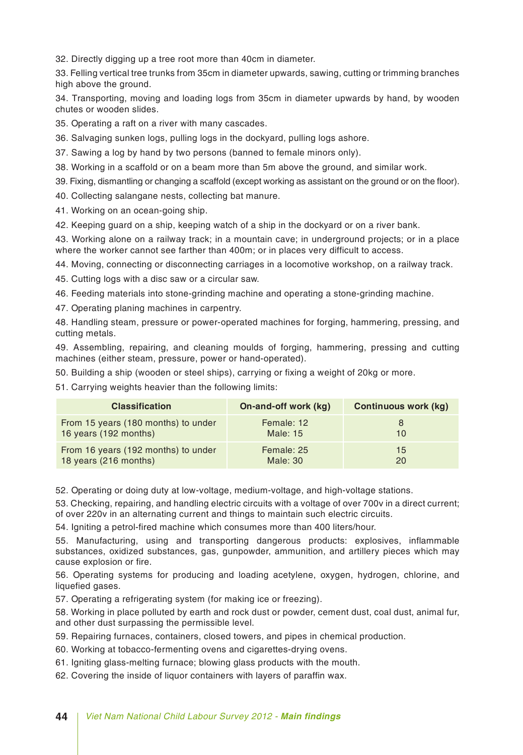32. Directly digging up a tree root more than 40cm in diameter.

33. Felling vertical tree trunks from 35cm in diameter upwards, sawing, cutting or trimming branches high above the ground.

34. Transporting, moving and loading logs from 35cm in diameter upwards by hand, by wooden chutes or wooden slides.

35. Operating a raft on a river with many cascades.

36. Salvaging sunken logs, pulling logs in the dockyard, pulling logs ashore.

37. Sawing a log by hand by two persons (banned to female minors only).

38. Working in a scaffold or on a beam more than 5m above the ground, and similar work.

39. Fixing, dismantling or changing a scaffold (except working as assistant on the ground or on the floor).

40. Collecting salangane nests, collecting bat manure.

41. Working on an ocean-going ship.

42. Keeping guard on a ship, keeping watch of a ship in the dockyard or on a river bank.

43. Working alone on a railway track; in a mountain cave; in underground projects; or in a place where the worker cannot see farther than 400m; or in places very difficult to access.

44. Moving, connecting or disconnecting carriages in a locomotive workshop, on a railway track.

45. Cutting logs with a disc saw or a circular saw.

46. Feeding materials into stone-grinding machine and operating a stone-grinding machine.

47. Operating planing machines in carpentry.

48. Handling steam, pressure or power-operated machines for forging, hammering, pressing, and cutting metals.

49. Assembling, repairing, and cleaning moulds of forging, hammering, pressing and cutting machines (either steam, pressure, power or hand-operated).

50. Building a ship (wooden or steel ships), carrying or fixing a weight of 20kg or more.

51. Carrying weights heavier than the following limits:

| Classification | On-and-off work (kg) | Continuous work (kg) |
|---|---|---|
| From 15 years (180 months) to under 16 years (192 months) | Female: 12<br>Male: 15 | 8<br>10 |
| From 16 years (192 months) to under 18 years (216 months) | Female: 25<br>Male: 30 | 15<br>20 |

52. Operating or doing duty at low-voltage, medium-voltage, and high-voltage stations.

53. Checking, repairing, and handling electric circuits with a voltage of over 700v in a direct current; of over 220v in an alternating current and things to maintain such electric circuits.

54. Igniting a petrol-fired machine which consumes more than 400 liters/hour.

55. Manufacturing, using and transporting dangerous products: explosives, inflammable substances, oxidized substances, gas, gunpowder, ammunition, and artillery pieces which may cause explosion or fire.

56. Operating systems for producing and loading acetylene, oxygen, hydrogen, chlorine, and liquefied gases.

57. Operating a refrigerating system (for making ice or freezing).

58. Working in place polluted by earth and rock dust or powder, cement dust, coal dust, animal fur, and other dust surpassing the permissible level.

59. Repairing furnaces, containers, closed towers, and pipes in chemical production.

60. Working at tobacco-fermenting ovens and cigarettes-drying ovens.

61. Igniting glass-melting furnace; blowing glass products with the mouth.

62. Covering the inside of liquor containers with layers of paraffin wax.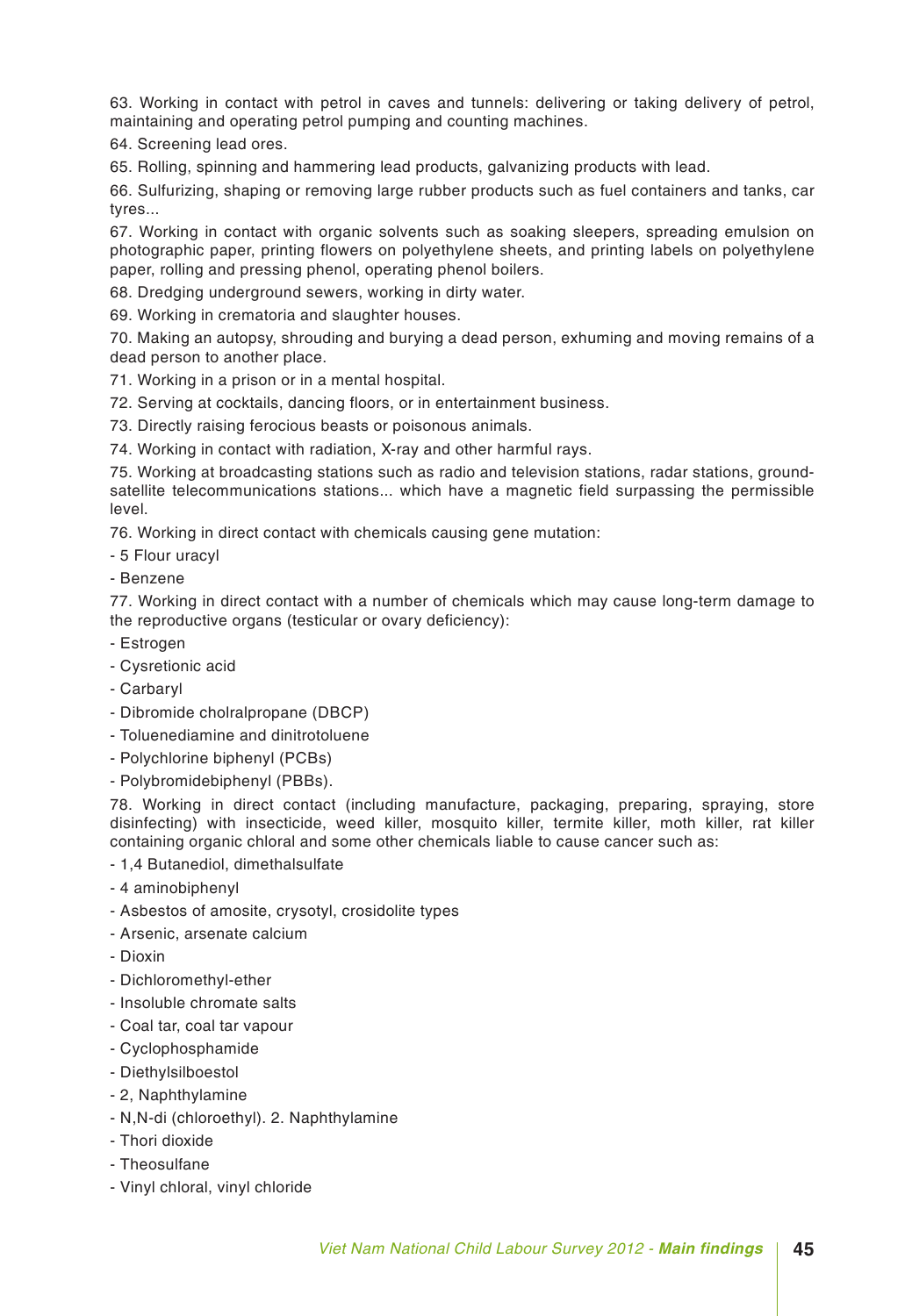63. Working in contact with petrol in caves and tunnels: delivering or taking delivery of petrol, maintaining and operating petrol pumping and counting machines.

64. Screening lead ores.

65. Rolling, spinning and hammering lead products, galvanizing products with lead.

66. Sulfurizing, shaping or removing large rubber products such as fuel containers and tanks, car tyres...

67. Working in contact with organic solvents such as soaking sleepers, spreading emulsion on photographic paper, printing flowers on polyethylene sheets, and printing labels on polyethylene paper, rolling and pressing phenol, operating phenol boilers.

68. Dredging underground sewers, working in dirty water.

69. Working in crematoria and slaughter houses.

70. Making an autopsy, shrouding and burying a dead person, exhuming and moving remains of a dead person to another place.

71. Working in a prison or in a mental hospital.

72. Serving at cocktails, dancing floors, or in entertainment business.

73. Directly raising ferocious beasts or poisonous animals.

74. Working in contact with radiation, X-ray and other harmful rays.

75. Working at broadcasting stations such as radio and television stations, radar stations, ground-satellite telecommunications stations... which have a magnetic field surpassing the permissible level.

76. Working in direct contact with chemicals causing gene mutation:

- 5 Flour uracyl
- Benzene

77. Working in direct contact with a number of chemicals which may cause long-term damage to the reproductive organs (testicular or ovary deficiency):

- Estrogen
- Cysretionic acid
- Carbaryl
- Dibromide cholralpropane (DBCP)
- Toluenediamine and dinitrotoluene
- Polychlorine biphenyl (PCBs)
- Polybromidebiphenyl (PBBs).

78. Working in direct contact (including manufacture, packaging, preparing, spraying, store disinfecting) with insecticide, weed killer, mosquito killer, termite killer, moth killer, rat killer containing organic chloral and some other chemicals liable to cause cancer such as:

- 1,4 Butanediol, dimethalsulfate
- 4 aminobiphenyl
- Asbestos of amosite, crysotyl, crosidolite types
- Arsenic, arsenate calcium
- Dioxin
- Dichloromethyl-ether
- Insoluble chromate salts
- Coal tar, coal tar vapour
- Cyclophosphamide
- Diethylsilboestol
- 2, Naphthylamine
- N,N-di (chloroethyl). 2. Naphthylamine
- Thori dioxide
- Theosulfane
- Vinyl chloral, vinyl chloride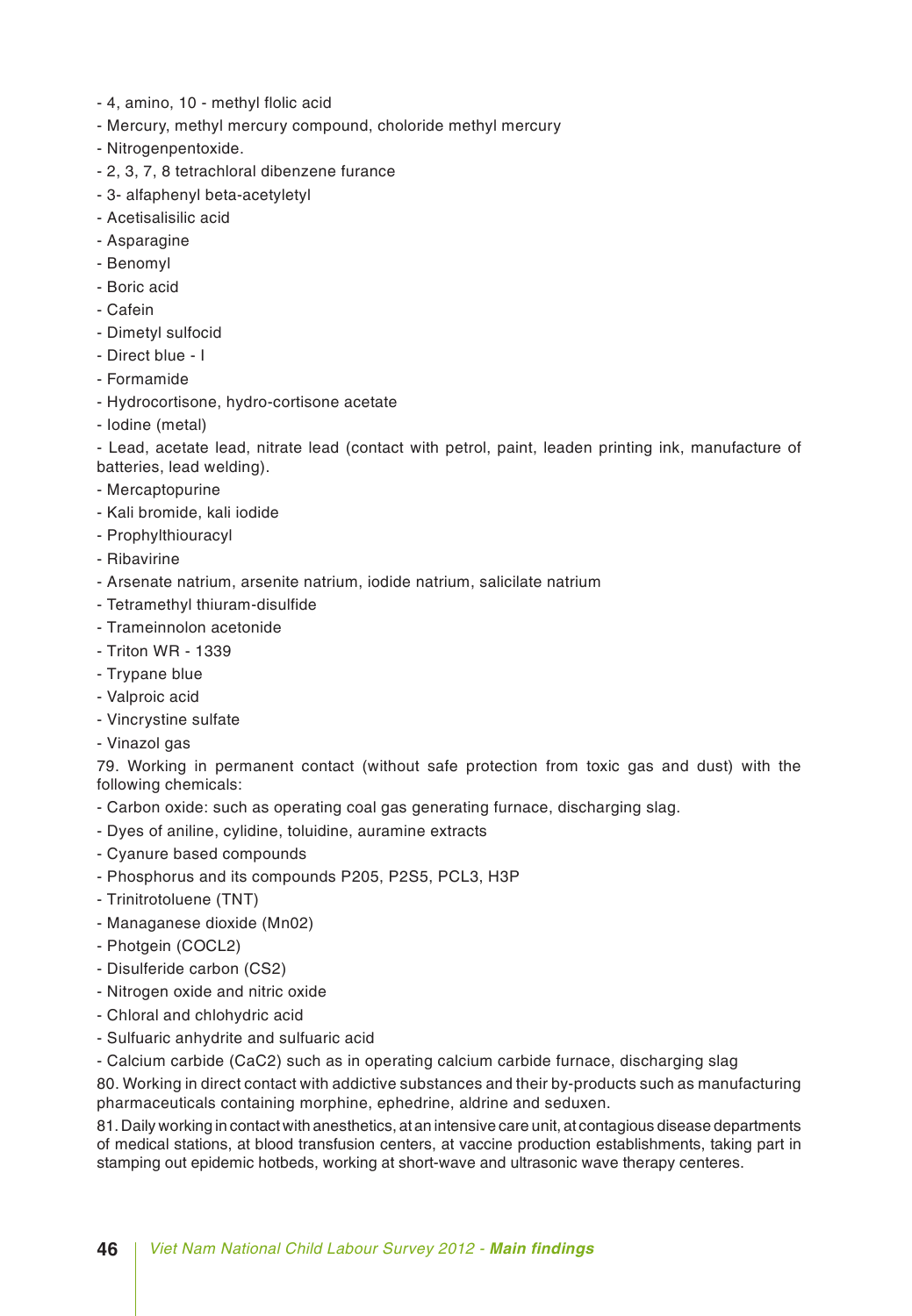- 4, amino, 10 - methyl flolic acid
- Mercury, methyl mercury compound, choloride methyl mercury
- Nitrogenpentoxide.
- 2, 3, 7, 8 tetrachloral dibenzene furance
- 3- alfaphenyl beta-acetyletyl
- Acetisalisilic acid
- Asparagine
- Benomyl
- Boric acid
- Cafein
- Dimetyl sulfocid
- Direct blue - I
- Formamide
- Hydrocortisone, hydro-cortisone acetate
- Iodine (metal)
- Lead, acetate lead, nitrate lead (contact with petrol, paint, leaden printing ink, manufacture of batteries, lead welding).
- Mercaptopurine
- Kali bromide, kali iodide
- Prophylthiouracyl
- Ribavirine
- Arsenate natrium, arsenite natrium, iodide natrium, salicilate natrium
- Tetramethyl thiuram-disulfide
- Trameinnolon acetonide
- Triton WR - 1339
- Trypane blue
- Valproic acid
- Vincrystine sulfate
- Vinazol gas

79. Working in permanent contact (without safe protection from toxic gas and dust) with the following chemicals:
- Carbon oxide: such as operating coal gas generating furnace, discharging slag.
- Dyes of aniline, cylidine, toluidine, auramine extracts
- Cyanure based compounds
- Phosphorus and its compounds P205, P2S5, PCL3, H3P
- Trinitrotoluene (TNT)
- Managanese dioxide (Mn02)
- Photgein (COCL2)
- Disulferide carbon (CS2)
- Nitrogen oxide and nitric oxide
- Chloral and chlohydric acid
- Sulfuaric anhydrite and sulfuaric acid
- Calcium carbide (CaC2) such as in operating calcium carbide furnace, discharging slag

80. Working in direct contact with addictive substances and their by-products such as manufacturing pharmaceuticals containing morphine, ephedrine, aldrine and seduxen.

81. Daily working in contact with anesthetics, at an intensive care unit, at contagious disease departments of medical stations, at blood transfusion centers, at vaccine production establishments, taking part in stamping out epidemic hotbeds, working at short-wave and ultrasonic wave therapy centeres.